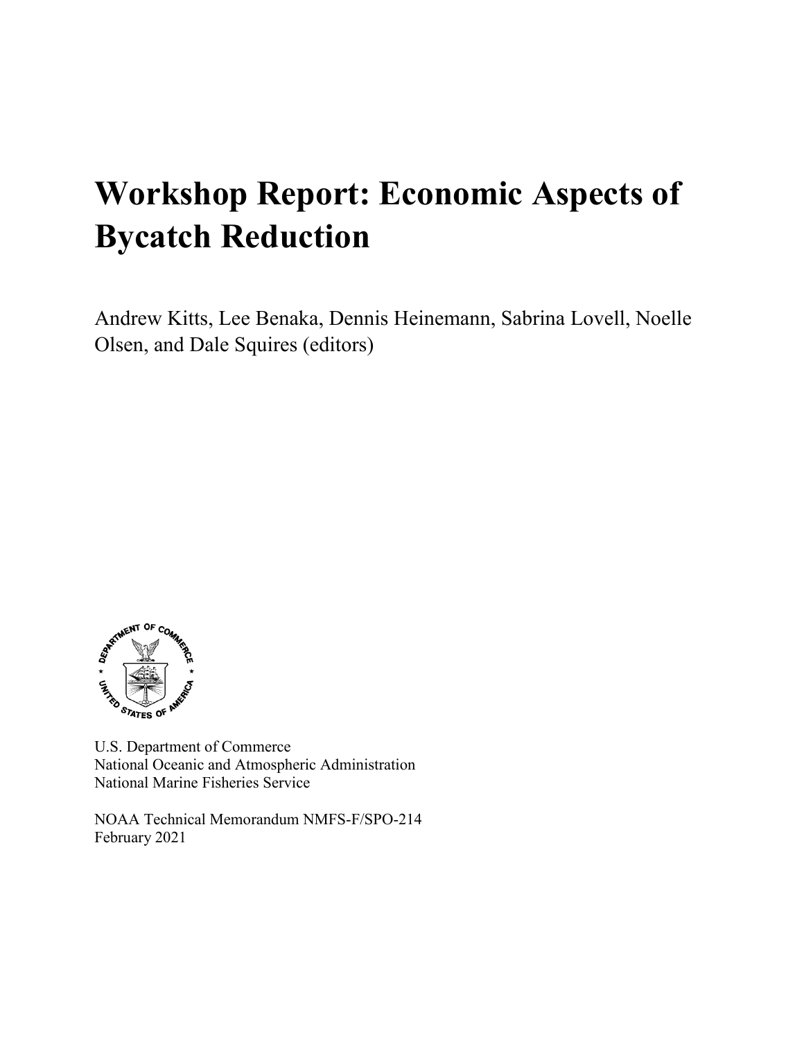# Workshop Report: Economic Aspects of Bycatch Reduction

Andrew Kitts, Lee Benaka, Dennis Heinemann, Sabrina Lovell, Noelle Olsen, and Dale Squires (editors)

U.S. Department of Commerce
National Oceanic and Atmospheric Administration
National Marine Fisheries Service

NOAA Technical Memorandum NMFS-F/SPO-214
February 2021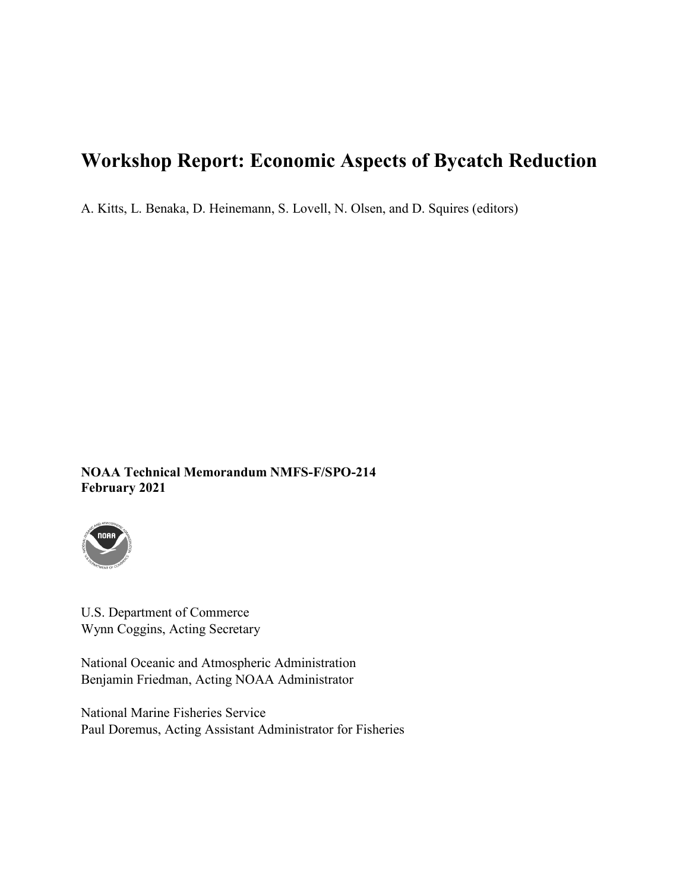# Workshop Report: Economic Aspects of Bycatch Reduction

A. Kitts, L. Benaka, D. Heinemann, S. Lovell, N. Olsen, and D. Squires (editors)

**NOAA Technical Memorandum NMFS-F/SPO-214**
**February 2021**

U.S. Department of Commerce
Wynn Coggins, Acting Secretary

National Oceanic and Atmospheric Administration
Benjamin Friedman, Acting NOAA Administrator

National Marine Fisheries Service
Paul Doremus, Acting Assistant Administrator for Fisheries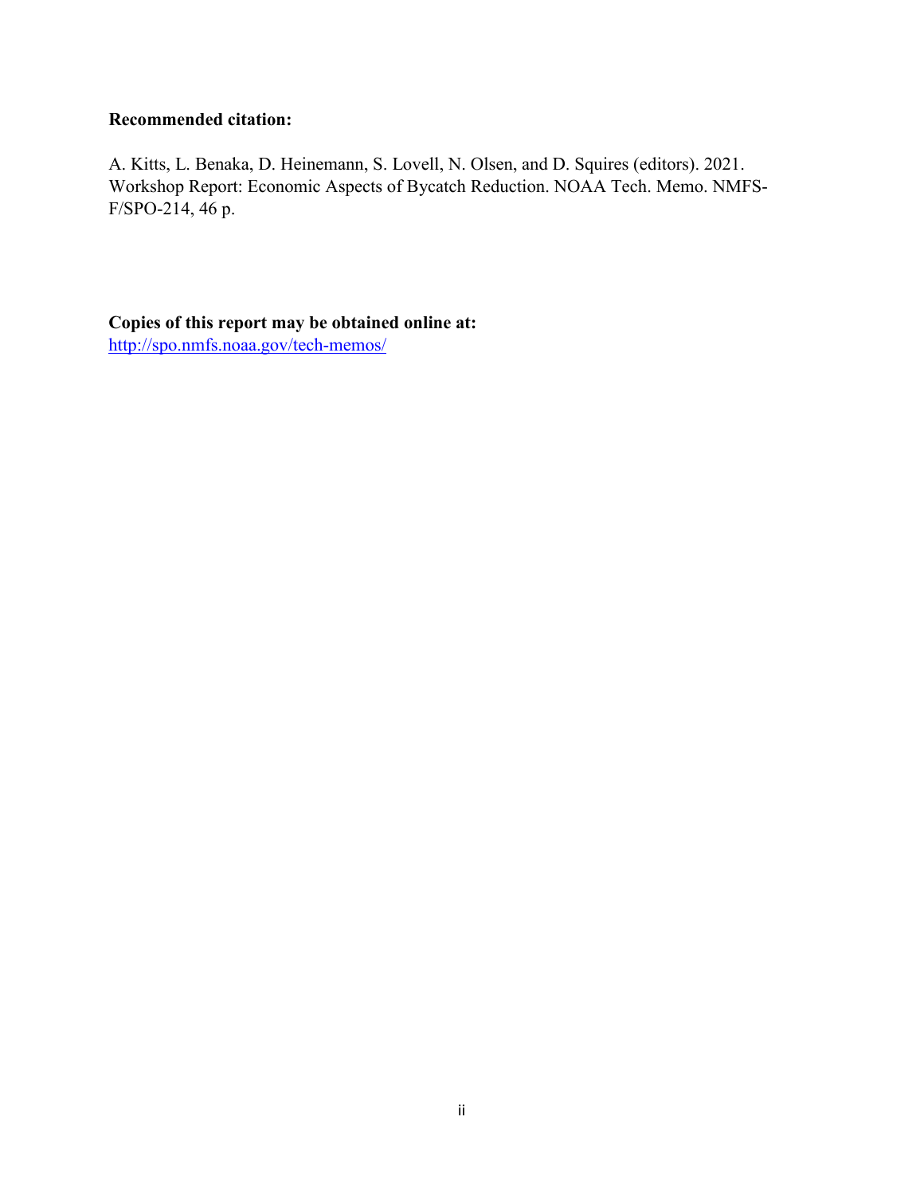**Recommended citation:**

A. Kitts, L. Benaka, D. Heinemann, S. Lovell, N. Olsen, and D. Squires (editors). 2021. Workshop Report: Economic Aspects of Bycatch Reduction. NOAA Tech. Memo. NMFS-F/SPO-214, 46 p.

**Copies of this report may be obtained online at:**
[http://spo.nmfs.noaa.gov/tech-memos/](http://spo.nmfs.noaa.gov/tech-memos/)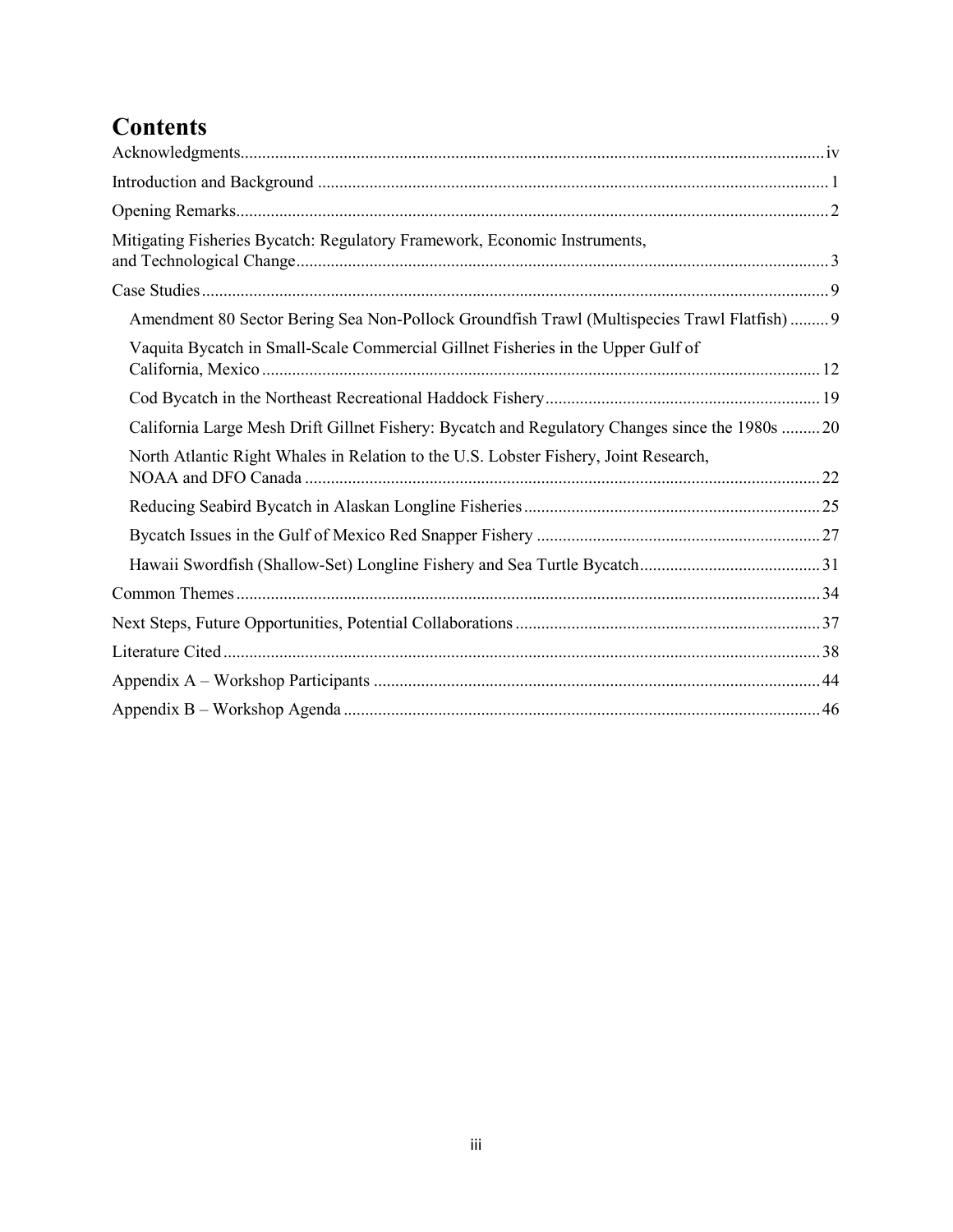# Contents

Acknowledgments ..... iv

Introduction and Background ..... 1

Opening Remarks ..... 2

Mitigating Fisheries Bycatch: Regulatory Framework, Economic Instruments, and Technological Change ..... 3

Case Studies ..... 9

- Amendment 80 Sector Bering Sea Non-Pollock Groundfish Trawl (Multispecies Trawl Flatfish) ..... 9
- Vaquita Bycatch in Small-Scale Commercial Gillnet Fisheries in the Upper Gulf of California, Mexico ..... 12
- Cod Bycatch in the Northeast Recreational Haddock Fishery ..... 19
- California Large Mesh Drift Gillnet Fishery: Bycatch and Regulatory Changes since the 1980s ..... 20
- North Atlantic Right Whales in Relation to the U.S. Lobster Fishery, Joint Research, NOAA and DFO Canada ..... 22
- Reducing Seabird Bycatch in Alaskan Longline Fisheries ..... 25
- Bycatch Issues in the Gulf of Mexico Red Snapper Fishery ..... 27
- Hawaii Swordfish (Shallow-Set) Longline Fishery and Sea Turtle Bycatch ..... 31

Common Themes ..... 34

Next Steps, Future Opportunities, Potential Collaborations ..... 37

Literature Cited ..... 38

Appendix A – Workshop Participants ..... 44

Appendix B – Workshop Agenda ..... 46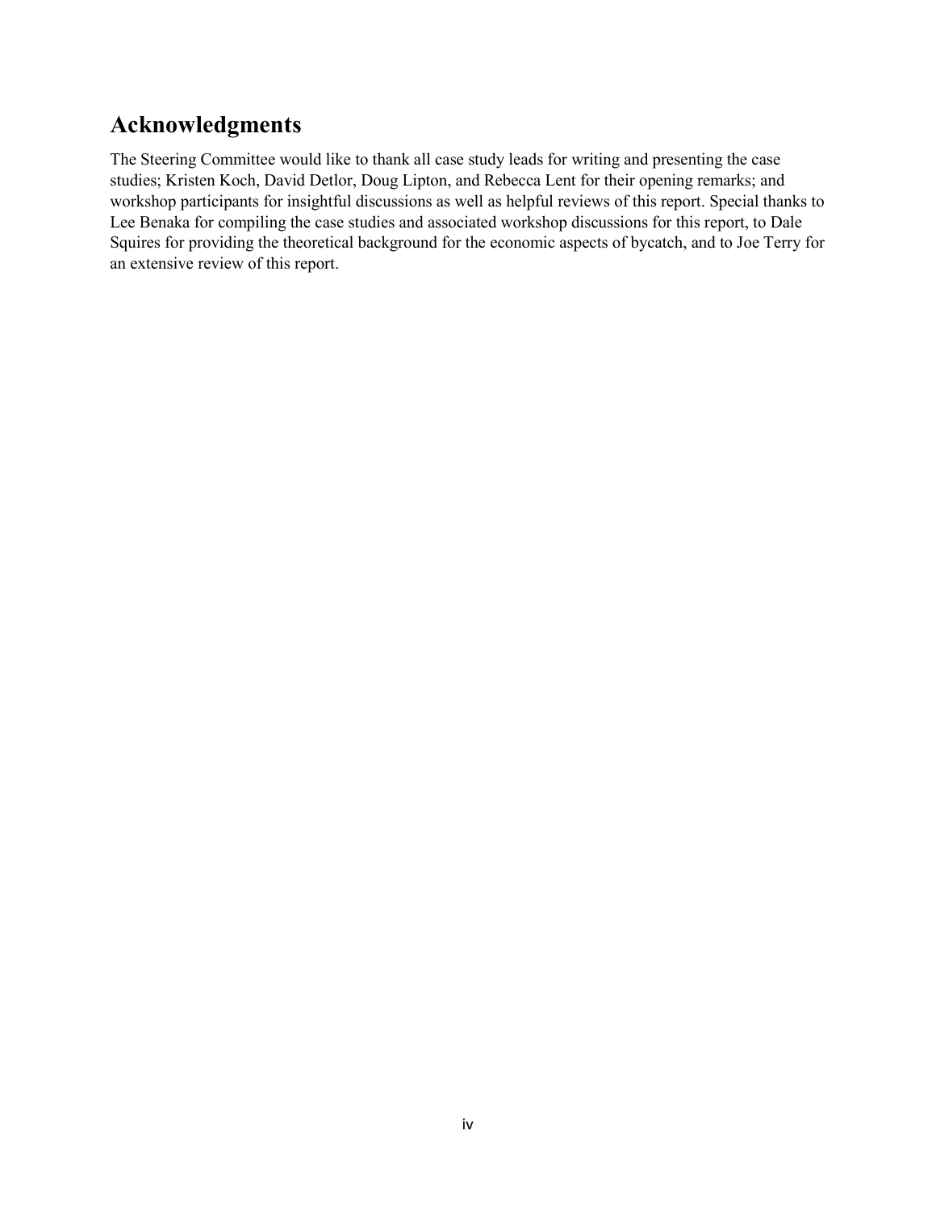## Acknowledgments

The Steering Committee would like to thank all case study leads for writing and presenting the case studies; Kristen Koch, David Detlor, Doug Lipton, and Rebecca Lent for their opening remarks; and workshop participants for insightful discussions as well as helpful reviews of this report. Special thanks to Lee Benaka for compiling the case studies and associated workshop discussions for this report, to Dale Squires for providing the theoretical background for the economic aspects of bycatch, and to Joe Terry for an extensive review of this report.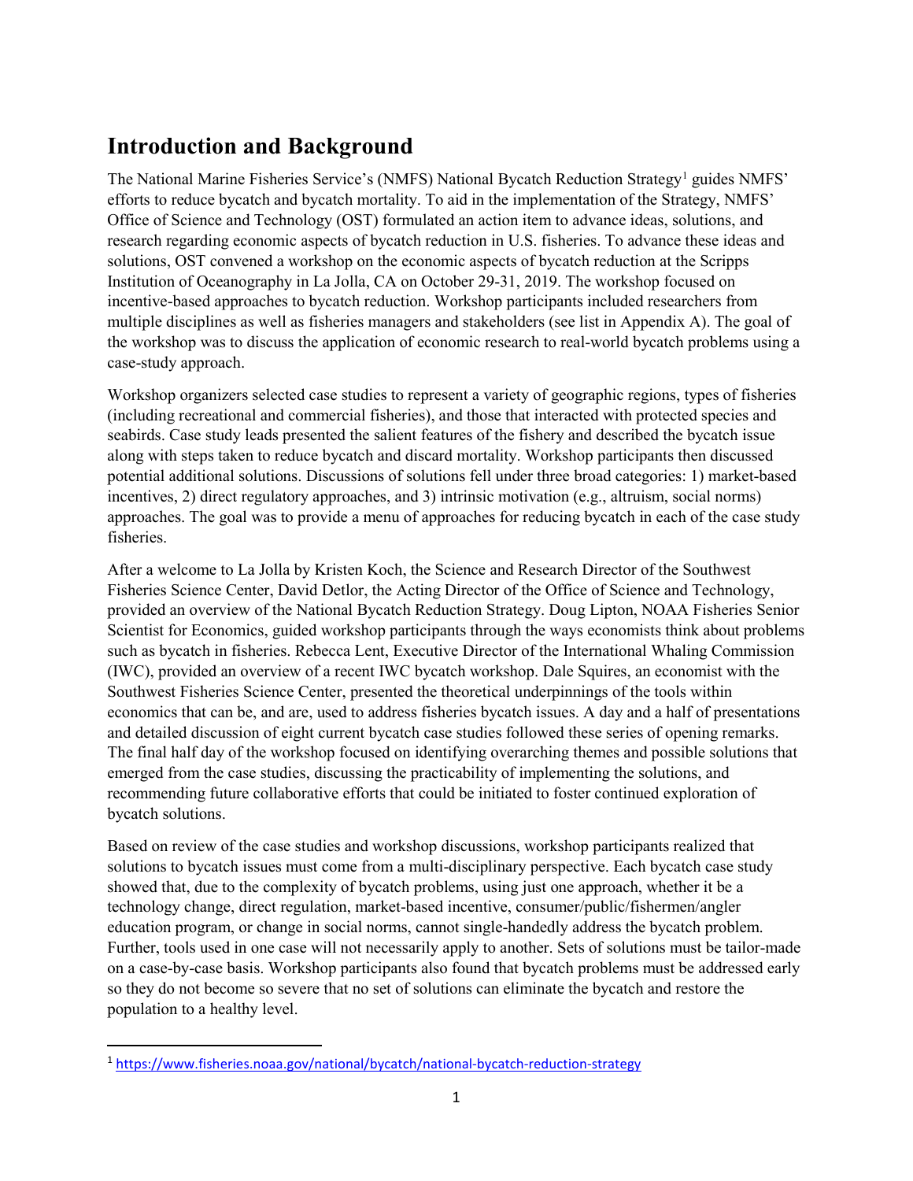# Introduction and Background

The National Marine Fisheries Service's (NMFS) National Bycatch Reduction Strategy[1] guides NMFS' efforts to reduce bycatch and bycatch mortality. To aid in the implementation of the Strategy, NMFS' Office of Science and Technology (OST) formulated an action item to advance ideas, solutions, and research regarding economic aspects of bycatch reduction in U.S. fisheries. To advance these ideas and solutions, OST convened a workshop on the economic aspects of bycatch reduction at the Scripps Institution of Oceanography in La Jolla, CA on October 29-31, 2019. The workshop focused on incentive-based approaches to bycatch reduction. Workshop participants included researchers from multiple disciplines as well as fisheries managers and stakeholders (see list in Appendix A). The goal of the workshop was to discuss the application of economic research to real-world bycatch problems using a case-study approach.

Workshop organizers selected case studies to represent a variety of geographic regions, types of fisheries (including recreational and commercial fisheries), and those that interacted with protected species and seabirds. Case study leads presented the salient features of the fishery and described the bycatch issue along with steps taken to reduce bycatch and discard mortality. Workshop participants then discussed potential additional solutions. Discussions of solutions fell under three broad categories: 1) market-based incentives, 2) direct regulatory approaches, and 3) intrinsic motivation (e.g., altruism, social norms) approaches. The goal was to provide a menu of approaches for reducing bycatch in each of the case study fisheries.

After a welcome to La Jolla by Kristen Koch, the Science and Research Director of the Southwest Fisheries Science Center, David Detlor, the Acting Director of the Office of Science and Technology, provided an overview of the National Bycatch Reduction Strategy. Doug Lipton, NOAA Fisheries Senior Scientist for Economics, guided workshop participants through the ways economists think about problems such as bycatch in fisheries. Rebecca Lent, Executive Director of the International Whaling Commission (IWC), provided an overview of a recent IWC bycatch workshop. Dale Squires, an economist with the Southwest Fisheries Science Center, presented the theoretical underpinnings of the tools within economics that can be, and are, used to address fisheries bycatch issues. A day and a half of presentations and detailed discussion of eight current bycatch case studies followed these series of opening remarks. The final half day of the workshop focused on identifying overarching themes and possible solutions that emerged from the case studies, discussing the practicability of implementing the solutions, and recommending future collaborative efforts that could be initiated to foster continued exploration of bycatch solutions.

Based on review of the case studies and workshop discussions, workshop participants realized that solutions to bycatch issues must come from a multi-disciplinary perspective. Each bycatch case study showed that, due to the complexity of bycatch problems, using just one approach, whether it be a technology change, direct regulation, market-based incentive, consumer/public/fishermen/angler education program, or change in social norms, cannot single-handedly address the bycatch problem. Further, tools used in one case will not necessarily apply to another. Sets of solutions must be tailor-made on a case-by-case basis. Workshop participants also found that bycatch problems must be addressed early so they do not become so severe that no set of solutions can eliminate the bycatch and restore the population to a healthy level.

[1] https://www.fisheries.noaa.gov/national/bycatch/national-bycatch-reduction-strategy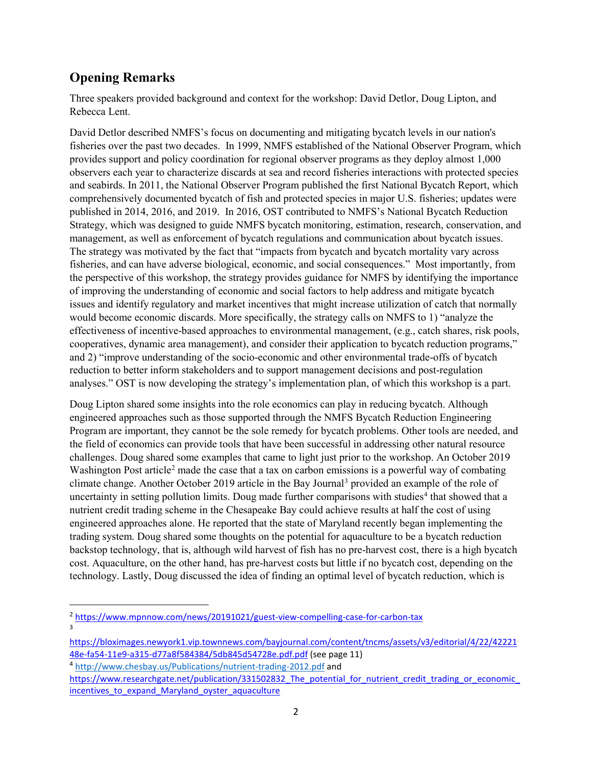## Opening Remarks

Three speakers provided background and context for the workshop: David Detlor, Doug Lipton, and Rebecca Lent.

David Detlor described NMFS's focus on documenting and mitigating bycatch levels in our nation's fisheries over the past two decades. In 1999, NMFS established of the National Observer Program, which provides support and policy coordination for regional observer programs as they deploy almost 1,000 observers each year to characterize discards at sea and record fisheries interactions with protected species and seabirds. In 2011, the National Observer Program published the first National Bycatch Report, which comprehensively documented bycatch of fish and protected species in major U.S. fisheries; updates were published in 2014, 2016, and 2019. In 2016, OST contributed to NMFS's National Bycatch Reduction Strategy, which was designed to guide NMFS bycatch monitoring, estimation, research, conservation, and management, as well as enforcement of bycatch regulations and communication about bycatch issues. The strategy was motivated by the fact that "impacts from bycatch and bycatch mortality vary across fisheries, and can have adverse biological, economic, and social consequences." Most importantly, from the perspective of this workshop, the strategy provides guidance for NMFS by identifying the importance of improving the understanding of economic and social factors to help address and mitigate bycatch issues and identify regulatory and market incentives that might increase utilization of catch that normally would become economic discards. More specifically, the strategy calls on NMFS to 1) "analyze the effectiveness of incentive-based approaches to environmental management, (e.g., catch shares, risk pools, cooperatives, dynamic area management), and consider their application to bycatch reduction programs," and 2) "improve understanding of the socio-economic and other environmental trade-offs of bycatch reduction to better inform stakeholders and to support management decisions and post-regulation analyses." OST is now developing the strategy's implementation plan, of which this workshop is a part.

Doug Lipton shared some insights into the role economics can play in reducing bycatch. Although engineered approaches such as those supported through the NMFS Bycatch Reduction Engineering Program are important, they cannot be the sole remedy for bycatch problems. Other tools are needed, and the field of economics can provide tools that have been successful in addressing other natural resource challenges. Doug shared some examples that came to light just prior to the workshop. An October 2019 Washington Post article[2] made the case that a tax on carbon emissions is a powerful way of combating climate change. Another October 2019 article in the Bay Journal[3] provided an example of the role of uncertainty in setting pollution limits. Doug made further comparisons with studies[4] that showed that a nutrient credit trading scheme in the Chesapeake Bay could achieve results at half the cost of using engineered approaches alone. He reported that the state of Maryland recently began implementing the trading system. Doug shared some thoughts on the potential for aquaculture to be a bycatch reduction backstop technology, that is, although wild harvest of fish has no pre-harvest cost, there is a high bycatch cost. Aquaculture, on the other hand, has pre-harvest costs but little if no bycatch cost, depending on the technology. Lastly, Doug discussed the idea of finding an optimal level of bycatch reduction, which is

---

[2] https://www.mpnnow.com/news/20191021/guest-view-compelling-case-for-carbon-tax

[3] https://bloximages.newyork1.vip.townnews.com/bayjournal.com/content/tncms/assets/v3/editorial/4/22/4222148e-fa54-11e9-a315-d77a8f584384/5db845d54728e.pdf.pdf (see page 11)

[4] http://www.chesbay.us/Publications/nutrient-trading-2012.pdf and https://www.researchgate.net/publication/331502832_The_potential_for_nutrient_credit_trading_or_economic_incentives_to_expand_Maryland_oyster_aquaculture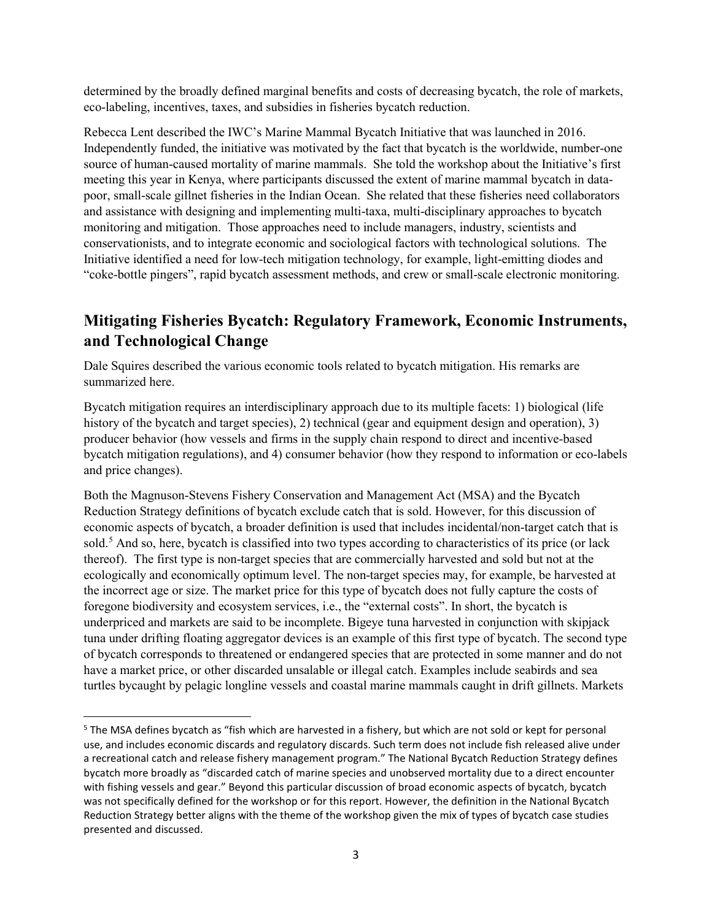determined by the broadly defined marginal benefits and costs of decreasing bycatch, the role of markets, eco-labeling, incentives, taxes, and subsidies in fisheries bycatch reduction.

Rebecca Lent described the IWC's Marine Mammal Bycatch Initiative that was launched in 2016. Independently funded, the initiative was motivated by the fact that bycatch is the worldwide, number-one source of human-caused mortality of marine mammals. She told the workshop about the Initiative's first meeting this year in Kenya, where participants discussed the extent of marine mammal bycatch in data-poor, small-scale gillnet fisheries in the Indian Ocean. She related that these fisheries need collaborators and assistance with designing and implementing multi-taxa, multi-disciplinary approaches to bycatch monitoring and mitigation. Those approaches need to include managers, industry, scientists and conservationists, and to integrate economic and sociological factors with technological solutions. The Initiative identified a need for low-tech mitigation technology, for example, light-emitting diodes and "coke-bottle pingers", rapid bycatch assessment methods, and crew or small-scale electronic monitoring.

## Mitigating Fisheries Bycatch: Regulatory Framework, Economic Instruments, and Technological Change

Dale Squires described the various economic tools related to bycatch mitigation. His remarks are summarized here.

Bycatch mitigation requires an interdisciplinary approach due to its multiple facets: 1) biological (life history of the bycatch and target species), 2) technical (gear and equipment design and operation), 3) producer behavior (how vessels and firms in the supply chain respond to direct and incentive-based bycatch mitigation regulations), and 4) consumer behavior (how they respond to information or eco-labels and price changes).

Both the Magnuson-Stevens Fishery Conservation and Management Act (MSA) and the Bycatch Reduction Strategy definitions of bycatch exclude catch that is sold. However, for this discussion of economic aspects of bycatch, a broader definition is used that includes incidental/non-target catch that is sold.[5] And so, here, bycatch is classified into two types according to characteristics of its price (or lack thereof). The first type is non-target species that are commercially harvested and sold but not at the ecologically and economically optimum level. The non-target species may, for example, be harvested at the incorrect age or size. The market price for this type of bycatch does not fully capture the costs of foregone biodiversity and ecosystem services, i.e., the "external costs". In short, the bycatch is underpriced and markets are said to be incomplete. Bigeye tuna harvested in conjunction with skipjack tuna under drifting floating aggregator devices is an example of this first type of bycatch. The second type of bycatch corresponds to threatened or endangered species that are protected in some manner and do not have a market price, or other discarded unsalable or illegal catch. Examples include seabirds and sea turtles bycaught by pelagic longline vessels and coastal marine mammals caught in drift gillnets. Markets

[5] The MSA defines bycatch as "fish which are harvested in a fishery, but which are not sold or kept for personal use, and includes economic discards and regulatory discards. Such term does not include fish released alive under a recreational catch and release fishery management program." The National Bycatch Reduction Strategy defines bycatch more broadly as "discarded catch of marine species and unobserved mortality due to a direct encounter with fishing vessels and gear." Beyond this particular discussion of broad economic aspects of bycatch, bycatch was not specifically defined for the workshop or for this report. However, the definition in the National Bycatch Reduction Strategy better aligns with the theme of the workshop given the mix of types of bycatch case studies presented and discussed.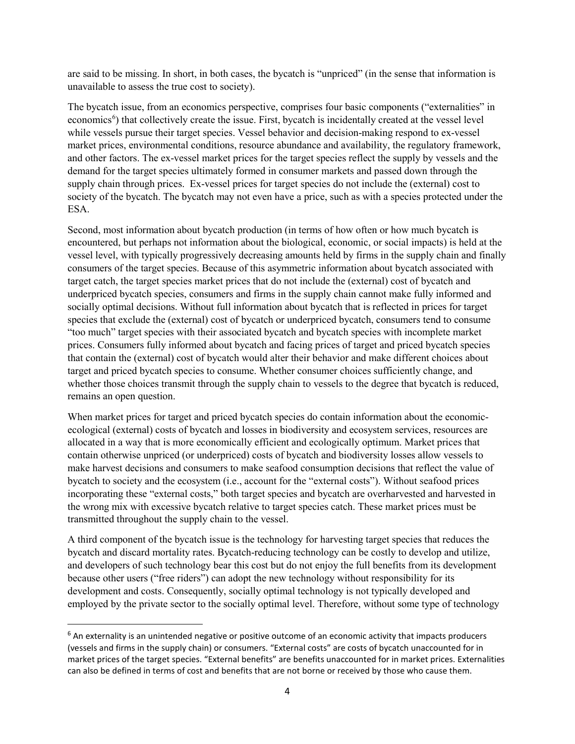are said to be missing. In short, in both cases, the bycatch is "unpriced" (in the sense that information is unavailable to assess the true cost to society).

The bycatch issue, from an economics perspective, comprises four basic components ("externalities" in economics[6]) that collectively create the issue. First, bycatch is incidentally created at the vessel level while vessels pursue their target species. Vessel behavior and decision-making respond to ex-vessel market prices, environmental conditions, resource abundance and availability, the regulatory framework, and other factors. The ex-vessel market prices for the target species reflect the supply by vessels and the demand for the target species ultimately formed in consumer markets and passed down through the supply chain through prices. Ex-vessel prices for target species do not include the (external) cost to society of the bycatch. The bycatch may not even have a price, such as with a species protected under the ESA.

Second, most information about bycatch production (in terms of how often or how much bycatch is encountered, but perhaps not information about the biological, economic, or social impacts) is held at the vessel level, with typically progressively decreasing amounts held by firms in the supply chain and finally consumers of the target species. Because of this asymmetric information about bycatch associated with target catch, the target species market prices that do not include the (external) cost of bycatch and underpriced bycatch species, consumers and firms in the supply chain cannot make fully informed and socially optimal decisions. Without full information about bycatch that is reflected in prices for target species that exclude the (external) cost of bycatch or underpriced bycatch, consumers tend to consume "too much" target species with their associated bycatch and bycatch species with incomplete market prices. Consumers fully informed about bycatch and facing prices of target and priced bycatch species that contain the (external) cost of bycatch would alter their behavior and make different choices about target and priced bycatch species to consume. Whether consumer choices sufficiently change, and whether those choices transmit through the supply chain to vessels to the degree that bycatch is reduced, remains an open question.

When market prices for target and priced bycatch species do contain information about the economic-ecological (external) costs of bycatch and losses in biodiversity and ecosystem services, resources are allocated in a way that is more economically efficient and ecologically optimum. Market prices that contain otherwise unpriced (or underpriced) costs of bycatch and biodiversity losses allow vessels to make harvest decisions and consumers to make seafood consumption decisions that reflect the value of bycatch to society and the ecosystem (i.e., account for the "external costs"). Without seafood prices incorporating these "external costs," both target species and bycatch are overharvested and harvested in the wrong mix with excessive bycatch relative to target species catch. These market prices must be transmitted throughout the supply chain to the vessel.

A third component of the bycatch issue is the technology for harvesting target species that reduces the bycatch and discard mortality rates. Bycatch-reducing technology can be costly to develop and utilize, and developers of such technology bear this cost but do not enjoy the full benefits from its development because other users ("free riders") can adopt the new technology without responsibility for its development and costs. Consequently, socially optimal technology is not typically developed and employed by the private sector to the socially optimal level. Therefore, without some type of technology

---

[6] An externality is an unintended negative or positive outcome of an economic activity that impacts producers (vessels and firms in the supply chain) or consumers. "External costs" are costs of bycatch unaccounted for in market prices of the target species. "External benefits" are benefits unaccounted for in market prices. Externalities can also be defined in terms of cost and benefits that are not borne or received by those who cause them.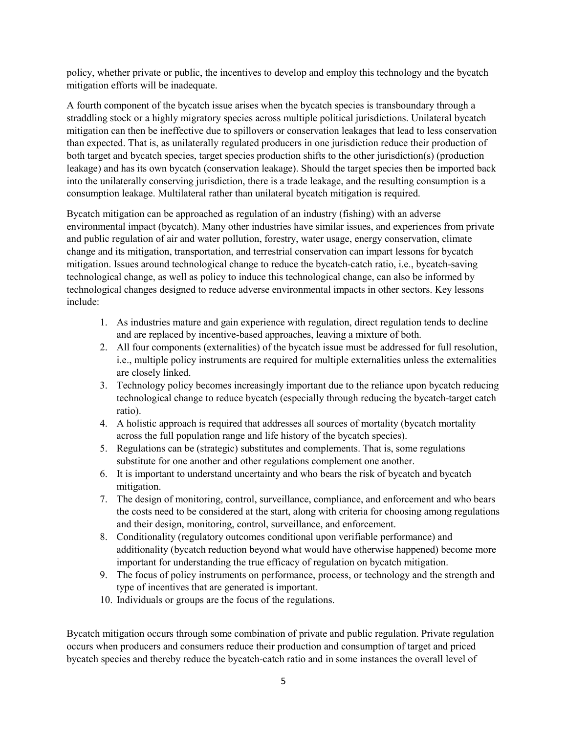policy, whether private or public, the incentives to develop and employ this technology and the bycatch mitigation efforts will be inadequate.

A fourth component of the bycatch issue arises when the bycatch species is transboundary through a straddling stock or a highly migratory species across multiple political jurisdictions. Unilateral bycatch mitigation can then be ineffective due to spillovers or conservation leakages that lead to less conservation than expected. That is, as unilaterally regulated producers in one jurisdiction reduce their production of both target and bycatch species, target species production shifts to the other jurisdiction(s) (production leakage) and has its own bycatch (conservation leakage). Should the target species then be imported back into the unilaterally conserving jurisdiction, there is a trade leakage, and the resulting consumption is a consumption leakage. Multilateral rather than unilateral bycatch mitigation is required.

Bycatch mitigation can be approached as regulation of an industry (fishing) with an adverse environmental impact (bycatch). Many other industries have similar issues, and experiences from private and public regulation of air and water pollution, forestry, water usage, energy conservation, climate change and its mitigation, transportation, and terrestrial conservation can impart lessons for bycatch mitigation. Issues around technological change to reduce the bycatch-catch ratio, i.e., bycatch-saving technological change, as well as policy to induce this technological change, can also be informed by technological changes designed to reduce adverse environmental impacts in other sectors. Key lessons include:

1. As industries mature and gain experience with regulation, direct regulation tends to decline and are replaced by incentive-based approaches, leaving a mixture of both.
2. All four components (externalities) of the bycatch issue must be addressed for full resolution, i.e., multiple policy instruments are required for multiple externalities unless the externalities are closely linked.
3. Technology policy becomes increasingly important due to the reliance upon bycatch reducing technological change to reduce bycatch (especially through reducing the bycatch-target catch ratio).
4. A holistic approach is required that addresses all sources of mortality (bycatch mortality across the full population range and life history of the bycatch species).
5. Regulations can be (strategic) substitutes and complements. That is, some regulations substitute for one another and other regulations complement one another.
6. It is important to understand uncertainty and who bears the risk of bycatch and bycatch mitigation.
7. The design of monitoring, control, surveillance, compliance, and enforcement and who bears the costs need to be considered at the start, along with criteria for choosing among regulations and their design, monitoring, control, surveillance, and enforcement.
8. Conditionality (regulatory outcomes conditional upon verifiable performance) and additionality (bycatch reduction beyond what would have otherwise happened) become more important for understanding the true efficacy of regulation on bycatch mitigation.
9. The focus of policy instruments on performance, process, or technology and the strength and type of incentives that are generated is important.
10. Individuals or groups are the focus of the regulations.

Bycatch mitigation occurs through some combination of private and public regulation. Private regulation occurs when producers and consumers reduce their production and consumption of target and priced bycatch species and thereby reduce the bycatch-catch ratio and in some instances the overall level of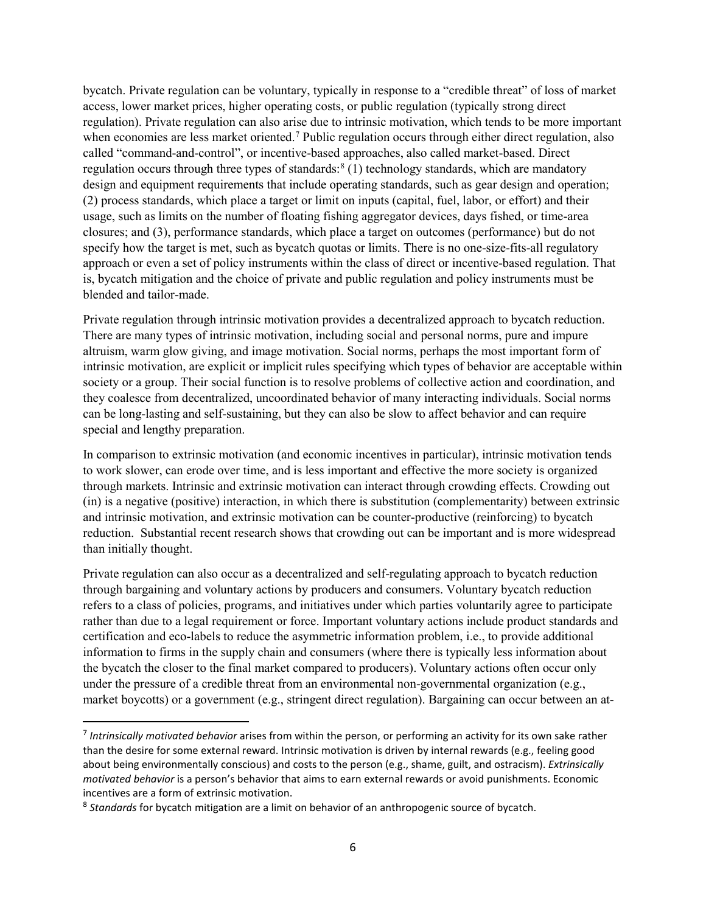bycatch. Private regulation can be voluntary, typically in response to a "credible threat" of loss of market access, lower market prices, higher operating costs, or public regulation (typically strong direct regulation). Private regulation can also arise due to intrinsic motivation, which tends to be more important when economies are less market oriented.[7] Public regulation occurs through either direct regulation, also called "command-and-control", or incentive-based approaches, also called market-based. Direct regulation occurs through three types of standards:[8] (1) technology standards, which are mandatory design and equipment requirements that include operating standards, such as gear design and operation; (2) process standards, which place a target or limit on inputs (capital, fuel, labor, or effort) and their usage, such as limits on the number of floating fishing aggregator devices, days fished, or time-area closures; and (3), performance standards, which place a target on outcomes (performance) but do not specify how the target is met, such as bycatch quotas or limits. There is no one-size-fits-all regulatory approach or even a set of policy instruments within the class of direct or incentive-based regulation. That is, bycatch mitigation and the choice of private and public regulation and policy instruments must be blended and tailor-made.

Private regulation through intrinsic motivation provides a decentralized approach to bycatch reduction. There are many types of intrinsic motivation, including social and personal norms, pure and impure altruism, warm glow giving, and image motivation. Social norms, perhaps the most important form of intrinsic motivation, are explicit or implicit rules specifying which types of behavior are acceptable within society or a group. Their social function is to resolve problems of collective action and coordination, and they coalesce from decentralized, uncoordinated behavior of many interacting individuals. Social norms can be long-lasting and self-sustaining, but they can also be slow to affect behavior and can require special and lengthy preparation.

In comparison to extrinsic motivation (and economic incentives in particular), intrinsic motivation tends to work slower, can erode over time, and is less important and effective the more society is organized through markets. Intrinsic and extrinsic motivation can interact through crowding effects. Crowding out (in) is a negative (positive) interaction, in which there is substitution (complementarity) between extrinsic and intrinsic motivation, and extrinsic motivation can be counter-productive (reinforcing) to bycatch reduction. Substantial recent research shows that crowding out can be important and is more widespread than initially thought.

Private regulation can also occur as a decentralized and self-regulating approach to bycatch reduction through bargaining and voluntary actions by producers and consumers. Voluntary bycatch reduction refers to a class of policies, programs, and initiatives under which parties voluntarily agree to participate rather than due to a legal requirement or force. Important voluntary actions include product standards and certification and eco-labels to reduce the asymmetric information problem, i.e., to provide additional information to firms in the supply chain and consumers (where there is typically less information about the bycatch the closer to the final market compared to producers). Voluntary actions often occur only under the pressure of a credible threat from an environmental non-governmental organization (e.g., market boycotts) or a government (e.g., stringent direct regulation). Bargaining can occur between an at-

[7] *Intrinsically motivated behavior* arises from within the person, or performing an activity for its own sake rather than the desire for some external reward. Intrinsic motivation is driven by internal rewards (e.g., feeling good about being environmentally conscious) and costs to the person (e.g., shame, guilt, and ostracism). *Extrinsically motivated behavior* is a person's behavior that aims to earn external rewards or avoid punishments. Economic incentives are a form of extrinsic motivation.

[8] *Standards* for bycatch mitigation are a limit on behavior of an anthropogenic source of bycatch.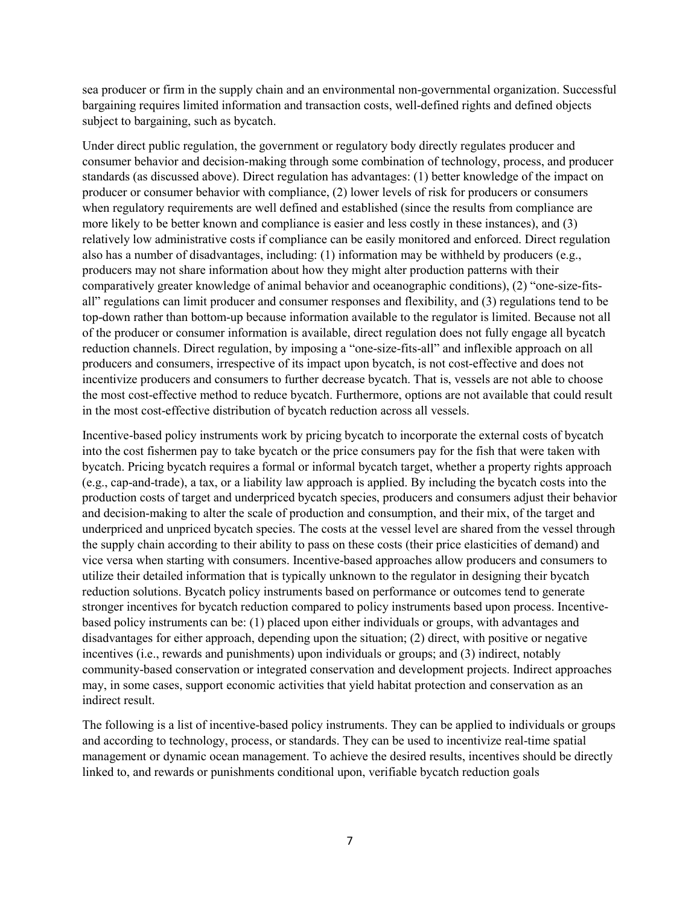sea producer or firm in the supply chain and an environmental non-governmental organization. Successful bargaining requires limited information and transaction costs, well-defined rights and defined objects subject to bargaining, such as bycatch.

Under direct public regulation, the government or regulatory body directly regulates producer and consumer behavior and decision-making through some combination of technology, process, and producer standards (as discussed above). Direct regulation has advantages: (1) better knowledge of the impact on producer or consumer behavior with compliance, (2) lower levels of risk for producers or consumers when regulatory requirements are well defined and established (since the results from compliance are more likely to be better known and compliance is easier and less costly in these instances), and (3) relatively low administrative costs if compliance can be easily monitored and enforced. Direct regulation also has a number of disadvantages, including: (1) information may be withheld by producers (e.g., producers may not share information about how they might alter production patterns with their comparatively greater knowledge of animal behavior and oceanographic conditions), (2) "one-size-fits-all" regulations can limit producer and consumer responses and flexibility, and (3) regulations tend to be top-down rather than bottom-up because information available to the regulator is limited. Because not all of the producer or consumer information is available, direct regulation does not fully engage all bycatch reduction channels. Direct regulation, by imposing a "one-size-fits-all" and inflexible approach on all producers and consumers, irrespective of its impact upon bycatch, is not cost-effective and does not incentivize producers and consumers to further decrease bycatch. That is, vessels are not able to choose the most cost-effective method to reduce bycatch. Furthermore, options are not available that could result in the most cost-effective distribution of bycatch reduction across all vessels.

Incentive-based policy instruments work by pricing bycatch to incorporate the external costs of bycatch into the cost fishermen pay to take bycatch or the price consumers pay for the fish that were taken with bycatch. Pricing bycatch requires a formal or informal bycatch target, whether a property rights approach (e.g., cap-and-trade), a tax, or a liability law approach is applied. By including the bycatch costs into the production costs of target and underpriced bycatch species, producers and consumers adjust their behavior and decision-making to alter the scale of production and consumption, and their mix, of the target and underpriced and unpriced bycatch species. The costs at the vessel level are shared from the vessel through the supply chain according to their ability to pass on these costs (their price elasticities of demand) and vice versa when starting with consumers. Incentive-based approaches allow producers and consumers to utilize their detailed information that is typically unknown to the regulator in designing their bycatch reduction solutions. Bycatch policy instruments based on performance or outcomes tend to generate stronger incentives for bycatch reduction compared to policy instruments based upon process. Incentive-based policy instruments can be: (1) placed upon either individuals or groups, with advantages and disadvantages for either approach, depending upon the situation; (2) direct, with positive or negative incentives (i.e., rewards and punishments) upon individuals or groups; and (3) indirect, notably community-based conservation or integrated conservation and development projects. Indirect approaches may, in some cases, support economic activities that yield habitat protection and conservation as an indirect result.

The following is a list of incentive-based policy instruments. They can be applied to individuals or groups and according to technology, process, or standards. They can be used to incentivize real-time spatial management or dynamic ocean management. To achieve the desired results, incentives should be directly linked to, and rewards or punishments conditional upon, verifiable bycatch reduction goals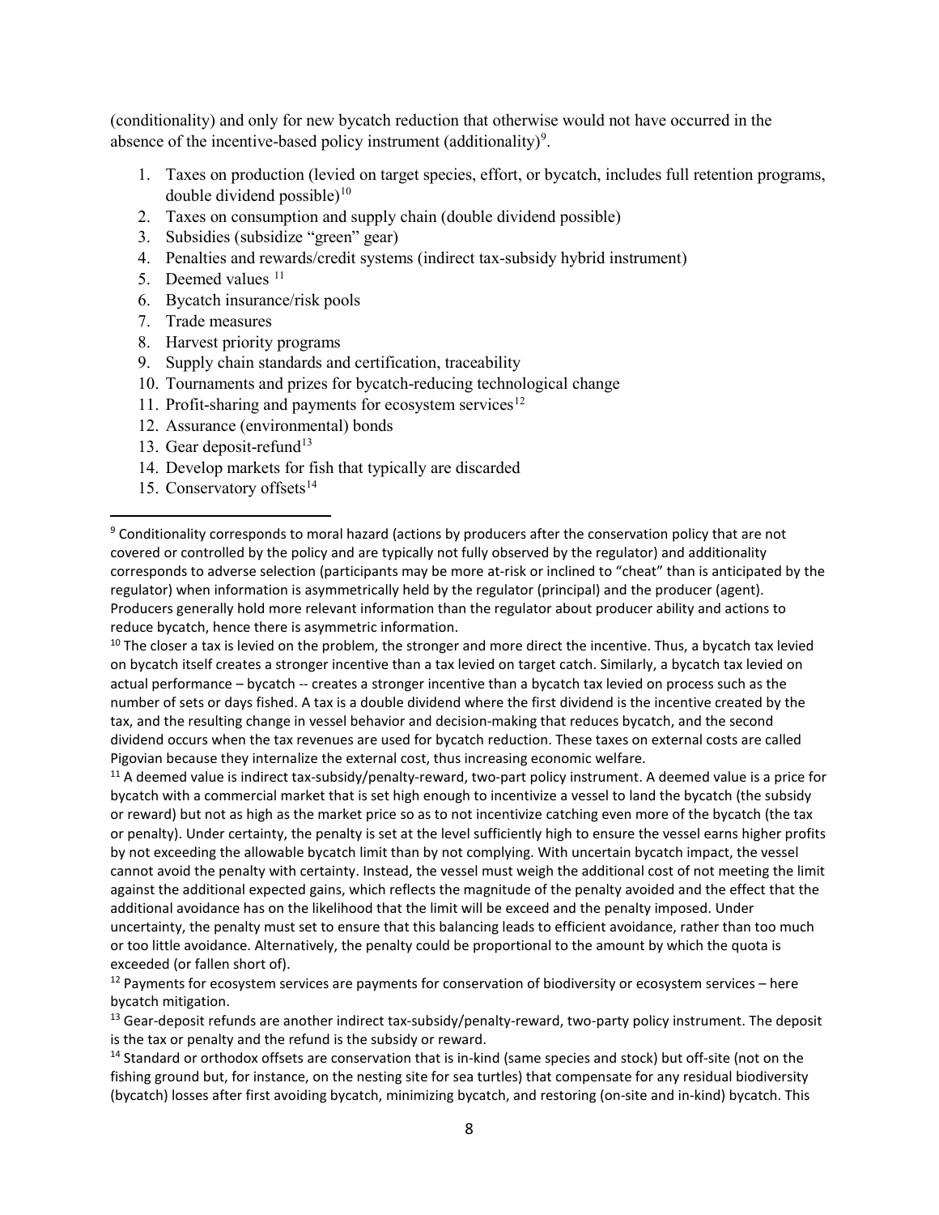(conditionality) and only for new bycatch reduction that otherwise would not have occurred in the absence of the incentive-based policy instrument (additionality)[9].

1. Taxes on production (levied on target species, effort, or bycatch, includes full retention programs, double dividend possible)[10]
2. Taxes on consumption and supply chain (double dividend possible)
3. Subsidies (subsidize "green" gear)
4. Penalties and rewards/credit systems (indirect tax-subsidy hybrid instrument)
5. Deemed values [11]
6. Bycatch insurance/risk pools
7. Trade measures
8. Harvest priority programs
9. Supply chain standards and certification, traceability
10. Tournaments and prizes for bycatch-reducing technological change
11. Profit-sharing and payments for ecosystem services[12]
12. Assurance (environmental) bonds
13. Gear deposit-refund[13]
14. Develop markets for fish that typically are discarded
15. Conservatory offsets[14]

---

[9] Conditionality corresponds to moral hazard (actions by producers after the conservation policy that are not covered or controlled by the policy and are typically not fully observed by the regulator) and additionality corresponds to adverse selection (participants may be more at-risk or inclined to "cheat" than is anticipated by the regulator) when information is asymmetrically held by the regulator (principal) and the producer (agent). Producers generally hold more relevant information than the regulator about producer ability and actions to reduce bycatch, hence there is asymmetric information.

[10] The closer a tax is levied on the problem, the stronger and more direct the incentive. Thus, a bycatch tax levied on bycatch itself creates a stronger incentive than a tax levied on target catch. Similarly, a bycatch tax levied on actual performance – bycatch -- creates a stronger incentive than a bycatch tax levied on process such as the number of sets or days fished. A tax is a double dividend where the first dividend is the incentive created by the tax, and the resulting change in vessel behavior and decision-making that reduces bycatch, and the second dividend occurs when the tax revenues are used for bycatch reduction. These taxes on external costs are called Pigovian because they internalize the external cost, thus increasing economic welfare.

[11] A deemed value is indirect tax-subsidy/penalty-reward, two-part policy instrument. A deemed value is a price for bycatch with a commercial market that is set high enough to incentivize a vessel to land the bycatch (the subsidy or reward) but not as high as the market price so as to not incentivize catching even more of the bycatch (the tax or penalty). Under certainty, the penalty is set at the level sufficiently high to ensure the vessel earns higher profits by not exceeding the allowable bycatch limit than by not complying. With uncertain bycatch impact, the vessel cannot avoid the penalty with certainty. Instead, the vessel must weigh the additional cost of not meeting the limit against the additional expected gains, which reflects the magnitude of the penalty avoided and the effect that the additional avoidance has on the likelihood that the limit will be exceed and the penalty imposed. Under uncertainty, the penalty must set to ensure that this balancing leads to efficient avoidance, rather than too much or too little avoidance. Alternatively, the penalty could be proportional to the amount by which the quota is exceeded (or fallen short of).

[12] Payments for ecosystem services are payments for conservation of biodiversity or ecosystem services – here bycatch mitigation.

[13] Gear-deposit refunds are another indirect tax-subsidy/penalty-reward, two-party policy instrument. The deposit is the tax or penalty and the refund is the subsidy or reward.

[14] Standard or orthodox offsets are conservation that is in-kind (same species and stock) but off-site (not on the fishing ground but, for instance, on the nesting site for sea turtles) that compensate for any residual biodiversity (bycatch) losses after first avoiding bycatch, minimizing bycatch, and restoring (on-site and in-kind) bycatch. This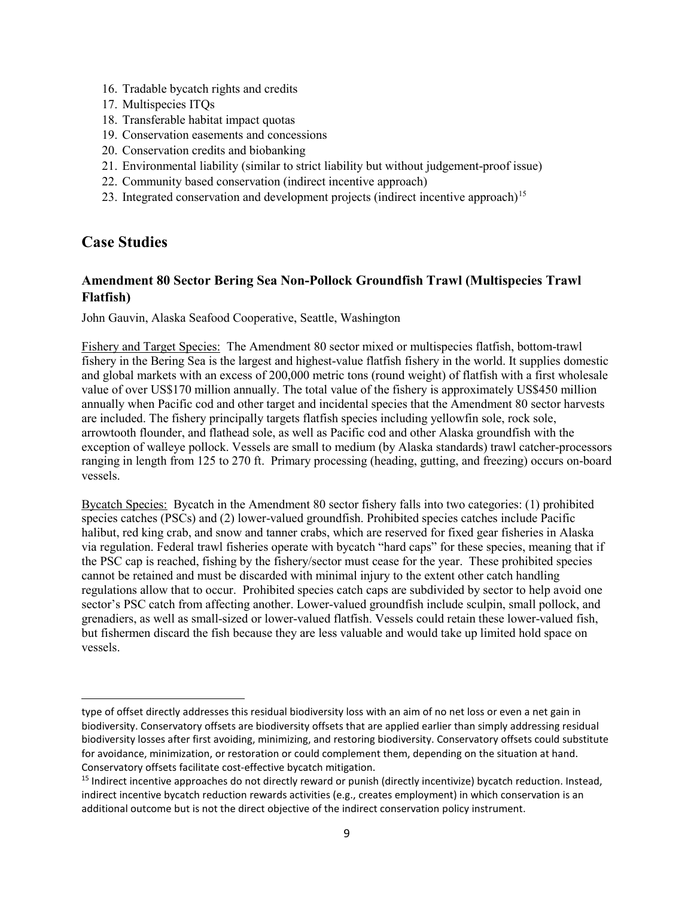16. Tradable bycatch rights and credits
17. Multispecies ITQs
18. Transferable habitat impact quotas
19. Conservation easements and concessions
20. Conservation credits and biobanking
21. Environmental liability (similar to strict liability but without judgement-proof issue)
22. Community based conservation (indirect incentive approach)
23. Integrated conservation and development projects (indirect incentive approach)[15]

## Case Studies

### Amendment 80 Sector Bering Sea Non-Pollock Groundfish Trawl (Multispecies Trawl Flatfish)

John Gauvin, Alaska Seafood Cooperative, Seattle, Washington

Fishery and Target Species: The Amendment 80 sector mixed or multispecies flatfish, bottom-trawl fishery in the Bering Sea is the largest and highest-value flatfish fishery in the world. It supplies domestic and global markets with an excess of 200,000 metric tons (round weight) of flatfish with a first wholesale value of over US$170 million annually. The total value of the fishery is approximately US$450 million annually when Pacific cod and other target and incidental species that the Amendment 80 sector harvests are included. The fishery principally targets flatfish species including yellowfin sole, rock sole, arrowtooth flounder, and flathead sole, as well as Pacific cod and other Alaska groundfish with the exception of walleye pollock. Vessels are small to medium (by Alaska standards) trawl catcher-processors ranging in length from 125 to 270 ft. Primary processing (heading, gutting, and freezing) occurs on-board vessels.

Bycatch Species: Bycatch in the Amendment 80 sector fishery falls into two categories: (1) prohibited species catches (PSCs) and (2) lower-valued groundfish. Prohibited species catches include Pacific halibut, red king crab, and snow and tanner crabs, which are reserved for fixed gear fisheries in Alaska via regulation. Federal trawl fisheries operate with bycatch "hard caps" for these species, meaning that if the PSC cap is reached, fishing by the fishery/sector must cease for the year. These prohibited species cannot be retained and must be discarded with minimal injury to the extent other catch handling regulations allow that to occur. Prohibited species catch caps are subdivided by sector to help avoid one sector's PSC catch from affecting another. Lower-valued groundfish include sculpin, small pollock, and grenadiers, as well as small-sized or lower-valued flatfish. Vessels could retain these lower-valued fish, but fishermen discard the fish because they are less valuable and would take up limited hold space on vessels.

---

type of offset directly addresses this residual biodiversity loss with an aim of no net loss or even a net gain in biodiversity. Conservatory offsets are biodiversity offsets that are applied earlier than simply addressing residual biodiversity losses after first avoiding, minimizing, and restoring biodiversity. Conservatory offsets could substitute for avoidance, minimization, or restoration or could complement them, depending on the situation at hand. Conservatory offsets facilitate cost-effective bycatch mitigation.

[15] Indirect incentive approaches do not directly reward or punish (directly incentivize) bycatch reduction. Instead, indirect incentive bycatch reduction rewards activities (e.g., creates employment) in which conservation is an additional outcome but is not the direct objective of the indirect conservation policy instrument.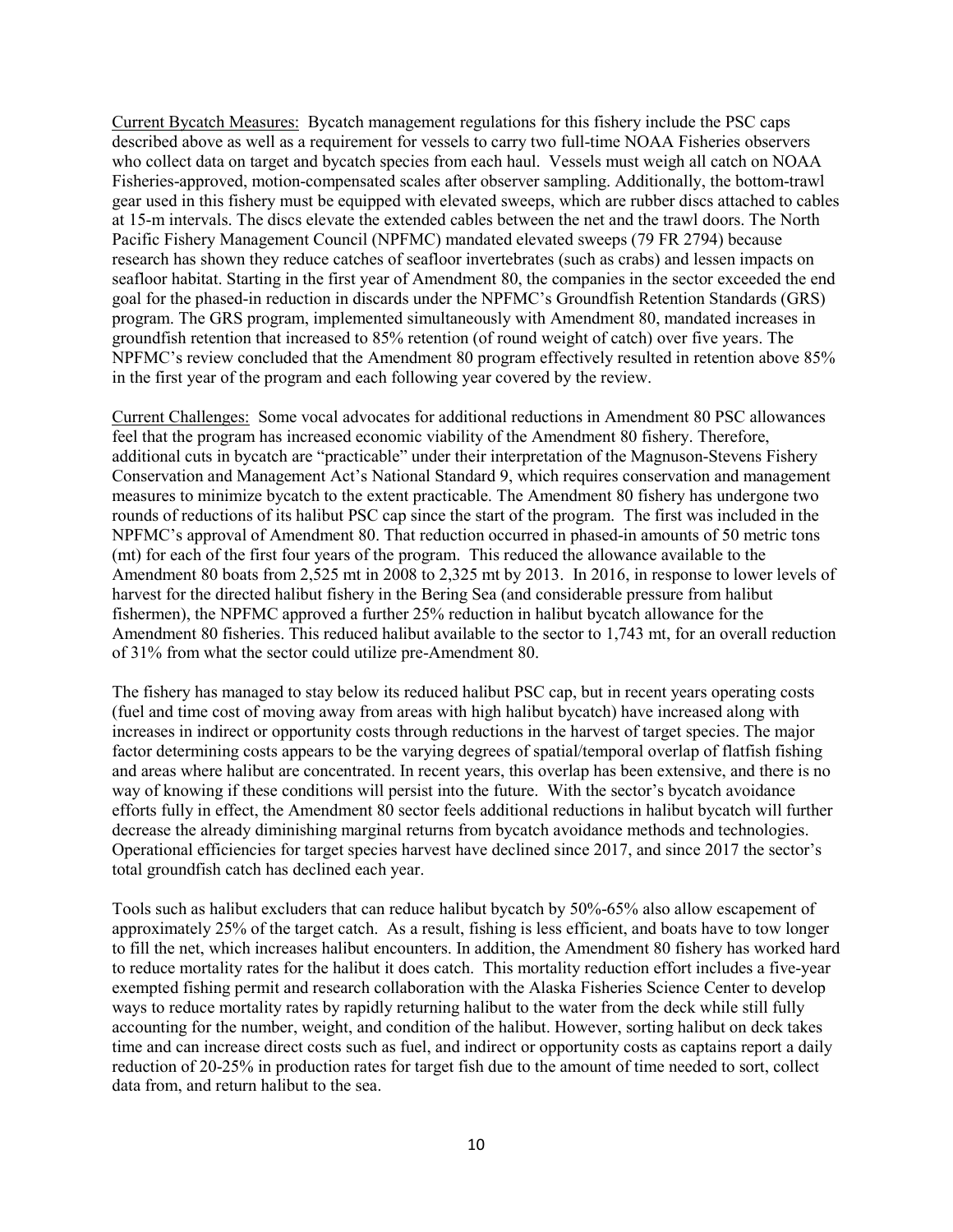Current Bycatch Measures: Bycatch management regulations for this fishery include the PSC caps described above as well as a requirement for vessels to carry two full-time NOAA Fisheries observers who collect data on target and bycatch species from each haul. Vessels must weigh all catch on NOAA Fisheries-approved, motion-compensated scales after observer sampling. Additionally, the bottom-trawl gear used in this fishery must be equipped with elevated sweeps, which are rubber discs attached to cables at 15-m intervals. The discs elevate the extended cables between the net and the trawl doors. The North Pacific Fishery Management Council (NPFMC) mandated elevated sweeps (79 FR 2794) because research has shown they reduce catches of seafloor invertebrates (such as crabs) and lessen impacts on seafloor habitat. Starting in the first year of Amendment 80, the companies in the sector exceeded the end goal for the phased-in reduction in discards under the NPFMC's Groundfish Retention Standards (GRS) program. The GRS program, implemented simultaneously with Amendment 80, mandated increases in groundfish retention that increased to 85% retention (of round weight of catch) over five years. The NPFMC's review concluded that the Amendment 80 program effectively resulted in retention above 85% in the first year of the program and each following year covered by the review.

Current Challenges: Some vocal advocates for additional reductions in Amendment 80 PSC allowances feel that the program has increased economic viability of the Amendment 80 fishery. Therefore, additional cuts in bycatch are "practicable" under their interpretation of the Magnuson-Stevens Fishery Conservation and Management Act's National Standard 9, which requires conservation and management measures to minimize bycatch to the extent practicable. The Amendment 80 fishery has undergone two rounds of reductions of its halibut PSC cap since the start of the program. The first was included in the NPFMC's approval of Amendment 80. That reduction occurred in phased-in amounts of 50 metric tons (mt) for each of the first four years of the program. This reduced the allowance available to the Amendment 80 boats from 2,525 mt in 2008 to 2,325 mt by 2013. In 2016, in response to lower levels of harvest for the directed halibut fishery in the Bering Sea (and considerable pressure from halibut fishermen), the NPFMC approved a further 25% reduction in halibut bycatch allowance for the Amendment 80 fisheries. This reduced halibut available to the sector to 1,743 mt, for an overall reduction of 31% from what the sector could utilize pre-Amendment 80.

The fishery has managed to stay below its reduced halibut PSC cap, but in recent years operating costs (fuel and time cost of moving away from areas with high halibut bycatch) have increased along with increases in indirect or opportunity costs through reductions in the harvest of target species. The major factor determining costs appears to be the varying degrees of spatial/temporal overlap of flatfish fishing and areas where halibut are concentrated. In recent years, this overlap has been extensive, and there is no way of knowing if these conditions will persist into the future. With the sector's bycatch avoidance efforts fully in effect, the Amendment 80 sector feels additional reductions in halibut bycatch will further decrease the already diminishing marginal returns from bycatch avoidance methods and technologies. Operational efficiencies for target species harvest have declined since 2017, and since 2017 the sector's total groundfish catch has declined each year.

Tools such as halibut excluders that can reduce halibut bycatch by 50%-65% also allow escapement of approximately 25% of the target catch. As a result, fishing is less efficient, and boats have to tow longer to fill the net, which increases halibut encounters. In addition, the Amendment 80 fishery has worked hard to reduce mortality rates for the halibut it does catch. This mortality reduction effort includes a five-year exempted fishing permit and research collaboration with the Alaska Fisheries Science Center to develop ways to reduce mortality rates by rapidly returning halibut to the water from the deck while still fully accounting for the number, weight, and condition of the halibut. However, sorting halibut on deck takes time and can increase direct costs such as fuel, and indirect or opportunity costs as captains report a daily reduction of 20-25% in production rates for target fish due to the amount of time needed to sort, collect data from, and return halibut to the sea.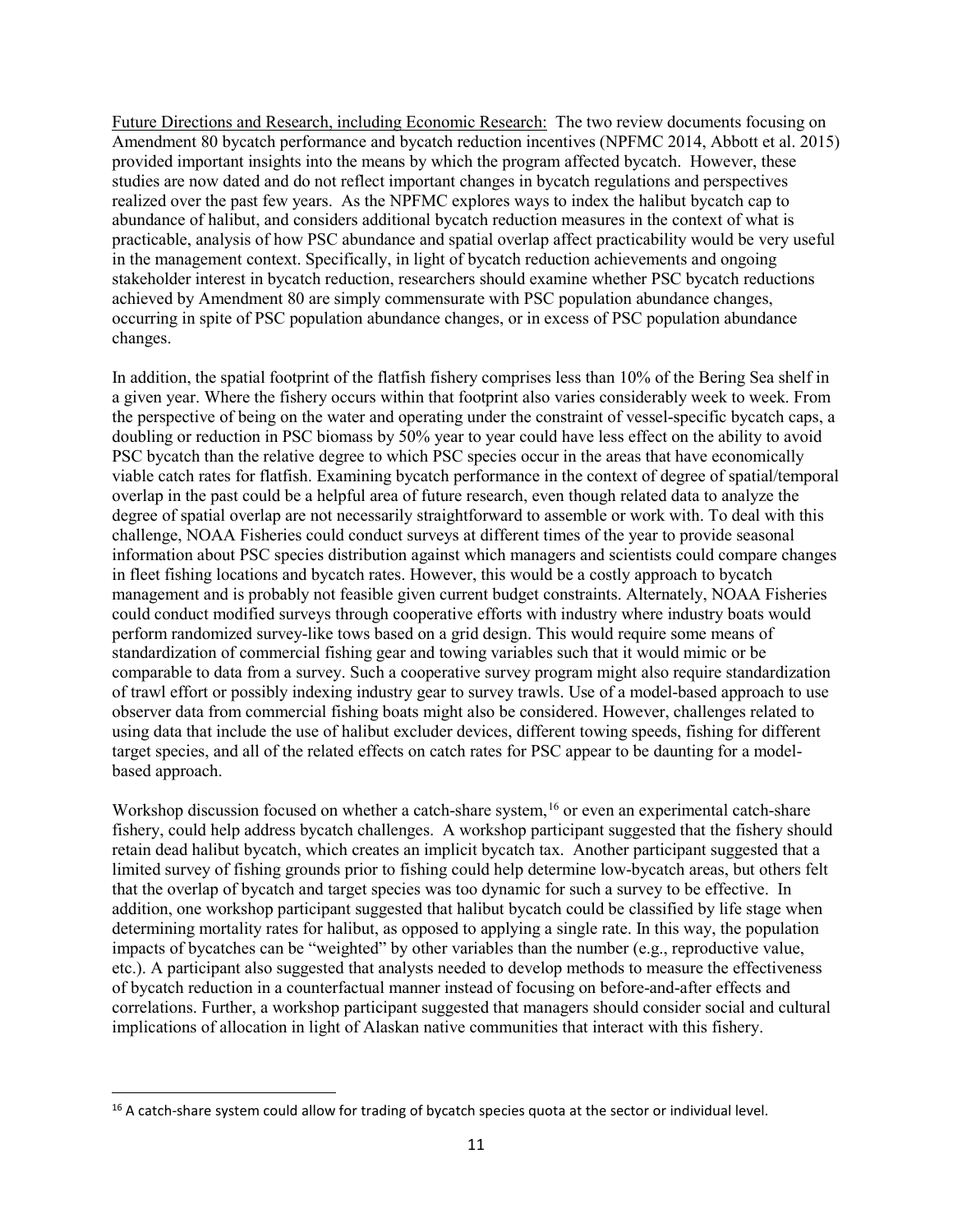Future Directions and Research, including Economic Research: The two review documents focusing on Amendment 80 bycatch performance and bycatch reduction incentives (NPFMC 2014, Abbott et al. 2015) provided important insights into the means by which the program affected bycatch. However, these studies are now dated and do not reflect important changes in bycatch regulations and perspectives realized over the past few years. As the NPFMC explores ways to index the halibut bycatch cap to abundance of halibut, and considers additional bycatch reduction measures in the context of what is practicable, analysis of how PSC abundance and spatial overlap affect practicability would be very useful in the management context. Specifically, in light of bycatch reduction achievements and ongoing stakeholder interest in bycatch reduction, researchers should examine whether PSC bycatch reductions achieved by Amendment 80 are simply commensurate with PSC population abundance changes, occurring in spite of PSC population abundance changes, or in excess of PSC population abundance changes.

In addition, the spatial footprint of the flatfish fishery comprises less than 10% of the Bering Sea shelf in a given year. Where the fishery occurs within that footprint also varies considerably week to week. From the perspective of being on the water and operating under the constraint of vessel-specific bycatch caps, a doubling or reduction in PSC biomass by 50% year to year could have less effect on the ability to avoid PSC bycatch than the relative degree to which PSC species occur in the areas that have economically viable catch rates for flatfish. Examining bycatch performance in the context of degree of spatial/temporal overlap in the past could be a helpful area of future research, even though related data to analyze the degree of spatial overlap are not necessarily straightforward to assemble or work with. To deal with this challenge, NOAA Fisheries could conduct surveys at different times of the year to provide seasonal information about PSC species distribution against which managers and scientists could compare changes in fleet fishing locations and bycatch rates. However, this would be a costly approach to bycatch management and is probably not feasible given current budget constraints. Alternately, NOAA Fisheries could conduct modified surveys through cooperative efforts with industry where industry boats would perform randomized survey-like tows based on a grid design. This would require some means of standardization of commercial fishing gear and towing variables such that it would mimic or be comparable to data from a survey. Such a cooperative survey program might also require standardization of trawl effort or possibly indexing industry gear to survey trawls. Use of a model-based approach to use observer data from commercial fishing boats might also be considered. However, challenges related to using data that include the use of halibut excluder devices, different towing speeds, fishing for different target species, and all of the related effects on catch rates for PSC appear to be daunting for a model-based approach.

Workshop discussion focused on whether a catch-share system,[16] or even an experimental catch-share fishery, could help address bycatch challenges. A workshop participant suggested that the fishery should retain dead halibut bycatch, which creates an implicit bycatch tax. Another participant suggested that a limited survey of fishing grounds prior to fishing could help determine low-bycatch areas, but others felt that the overlap of bycatch and target species was too dynamic for such a survey to be effective. In addition, one workshop participant suggested that halibut bycatch could be classified by life stage when determining mortality rates for halibut, as opposed to applying a single rate. In this way, the population impacts of bycatches can be "weighted" by other variables than the number (e.g., reproductive value, etc.). A participant also suggested that analysts needed to develop methods to measure the effectiveness of bycatch reduction in a counterfactual manner instead of focusing on before-and-after effects and correlations. Further, a workshop participant suggested that managers should consider social and cultural implications of allocation in light of Alaskan native communities that interact with this fishery.

[16] A catch-share system could allow for trading of bycatch species quota at the sector or individual level.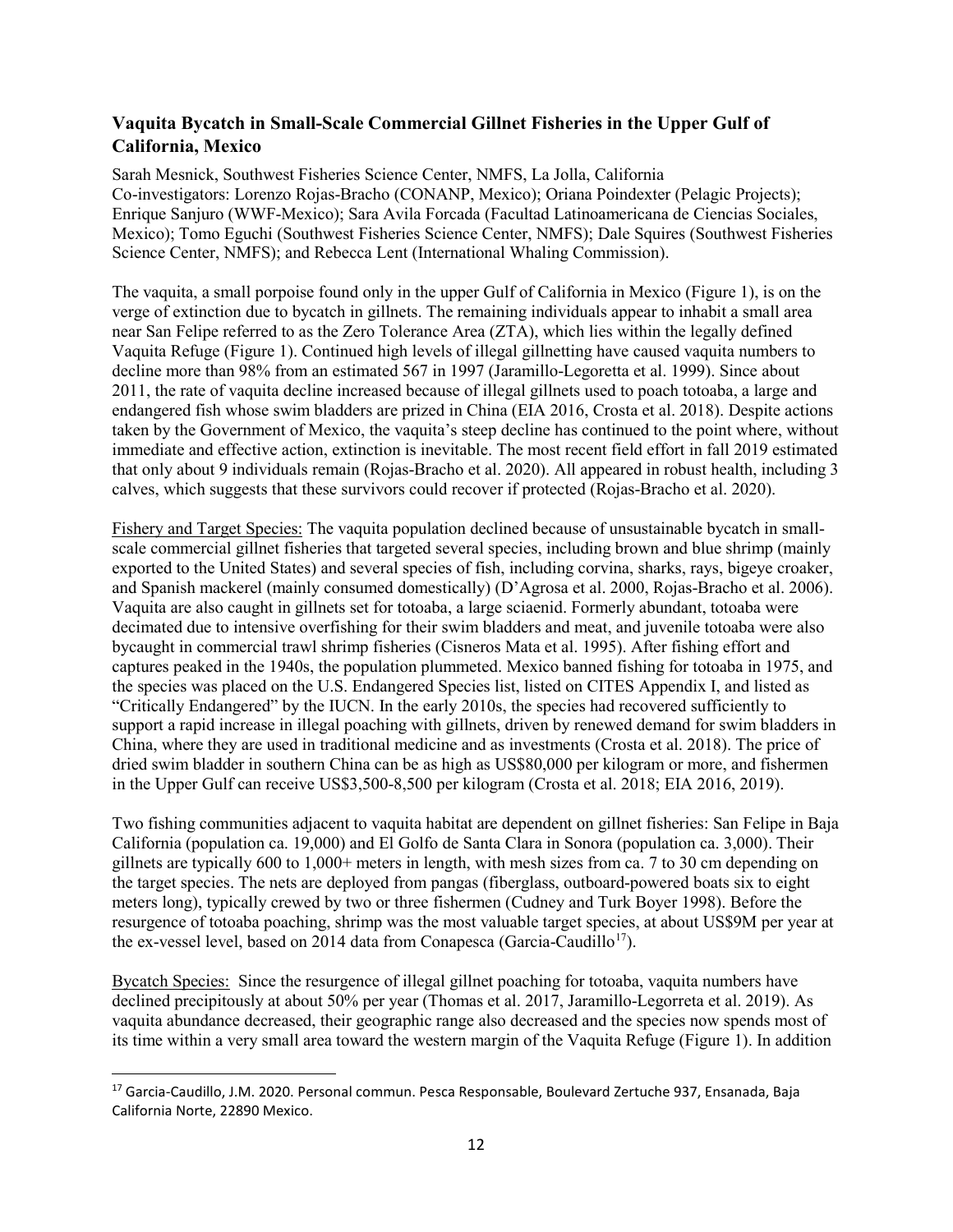### Vaquita Bycatch in Small-Scale Commercial Gillnet Fisheries in the Upper Gulf of California, Mexico

Sarah Mesnick, Southwest Fisheries Science Center, NMFS, La Jolla, California
Co-investigators: Lorenzo Rojas-Bracho (CONANP, Mexico); Oriana Poindexter (Pelagic Projects); Enrique Sanjuro (WWF-Mexico); Sara Avila Forcada (Facultad Latinoamericana de Ciencias Sociales, Mexico); Tomo Eguchi (Southwest Fisheries Science Center, NMFS); Dale Squires (Southwest Fisheries Science Center, NMFS); and Rebecca Lent (International Whaling Commission).

The vaquita, a small porpoise found only in the upper Gulf of California in Mexico (Figure 1), is on the verge of extinction due to bycatch in gillnets. The remaining individuals appear to inhabit a small area near San Felipe referred to as the Zero Tolerance Area (ZTA), which lies within the legally defined Vaquita Refuge (Figure 1). Continued high levels of illegal gillnetting have caused vaquita numbers to decline more than 98% from an estimated 567 in 1997 (Jaramillo-Legoretta et al. 1999). Since about 2011, the rate of vaquita decline increased because of illegal gillnets used to poach totoaba, a large and endangered fish whose swim bladders are prized in China (EIA 2016, Crosta et al. 2018). Despite actions taken by the Government of Mexico, the vaquita's steep decline has continued to the point where, without immediate and effective action, extinction is inevitable. The most recent field effort in fall 2019 estimated that only about 9 individuals remain (Rojas-Bracho et al. 2020). All appeared in robust health, including 3 calves, which suggests that these survivors could recover if protected (Rojas-Bracho et al. 2020).

Fishery and Target Species: The vaquita population declined because of unsustainable bycatch in small-scale commercial gillnet fisheries that targeted several species, including brown and blue shrimp (mainly exported to the United States) and several species of fish, including corvina, sharks, rays, bigeye croaker, and Spanish mackerel (mainly consumed domestically) (D'Agrosa et al. 2000, Rojas-Bracho et al. 2006). Vaquita are also caught in gillnets set for totoaba, a large sciaenid. Formerly abundant, totoaba were decimated due to intensive overfishing for their swim bladders and meat, and juvenile totoaba were also bycaught in commercial trawl shrimp fisheries (Cisneros Mata et al. 1995). After fishing effort and captures peaked in the 1940s, the population plummeted. Mexico banned fishing for totoaba in 1975, and the species was placed on the U.S. Endangered Species list, listed on CITES Appendix I, and listed as "Critically Endangered" by the IUCN. In the early 2010s, the species had recovered sufficiently to support a rapid increase in illegal poaching with gillnets, driven by renewed demand for swim bladders in China, where they are used in traditional medicine and as investments (Crosta et al. 2018). The price of dried swim bladder in southern China can be as high as US$80,000 per kilogram or more, and fishermen in the Upper Gulf can receive US$3,500-8,500 per kilogram (Crosta et al. 2018; EIA 2016, 2019).

Two fishing communities adjacent to vaquita habitat are dependent on gillnet fisheries: San Felipe in Baja California (population ca. 19,000) and El Golfo de Santa Clara in Sonora (population ca. 3,000). Their gillnets are typically 600 to 1,000+ meters in length, with mesh sizes from ca. 7 to 30 cm depending on the target species. The nets are deployed from pangas (fiberglass, outboard-powered boats six to eight meters long), typically crewed by two or three fishermen (Cudney and Turk Boyer 1998). Before the resurgence of totoaba poaching, shrimp was the most valuable target species, at about US$9M per year at the ex-vessel level, based on 2014 data from Conapesca (Garcia-Caudillo[17]).

Bycatch Species: Since the resurgence of illegal gillnet poaching for totoaba, vaquita numbers have declined precipitously at about 50% per year (Thomas et al. 2017, Jaramillo-Legorreta et al. 2019). As vaquita abundance decreased, their geographic range also decreased and the species now spends most of its time within a very small area toward the western margin of the Vaquita Refuge (Figure 1). In addition

[17] Garcia-Caudillo, J.M. 2020. Personal commun. Pesca Responsable, Boulevard Zertuche 937, Ensanada, Baja California Norte, 22890 Mexico.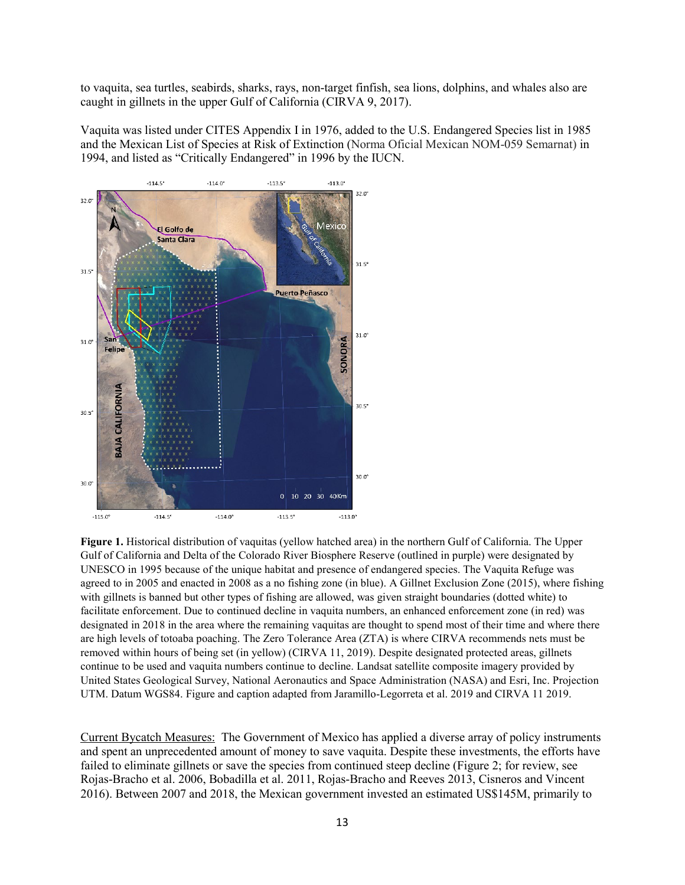to vaquita, sea turtles, seabirds, sharks, rays, non-target finfish, sea lions, dolphins, and whales also are caught in gillnets in the upper Gulf of California (CIRVA 9, 2017).

Vaquita was listed under CITES Appendix I in 1976, added to the U.S. Endangered Species list in 1985 and the Mexican List of Species at Risk of Extinction (Norma Oficial Mexican NOM-059 Semarnat) in 1994, and listed as "Critically Endangered" in 1996 by the IUCN.

**Figure 1.** Historical distribution of vaquitas (yellow hatched area) in the northern Gulf of California. The Upper Gulf of California and Delta of the Colorado River Biosphere Reserve (outlined in purple) were designated by UNESCO in 1995 because of the unique habitat and presence of endangered species. The Vaquita Refuge was agreed to in 2005 and enacted in 2008 as a no fishing zone (in blue). A Gillnet Exclusion Zone (2015), where fishing with gillnets is banned but other types of fishing are allowed, was given straight boundaries (dotted white) to facilitate enforcement. Due to continued decline in vaquita numbers, an enhanced enforcement zone (in red) was designated in 2018 in the area where the remaining vaquitas are thought to spend most of their time and where there are high levels of totoaba poaching. The Zero Tolerance Area (ZTA) is where CIRVA recommends nets must be removed within hours of being set (in yellow) (CIRVA 11, 2019). Despite designated protected areas, gillnets continue to be used and vaquita numbers continue to decline. Landsat satellite composite imagery provided by United States Geological Survey, National Aeronautics and Space Administration (NASA) and Esri, Inc. Projection UTM. Datum WGS84. Figure and caption adapted from Jaramillo-Legorreta et al. 2019 and CIRVA 11 2019.

Current Bycatch Measures: The Government of Mexico has applied a diverse array of policy instruments and spent an unprecedented amount of money to save vaquita. Despite these investments, the efforts have failed to eliminate gillnets or save the species from continued steep decline (Figure 2; for review, see Rojas-Bracho et al. 2006, Bobadilla et al. 2011, Rojas-Bracho and Reeves 2013, Cisneros and Vincent 2016). Between 2007 and 2018, the Mexican government invested an estimated US$145M, primarily to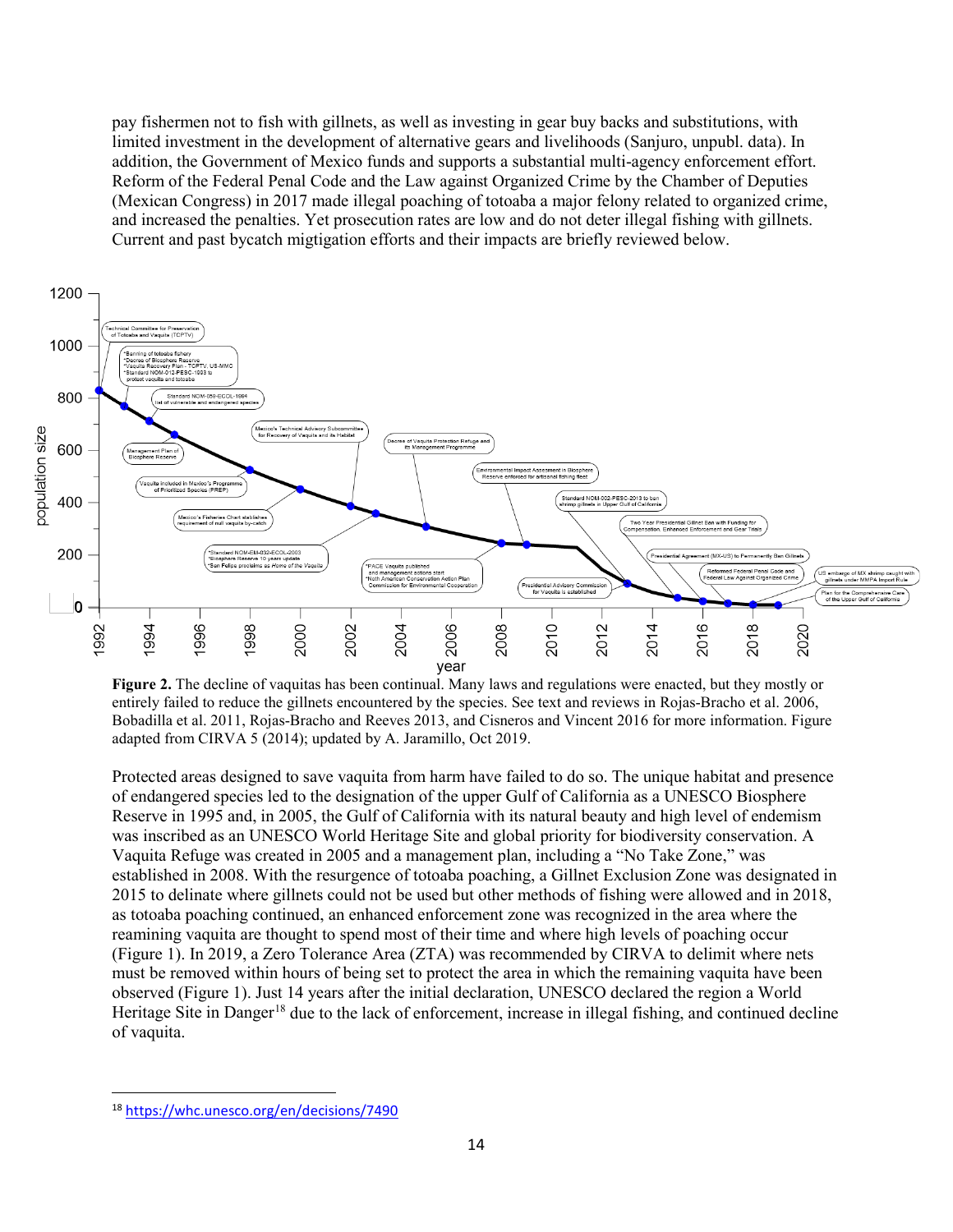pay fishermen not to fish with gillnets, as well as investing in gear buy backs and substitutions, with limited investment in the development of alternative gears and livelihoods (Sanjuro, unpubl. data). In addition, the Government of Mexico funds and supports a substantial multi-agency enforcement effort. Reform of the Federal Penal Code and the Law against Organized Crime by the Chamber of Deputies (Mexican Congress) in 2017 made illegal poaching of totoaba a major felony related to organized crime, and increased the penalties. Yet prosecution rates are low and do not deter illegal fishing with gillnets. Current and past bycatch migtigation efforts and their impacts are briefly reviewed below.

**Figure 2.** The decline of vaquitas has been continual. Many laws and regulations were enacted, but they mostly or entirely failed to reduce the gillnets encountered by the species. See text and reviews in Rojas-Bracho et al. 2006, Bobadilla et al. 2011, Rojas-Bracho and Reeves 2013, and Cisneros and Vincent 2016 for more information. Figure adapted from CIRVA 5 (2014); updated by A. Jaramillo, Oct 2019.

Protected areas designed to save vaquita from harm have failed to do so. The unique habitat and presence of endangered species led to the designation of the upper Gulf of California as a UNESCO Biosphere Reserve in 1995 and, in 2005, the Gulf of California with its natural beauty and high level of endemism was inscribed as an UNESCO World Heritage Site and global priority for biodiversity conservation. A Vaquita Refuge was created in 2005 and a management plan, including a "No Take Zone," was established in 2008. With the resurgence of totoaba poaching, a Gillnet Exclusion Zone was designated in 2015 to delinate where gillnets could not be used but other methods of fishing were allowed and in 2018, as totoaba poaching continued, an enhanced enforcement zone was recognized in the area where the reamining vaquita are thought to spend most of their time and where high levels of poaching occur (Figure 1). In 2019, a Zero Tolerance Area (ZTA) was recommended by CIRVA to delimit where nets must be removed within hours of being set to protect the area in which the remaining vaquita have been observed (Figure 1). Just 14 years after the initial declaration, UNESCO declared the region a World Heritage Site in Danger[18] due to the lack of enforcement, increase in illegal fishing, and continued decline of vaquita.

[18] https://whc.unesco.org/en/decisions/7490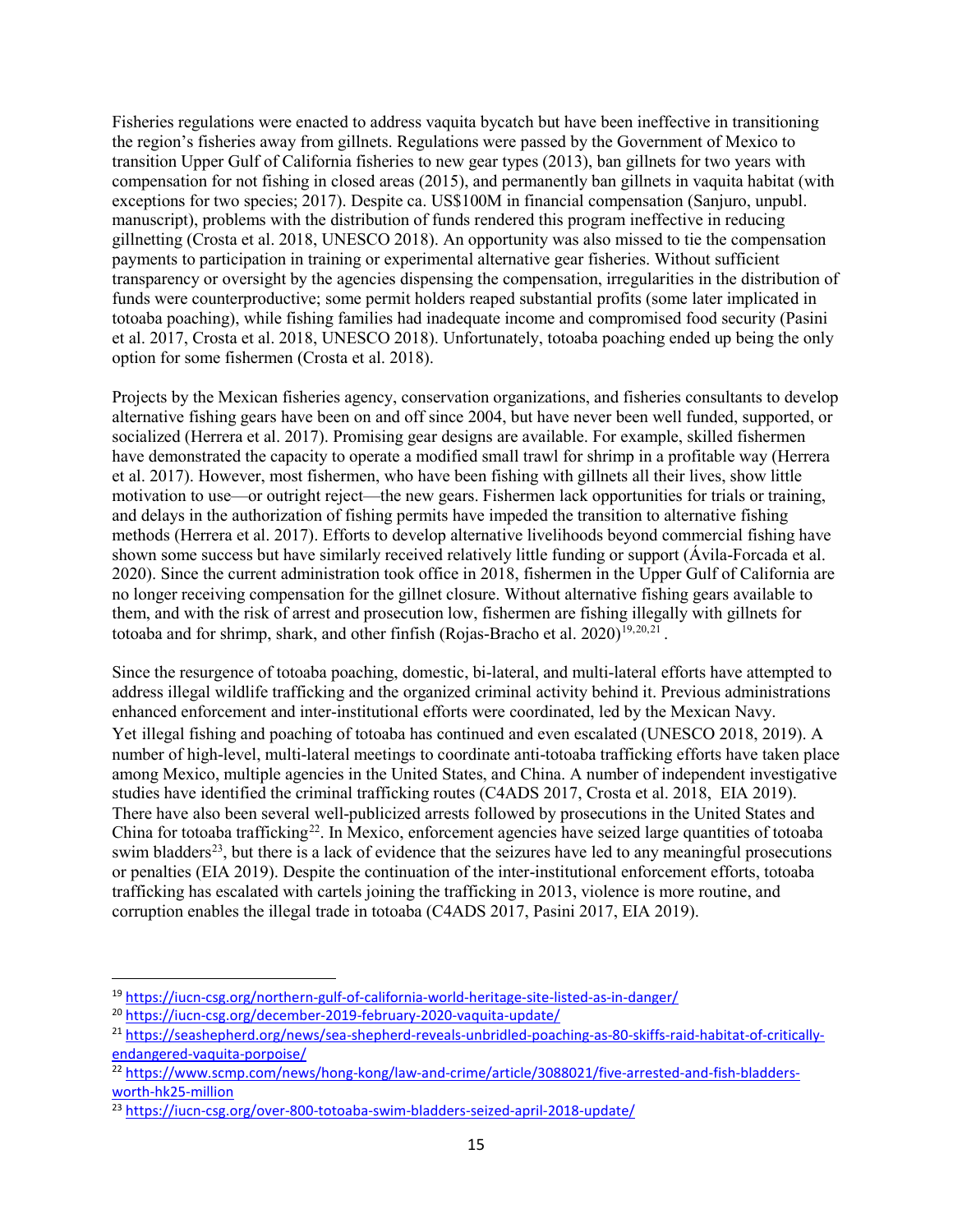Fisheries regulations were enacted to address vaquita bycatch but have been ineffective in transitioning the region's fisheries away from gillnets. Regulations were passed by the Government of Mexico to transition Upper Gulf of California fisheries to new gear types (2013), ban gillnets for two years with compensation for not fishing in closed areas (2015), and permanently ban gillnets in vaquita habitat (with exceptions for two species; 2017). Despite ca. US$100M in financial compensation (Sanjuro, unpubl. manuscript), problems with the distribution of funds rendered this program ineffective in reducing gillnetting (Crosta et al. 2018, UNESCO 2018). An opportunity was also missed to tie the compensation payments to participation in training or experimental alternative gear fisheries. Without sufficient transparency or oversight by the agencies dispensing the compensation, irregularities in the distribution of funds were counterproductive; some permit holders reaped substantial profits (some later implicated in totoaba poaching), while fishing families had inadequate income and compromised food security (Pasini et al. 2017, Crosta et al. 2018, UNESCO 2018). Unfortunately, totoaba poaching ended up being the only option for some fishermen (Crosta et al. 2018).

Projects by the Mexican fisheries agency, conservation organizations, and fisheries consultants to develop alternative fishing gears have been on and off since 2004, but have never been well funded, supported, or socialized (Herrera et al. 2017). Promising gear designs are available. For example, skilled fishermen have demonstrated the capacity to operate a modified small trawl for shrimp in a profitable way (Herrera et al. 2017). However, most fishermen, who have been fishing with gillnets all their lives, show little motivation to use—or outright reject—the new gears. Fishermen lack opportunities for trials or training, and delays in the authorization of fishing permits have impeded the transition to alternative fishing methods (Herrera et al. 2017). Efforts to develop alternative livelihoods beyond commercial fishing have shown some success but have similarly received relatively little funding or support (Ávila-Forcada et al. 2020). Since the current administration took office in 2018, fishermen in the Upper Gulf of California are no longer receiving compensation for the gillnet closure. Without alternative fishing gears available to them, and with the risk of arrest and prosecution low, fishermen are fishing illegally with gillnets for totoaba and for shrimp, shark, and other finfish (Rojas-Bracho et al. 2020)[19,20,21].

Since the resurgence of totoaba poaching, domestic, bi-lateral, and multi-lateral efforts have attempted to address illegal wildlife trafficking and the organized criminal activity behind it. Previous administrations enhanced enforcement and inter-institutional efforts were coordinated, led by the Mexican Navy. Yet illegal fishing and poaching of totoaba has continued and even escalated (UNESCO 2018, 2019). A number of high-level, multi-lateral meetings to coordinate anti-totoaba trafficking efforts have taken place among Mexico, multiple agencies in the United States, and China. A number of independent investigative studies have identified the criminal trafficking routes (C4ADS 2017, Crosta et al. 2018, EIA 2019). There have also been several well-publicized arrests followed by prosecutions in the United States and China for totoaba trafficking[22]. In Mexico, enforcement agencies have seized large quantities of totoaba swim bladders[23], but there is a lack of evidence that the seizures have led to any meaningful prosecutions or penalties (EIA 2019). Despite the continuation of the inter-institutional enforcement efforts, totoaba trafficking has escalated with cartels joining the trafficking in 2013, violence is more routine, and corruption enables the illegal trade in totoaba (C4ADS 2017, Pasini 2017, EIA 2019).

[19] https://iucn-csg.org/northern-gulf-of-california-world-heritage-site-listed-as-in-danger/

[20] https://iucn-csg.org/december-2019-february-2020-vaquita-update/

[21] https://seashepherd.org/news/sea-shepherd-reveals-unbridled-poaching-as-80-skiffs-raid-habitat-of-critically-endangered-vaquita-porpoise/

[22] https://www.scmp.com/news/hong-kong/law-and-crime/article/3088021/five-arrested-and-fish-bladders-worth-hk25-million

[23] https://iucn-csg.org/over-800-totoaba-swim-bladders-seized-april-2018-update/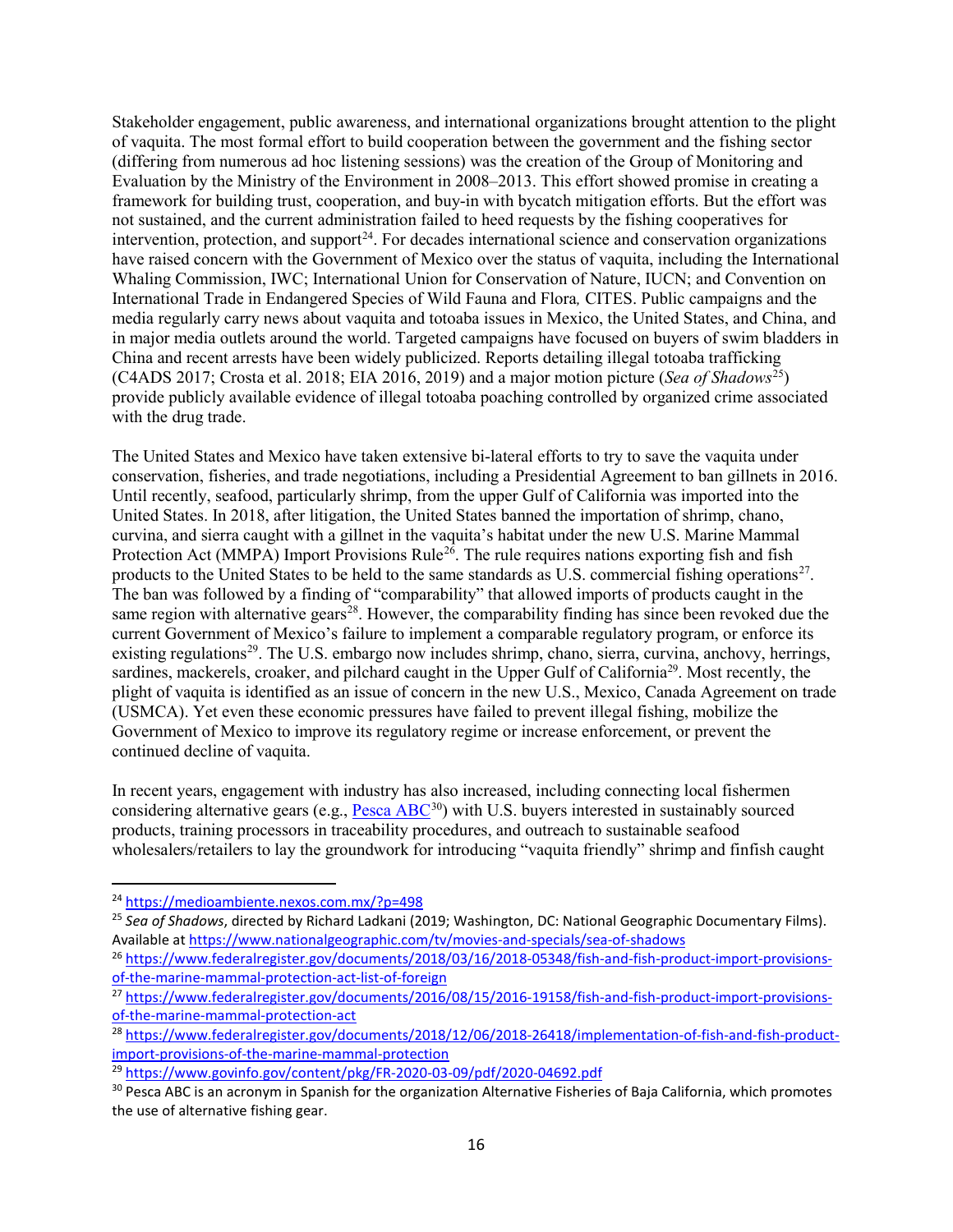Stakeholder engagement, public awareness, and international organizations brought attention to the plight of vaquita. The most formal effort to build cooperation between the government and the fishing sector (differing from numerous ad hoc listening sessions) was the creation of the Group of Monitoring and Evaluation by the Ministry of the Environment in 2008–2013. This effort showed promise in creating a framework for building trust, cooperation, and buy-in with bycatch mitigation efforts. But the effort was not sustained, and the current administration failed to heed requests by the fishing cooperatives for intervention, protection, and support[24]. For decades international science and conservation organizations have raised concern with the Government of Mexico over the status of vaquita, including the International Whaling Commission, IWC; International Union for Conservation of Nature, IUCN; and Convention on International Trade in Endangered Species of Wild Fauna and Flora*,* CITES. Public campaigns and the media regularly carry news about vaquita and totoaba issues in Mexico, the United States, and China, and in major media outlets around the world. Targeted campaigns have focused on buyers of swim bladders in China and recent arrests have been widely publicized. Reports detailing illegal totoaba trafficking (C4ADS 2017; Crosta et al. 2018; EIA 2016, 2019) and a major motion picture (*Sea of Shadows*[25]) provide publicly available evidence of illegal totoaba poaching controlled by organized crime associated with the drug trade.

The United States and Mexico have taken extensive bi-lateral efforts to try to save the vaquita under conservation, fisheries, and trade negotiations, including a Presidential Agreement to ban gillnets in 2016. Until recently, seafood, particularly shrimp, from the upper Gulf of California was imported into the United States. In 2018, after litigation, the United States banned the importation of shrimp, chano, curvina, and sierra caught with a gillnet in the vaquita's habitat under the new U.S. Marine Mammal Protection Act (MMPA) Import Provisions Rule[26]. The rule requires nations exporting fish and fish products to the United States to be held to the same standards as U.S. commercial fishing operations[27]. The ban was followed by a finding of "comparability" that allowed imports of products caught in the same region with alternative gears[28]. However, the comparability finding has since been revoked due the current Government of Mexico's failure to implement a comparable regulatory program, or enforce its existing regulations[29]. The U.S. embargo now includes shrimp, chano, sierra, curvina, anchovy, herrings, sardines, mackerels, croaker, and pilchard caught in the Upper Gulf of California[29]. Most recently, the plight of vaquita is identified as an issue of concern in the new U.S., Mexico, Canada Agreement on trade (USMCA). Yet even these economic pressures have failed to prevent illegal fishing, mobilize the Government of Mexico to improve its regulatory regime or increase enforcement, or prevent the continued decline of vaquita.

In recent years, engagement with industry has also increased, including connecting local fishermen considering alternative gears (e.g., Pesca ABC[30]) with U.S. buyers interested in sustainably sourced products, training processors in traceability procedures, and outreach to sustainable seafood wholesalers/retailers to lay the groundwork for introducing "vaquita friendly" shrimp and finfish caught

---

[24] https://medioambiente.nexos.com.mx/?p=498

[25] *Sea of Shadows*, directed by Richard Ladkani (2019; Washington, DC: National Geographic Documentary Films). Available at https://www.nationalgeographic.com/tv/movies-and-specials/sea-of-shadows

[26] https://www.federalregister.gov/documents/2018/03/16/2018-05348/fish-and-fish-product-import-provisions-of-the-marine-mammal-protection-act-list-of-foreign

[27] https://www.federalregister.gov/documents/2016/08/15/2016-19158/fish-and-fish-product-import-provisions-of-the-marine-mammal-protection-act

[28] https://www.federalregister.gov/documents/2018/12/06/2018-26418/implementation-of-fish-and-fish-product-import-provisions-of-the-marine-mammal-protection

[29] https://www.govinfo.gov/content/pkg/FR-2020-03-09/pdf/2020-04692.pdf

[30] Pesca ABC is an acronym in Spanish for the organization Alternative Fisheries of Baja California, which promotes the use of alternative fishing gear.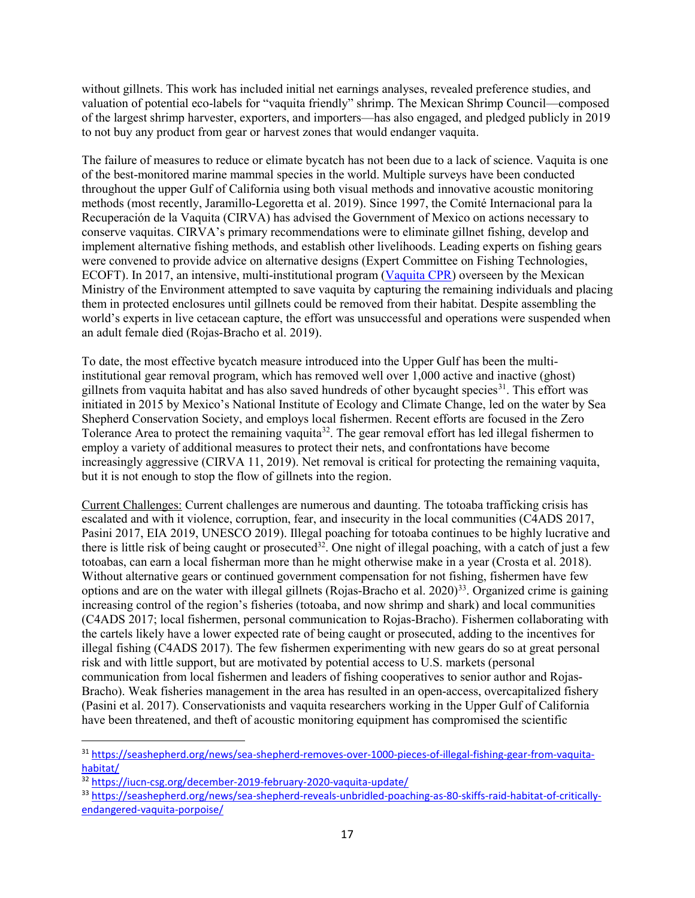without gillnets. This work has included initial net earnings analyses, revealed preference studies, and valuation of potential eco-labels for "vaquita friendly" shrimp. The Mexican Shrimp Council—composed of the largest shrimp harvester, exporters, and importers—has also engaged, and pledged publicly in 2019 to not buy any product from gear or harvest zones that would endanger vaquita.

The failure of measures to reduce or elimate bycatch has not been due to a lack of science. Vaquita is one of the best-monitored marine mammal species in the world. Multiple surveys have been conducted throughout the upper Gulf of California using both visual methods and innovative acoustic monitoring methods (most recently, Jaramillo-Legoretta et al. 2019). Since 1997, the Comité Internacional para la Recuperación de la Vaquita (CIRVA) has advised the Government of Mexico on actions necessary to conserve vaquitas. CIRVA's primary recommendations were to eliminate gillnet fishing, develop and implement alternative fishing methods, and establish other livelihoods. Leading experts on fishing gears were convened to provide advice on alternative designs (Expert Committee on Fishing Technologies, ECOFT). In 2017, an intensive, multi-institutional program (Vaquita CPR) overseen by the Mexican Ministry of the Environment attempted to save vaquita by capturing the remaining individuals and placing them in protected enclosures until gillnets could be removed from their habitat. Despite assembling the world's experts in live cetacean capture, the effort was unsuccessful and operations were suspended when an adult female died (Rojas-Bracho et al. 2019).

To date, the most effective bycatch measure introduced into the Upper Gulf has been the multi-institutional gear removal program, which has removed well over 1,000 active and inactive (ghost) gillnets from vaquita habitat and has also saved hundreds of other bycaught species[31]. This effort was initiated in 2015 by Mexico's National Institute of Ecology and Climate Change, led on the water by Sea Shepherd Conservation Society, and employs local fishermen. Recent efforts are focused in the Zero Tolerance Area to protect the remaining vaquita[32]. The gear removal effort has led illegal fishermen to employ a variety of additional measures to protect their nets, and confrontations have become increasingly aggressive (CIRVA 11, 2019). Net removal is critical for protecting the remaining vaquita, but it is not enough to stop the flow of gillnets into the region.

Current Challenges: Current challenges are numerous and daunting. The totoaba trafficking crisis has escalated and with it violence, corruption, fear, and insecurity in the local communities (C4ADS 2017, Pasini 2017, EIA 2019, UNESCO 2019). Illegal poaching for totoaba continues to be highly lucrative and there is little risk of being caught or prosecuted[32]. One night of illegal poaching, with a catch of just a few totoabas, can earn a local fisherman more than he might otherwise make in a year (Crosta et al. 2018). Without alternative gears or continued government compensation for not fishing, fishermen have few options and are on the water with illegal gillnets (Rojas-Bracho et al. 2020)[33]. Organized crime is gaining increasing control of the region's fisheries (totoaba, and now shrimp and shark) and local communities (C4ADS 2017; local fishermen, personal communication to Rojas-Bracho). Fishermen collaborating with the cartels likely have a lower expected rate of being caught or prosecuted, adding to the incentives for illegal fishing (C4ADS 2017). The few fishermen experimenting with new gears do so at great personal risk and with little support, but are motivated by potential access to U.S. markets (personal communication from local fishermen and leaders of fishing cooperatives to senior author and Rojas-Bracho). Weak fisheries management in the area has resulted in an open-access, overcapitalized fishery (Pasini et al. 2017). Conservationists and vaquita researchers working in the Upper Gulf of California have been threatened, and theft of acoustic monitoring equipment has compromised the scientific

---

[31] https://seashepherd.org/news/sea-shepherd-removes-over-1000-pieces-of-illegal-fishing-gear-from-vaquita-habitat/

[32] https://iucn-csg.org/december-2019-february-2020-vaquita-update/

[33] https://seashepherd.org/news/sea-shepherd-reveals-unbridled-poaching-as-80-skiffs-raid-habitat-of-critically-endangered-vaquita-porpoise/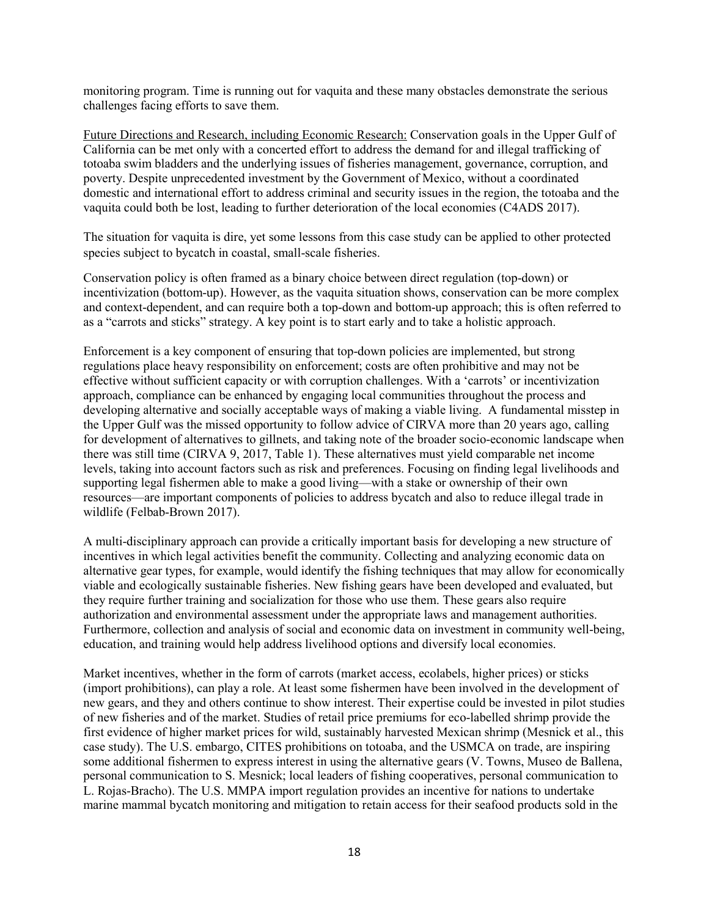monitoring program. Time is running out for vaquita and these many obstacles demonstrate the serious challenges facing efforts to save them.

<u>Future Directions and Research, including Economic Research:</u> Conservation goals in the Upper Gulf of California can be met only with a concerted effort to address the demand for and illegal trafficking of totoaba swim bladders and the underlying issues of fisheries management, governance, corruption, and poverty. Despite unprecedented investment by the Government of Mexico, without a coordinated domestic and international effort to address criminal and security issues in the region, the totoaba and the vaquita could both be lost, leading to further deterioration of the local economies (C4ADS 2017).

The situation for vaquita is dire, yet some lessons from this case study can be applied to other protected species subject to bycatch in coastal, small-scale fisheries.

Conservation policy is often framed as a binary choice between direct regulation (top-down) or incentivization (bottom-up). However, as the vaquita situation shows, conservation can be more complex and context-dependent, and can require both a top-down and bottom-up approach; this is often referred to as a "carrots and sticks" strategy. A key point is to start early and to take a holistic approach.

Enforcement is a key component of ensuring that top-down policies are implemented, but strong regulations place heavy responsibility on enforcement; costs are often prohibitive and may not be effective without sufficient capacity or with corruption challenges. With a 'carrots' or incentivization approach, compliance can be enhanced by engaging local communities throughout the process and developing alternative and socially acceptable ways of making a viable living. A fundamental misstep in the Upper Gulf was the missed opportunity to follow advice of CIRVA more than 20 years ago, calling for development of alternatives to gillnets, and taking note of the broader socio-economic landscape when there was still time (CIRVA 9, 2017, Table 1). These alternatives must yield comparable net income levels, taking into account factors such as risk and preferences. Focusing on finding legal livelihoods and supporting legal fishermen able to make a good living—with a stake or ownership of their own resources—are important components of policies to address bycatch and also to reduce illegal trade in wildlife (Felbab-Brown 2017).

A multi-disciplinary approach can provide a critically important basis for developing a new structure of incentives in which legal activities benefit the community. Collecting and analyzing economic data on alternative gear types, for example, would identify the fishing techniques that may allow for economically viable and ecologically sustainable fisheries. New fishing gears have been developed and evaluated, but they require further training and socialization for those who use them. These gears also require authorization and environmental assessment under the appropriate laws and management authorities. Furthermore, collection and analysis of social and economic data on investment in community well-being, education, and training would help address livelihood options and diversify local economies.

Market incentives, whether in the form of carrots (market access, ecolabels, higher prices) or sticks (import prohibitions), can play a role. At least some fishermen have been involved in the development of new gears, and they and others continue to show interest. Their expertise could be invested in pilot studies of new fisheries and of the market. Studies of retail price premiums for eco-labelled shrimp provide the first evidence of higher market prices for wild, sustainably harvested Mexican shrimp (Mesnick et al., this case study). The U.S. embargo, CITES prohibitions on totoaba, and the USMCA on trade, are inspiring some additional fishermen to express interest in using the alternative gears (V. Towns, Museo de Ballena, personal communication to S. Mesnick; local leaders of fishing cooperatives, personal communication to L. Rojas-Bracho). The U.S. MMPA import regulation provides an incentive for nations to undertake marine mammal bycatch monitoring and mitigation to retain access for their seafood products sold in the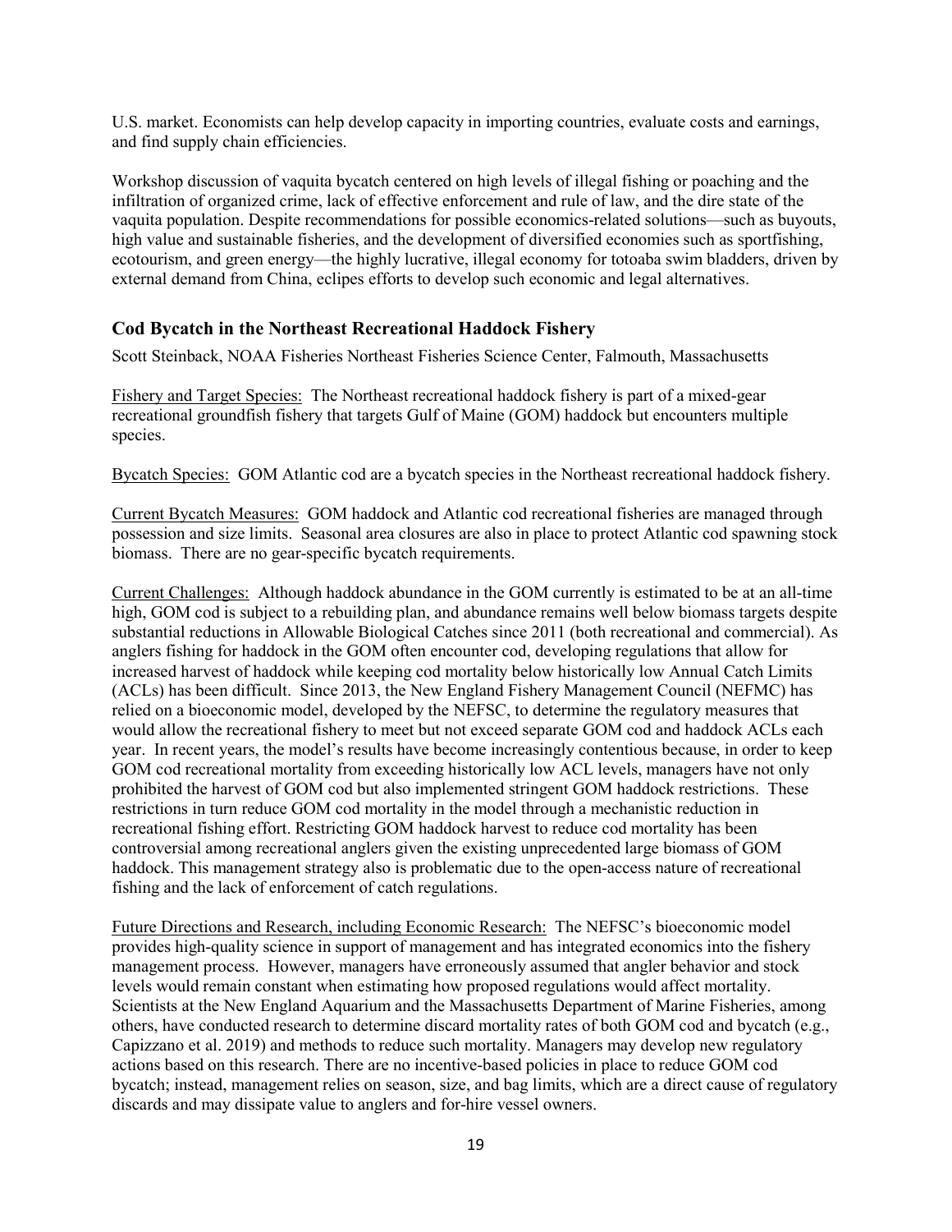U.S. market. Economists can help develop capacity in importing countries, evaluate costs and earnings, and find supply chain efficiencies.

Workshop discussion of vaquita bycatch centered on high levels of illegal fishing or poaching and the infiltration of organized crime, lack of effective enforcement and rule of law, and the dire state of the vaquita population. Despite recommendations for possible economics-related solutions—such as buyouts, high value and sustainable fisheries, and the development of diversified economies such as sportfishing, ecotourism, and green energy—the highly lucrative, illegal economy for totoaba swim bladders, driven by external demand from China, eclipes efforts to develop such economic and legal alternatives.

### Cod Bycatch in the Northeast Recreational Haddock Fishery

Scott Steinback, NOAA Fisheries Northeast Fisheries Science Center, Falmouth, Massachusetts

Fishery and Target Species: The Northeast recreational haddock fishery is part of a mixed-gear recreational groundfish fishery that targets Gulf of Maine (GOM) haddock but encounters multiple species.

Bycatch Species: GOM Atlantic cod are a bycatch species in the Northeast recreational haddock fishery.

Current Bycatch Measures: GOM haddock and Atlantic cod recreational fisheries are managed through possession and size limits. Seasonal area closures are also in place to protect Atlantic cod spawning stock biomass. There are no gear-specific bycatch requirements.

Current Challenges: Although haddock abundance in the GOM currently is estimated to be at an all-time high, GOM cod is subject to a rebuilding plan, and abundance remains well below biomass targets despite substantial reductions in Allowable Biological Catches since 2011 (both recreational and commercial). As anglers fishing for haddock in the GOM often encounter cod, developing regulations that allow for increased harvest of haddock while keeping cod mortality below historically low Annual Catch Limits (ACLs) has been difficult. Since 2013, the New England Fishery Management Council (NEFMC) has relied on a bioeconomic model, developed by the NEFSC, to determine the regulatory measures that would allow the recreational fishery to meet but not exceed separate GOM cod and haddock ACLs each year. In recent years, the model's results have become increasingly contentious because, in order to keep GOM cod recreational mortality from exceeding historically low ACL levels, managers have not only prohibited the harvest of GOM cod but also implemented stringent GOM haddock restrictions. These restrictions in turn reduce GOM cod mortality in the model through a mechanistic reduction in recreational fishing effort. Restricting GOM haddock harvest to reduce cod mortality has been controversial among recreational anglers given the existing unprecedented large biomass of GOM haddock. This management strategy also is problematic due to the open-access nature of recreational fishing and the lack of enforcement of catch regulations.

Future Directions and Research, including Economic Research: The NEFSC's bioeconomic model provides high-quality science in support of management and has integrated economics into the fishery management process. However, managers have erroneously assumed that angler behavior and stock levels would remain constant when estimating how proposed regulations would affect mortality. Scientists at the New England Aquarium and the Massachusetts Department of Marine Fisheries, among others, have conducted research to determine discard mortality rates of both GOM cod and bycatch (e.g., Capizzano et al. 2019) and methods to reduce such mortality. Managers may develop new regulatory actions based on this research. There are no incentive-based policies in place to reduce GOM cod bycatch; instead, management relies on season, size, and bag limits, which are a direct cause of regulatory discards and may dissipate value to anglers and for-hire vessel owners.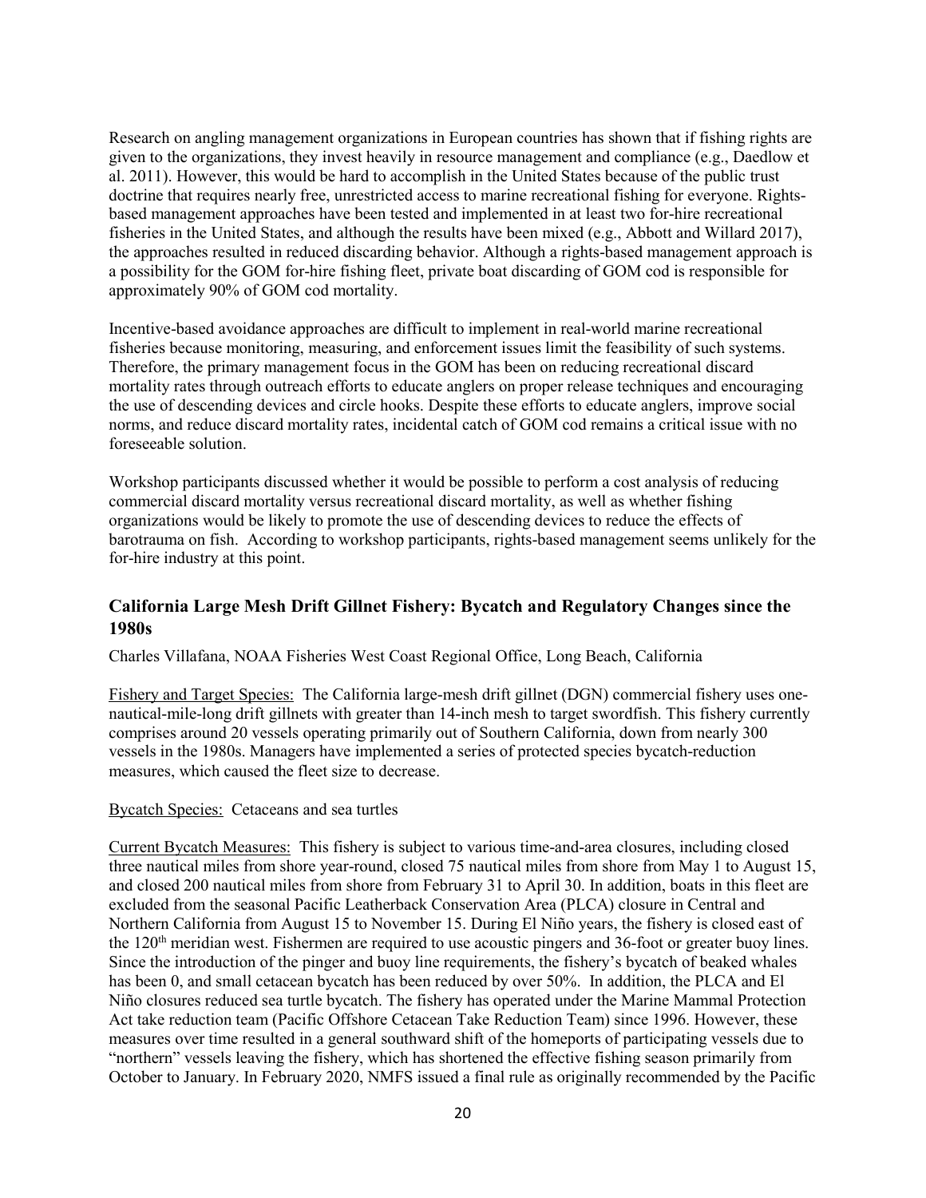Research on angling management organizations in European countries has shown that if fishing rights are given to the organizations, they invest heavily in resource management and compliance (e.g., Daedlow et al. 2011). However, this would be hard to accomplish in the United States because of the public trust doctrine that requires nearly free, unrestricted access to marine recreational fishing for everyone. Rights-based management approaches have been tested and implemented in at least two for-hire recreational fisheries in the United States, and although the results have been mixed (e.g., Abbott and Willard 2017), the approaches resulted in reduced discarding behavior. Although a rights-based management approach is a possibility for the GOM for-hire fishing fleet, private boat discarding of GOM cod is responsible for approximately 90% of GOM cod mortality.

Incentive-based avoidance approaches are difficult to implement in real-world marine recreational fisheries because monitoring, measuring, and enforcement issues limit the feasibility of such systems. Therefore, the primary management focus in the GOM has been on reducing recreational discard mortality rates through outreach efforts to educate anglers on proper release techniques and encouraging the use of descending devices and circle hooks. Despite these efforts to educate anglers, improve social norms, and reduce discard mortality rates, incidental catch of GOM cod remains a critical issue with no foreseeable solution.

Workshop participants discussed whether it would be possible to perform a cost analysis of reducing commercial discard mortality versus recreational discard mortality, as well as whether fishing organizations would be likely to promote the use of descending devices to reduce the effects of barotrauma on fish. According to workshop participants, rights-based management seems unlikely for the for-hire industry at this point.

## California Large Mesh Drift Gillnet Fishery: Bycatch and Regulatory Changes since the 1980s

Charles Villafana, NOAA Fisheries West Coast Regional Office, Long Beach, California

Fishery and Target Species: The California large-mesh drift gillnet (DGN) commercial fishery uses one-nautical-mile-long drift gillnets with greater than 14-inch mesh to target swordfish. This fishery currently comprises around 20 vessels operating primarily out of Southern California, down from nearly 300 vessels in the 1980s. Managers have implemented a series of protected species bycatch-reduction measures, which caused the fleet size to decrease.

Bycatch Species: Cetaceans and sea turtles

Current Bycatch Measures: This fishery is subject to various time-and-area closures, including closed three nautical miles from shore year-round, closed 75 nautical miles from shore from May 1 to August 15, and closed 200 nautical miles from shore from February 31 to April 30. In addition, boats in this fleet are excluded from the seasonal Pacific Leatherback Conservation Area (PLCA) closure in Central and Northern California from August 15 to November 15. During El Niño years, the fishery is closed east of the 120th meridian west. Fishermen are required to use acoustic pingers and 36-foot or greater buoy lines. Since the introduction of the pinger and buoy line requirements, the fishery's bycatch of beaked whales has been 0, and small cetacean bycatch has been reduced by over 50%. In addition, the PLCA and El Niño closures reduced sea turtle bycatch. The fishery has operated under the Marine Mammal Protection Act take reduction team (Pacific Offshore Cetacean Take Reduction Team) since 1996. However, these measures over time resulted in a general southward shift of the homeports of participating vessels due to "northern" vessels leaving the fishery, which has shortened the effective fishing season primarily from October to January. In February 2020, NMFS issued a final rule as originally recommended by the Pacific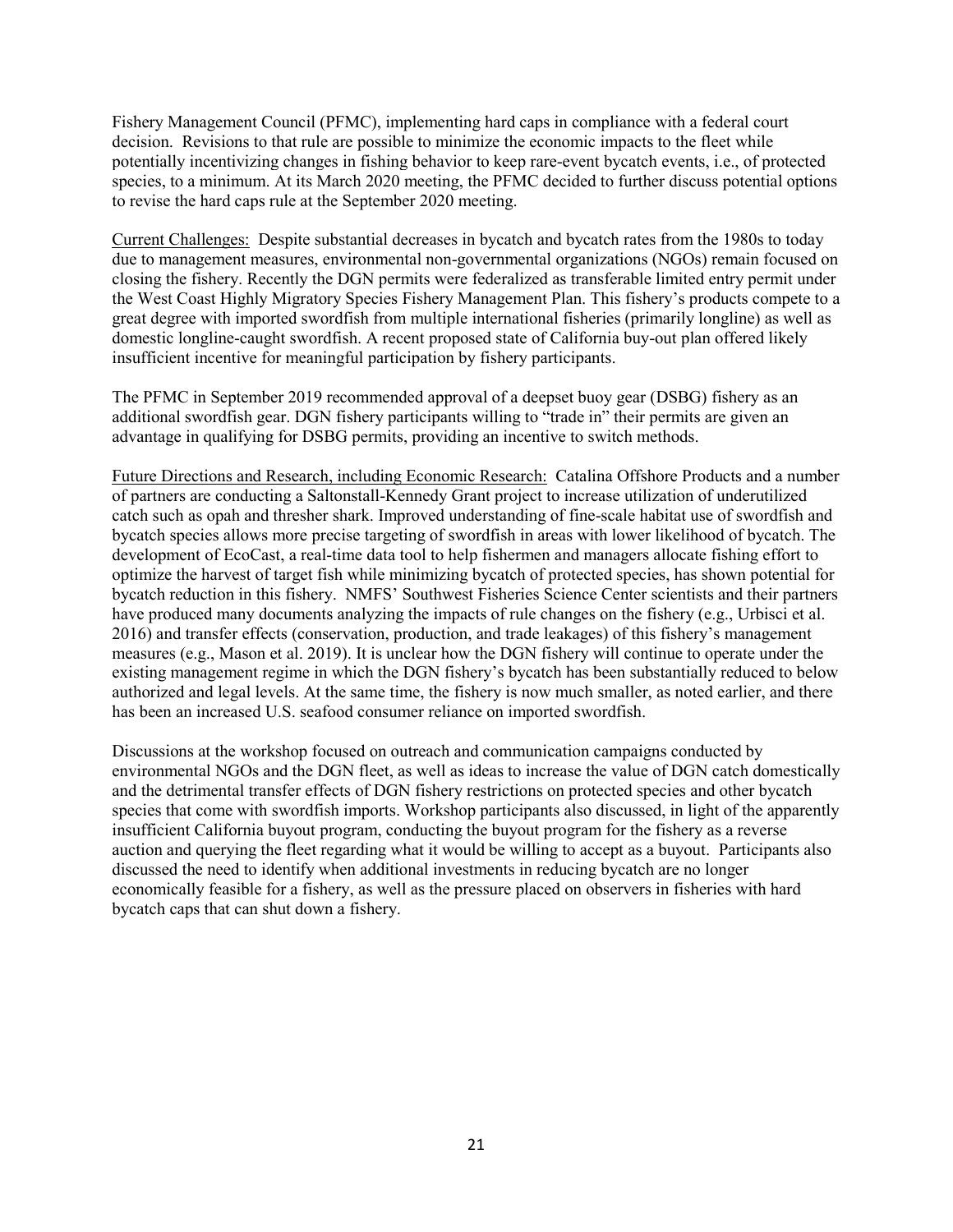Fishery Management Council (PFMC), implementing hard caps in compliance with a federal court decision. Revisions to that rule are possible to minimize the economic impacts to the fleet while potentially incentivizing changes in fishing behavior to keep rare-event bycatch events, i.e., of protected species, to a minimum. At its March 2020 meeting, the PFMC decided to further discuss potential options to revise the hard caps rule at the September 2020 meeting.

Current Challenges: Despite substantial decreases in bycatch and bycatch rates from the 1980s to today due to management measures, environmental non-governmental organizations (NGOs) remain focused on closing the fishery. Recently the DGN permits were federalized as transferable limited entry permit under the West Coast Highly Migratory Species Fishery Management Plan. This fishery's products compete to a great degree with imported swordfish from multiple international fisheries (primarily longline) as well as domestic longline-caught swordfish. A recent proposed state of California buy-out plan offered likely insufficient incentive for meaningful participation by fishery participants.

The PFMC in September 2019 recommended approval of a deepset buoy gear (DSBG) fishery as an additional swordfish gear. DGN fishery participants willing to "trade in" their permits are given an advantage in qualifying for DSBG permits, providing an incentive to switch methods.

Future Directions and Research, including Economic Research: Catalina Offshore Products and a number of partners are conducting a Saltonstall-Kennedy Grant project to increase utilization of underutilized catch such as opah and thresher shark. Improved understanding of fine-scale habitat use of swordfish and bycatch species allows more precise targeting of swordfish in areas with lower likelihood of bycatch. The development of EcoCast, a real-time data tool to help fishermen and managers allocate fishing effort to optimize the harvest of target fish while minimizing bycatch of protected species, has shown potential for bycatch reduction in this fishery. NMFS' Southwest Fisheries Science Center scientists and their partners have produced many documents analyzing the impacts of rule changes on the fishery (e.g., Urbisci et al. 2016) and transfer effects (conservation, production, and trade leakages) of this fishery's management measures (e.g., Mason et al. 2019). It is unclear how the DGN fishery will continue to operate under the existing management regime in which the DGN fishery's bycatch has been substantially reduced to below authorized and legal levels. At the same time, the fishery is now much smaller, as noted earlier, and there has been an increased U.S. seafood consumer reliance on imported swordfish.

Discussions at the workshop focused on outreach and communication campaigns conducted by environmental NGOs and the DGN fleet, as well as ideas to increase the value of DGN catch domestically and the detrimental transfer effects of DGN fishery restrictions on protected species and other bycatch species that come with swordfish imports. Workshop participants also discussed, in light of the apparently insufficient California buyout program, conducting the buyout program for the fishery as a reverse auction and querying the fleet regarding what it would be willing to accept as a buyout. Participants also discussed the need to identify when additional investments in reducing bycatch are no longer economically feasible for a fishery, as well as the pressure placed on observers in fisheries with hard bycatch caps that can shut down a fishery.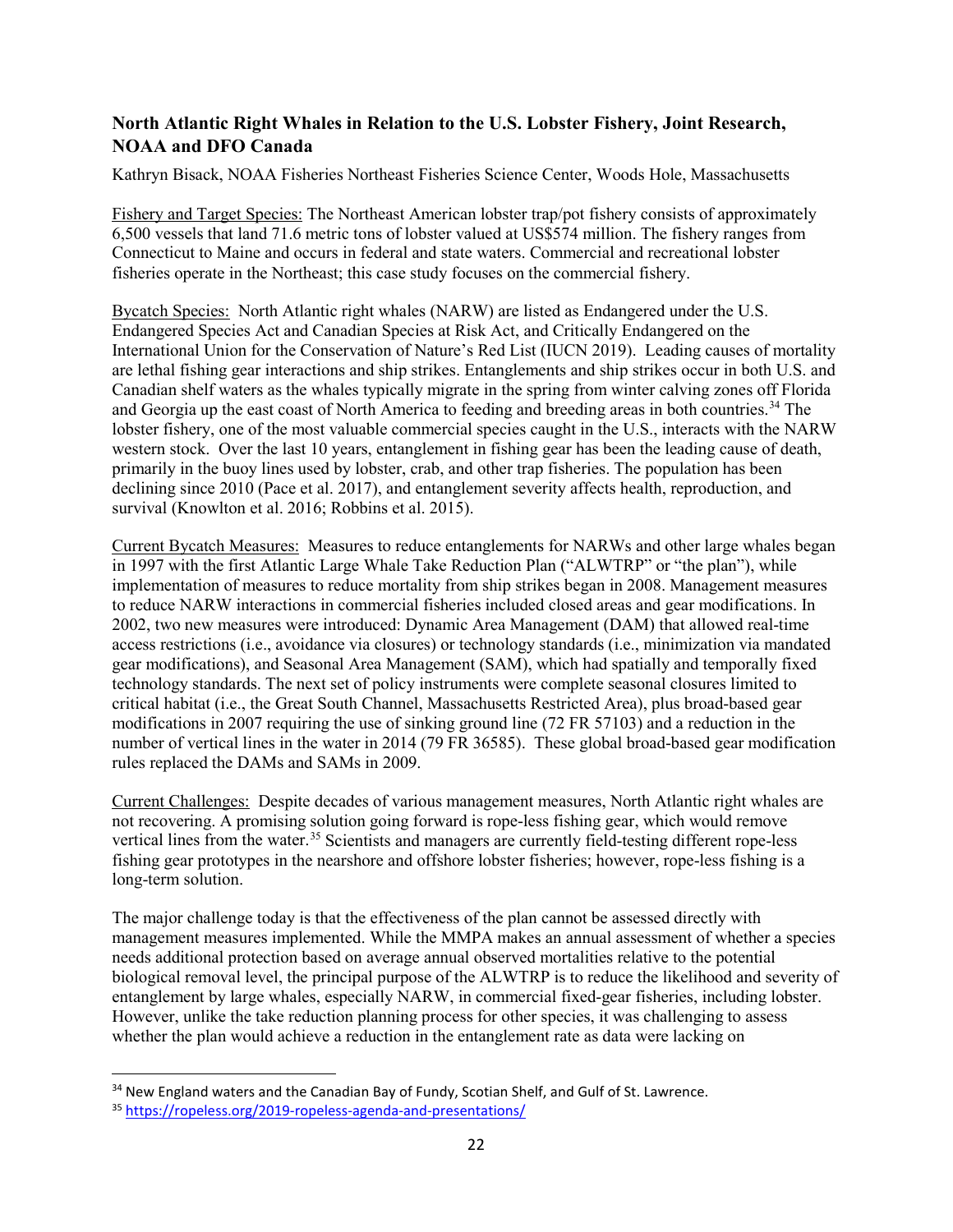## North Atlantic Right Whales in Relation to the U.S. Lobster Fishery, Joint Research, NOAA and DFO Canada

Kathryn Bisack, NOAA Fisheries Northeast Fisheries Science Center, Woods Hole, Massachusetts

Fishery and Target Species: The Northeast American lobster trap/pot fishery consists of approximately 6,500 vessels that land 71.6 metric tons of lobster valued at US$574 million. The fishery ranges from Connecticut to Maine and occurs in federal and state waters. Commercial and recreational lobster fisheries operate in the Northeast; this case study focuses on the commercial fishery.

Bycatch Species: North Atlantic right whales (NARW) are listed as Endangered under the U.S. Endangered Species Act and Canadian Species at Risk Act, and Critically Endangered on the International Union for the Conservation of Nature's Red List (IUCN 2019). Leading causes of mortality are lethal fishing gear interactions and ship strikes. Entanglements and ship strikes occur in both U.S. and Canadian shelf waters as the whales typically migrate in the spring from winter calving zones off Florida and Georgia up the east coast of North America to feeding and breeding areas in both countries.[34] The lobster fishery, one of the most valuable commercial species caught in the U.S., interacts with the NARW western stock. Over the last 10 years, entanglement in fishing gear has been the leading cause of death, primarily in the buoy lines used by lobster, crab, and other trap fisheries. The population has been declining since 2010 (Pace et al. 2017), and entanglement severity affects health, reproduction, and survival (Knowlton et al. 2016; Robbins et al. 2015).

Current Bycatch Measures: Measures to reduce entanglements for NARWs and other large whales began in 1997 with the first Atlantic Large Whale Take Reduction Plan ("ALWTRP" or "the plan"), while implementation of measures to reduce mortality from ship strikes began in 2008. Management measures to reduce NARW interactions in commercial fisheries included closed areas and gear modifications. In 2002, two new measures were introduced: Dynamic Area Management (DAM) that allowed real-time access restrictions (i.e., avoidance via closures) or technology standards (i.e., minimization via mandated gear modifications), and Seasonal Area Management (SAM), which had spatially and temporally fixed technology standards. The next set of policy instruments were complete seasonal closures limited to critical habitat (i.e., the Great South Channel, Massachusetts Restricted Area), plus broad-based gear modifications in 2007 requiring the use of sinking ground line (72 FR 57103) and a reduction in the number of vertical lines in the water in 2014 (79 FR 36585). These global broad-based gear modification rules replaced the DAMs and SAMs in 2009.

Current Challenges: Despite decades of various management measures, North Atlantic right whales are not recovering. A promising solution going forward is rope-less fishing gear, which would remove vertical lines from the water.[35] Scientists and managers are currently field-testing different rope-less fishing gear prototypes in the nearshore and offshore lobster fisheries; however, rope-less fishing is a long-term solution.

The major challenge today is that the effectiveness of the plan cannot be assessed directly with management measures implemented. While the MMPA makes an annual assessment of whether a species needs additional protection based on average annual observed mortalities relative to the potential biological removal level, the principal purpose of the ALWTRP is to reduce the likelihood and severity of entanglement by large whales, especially NARW, in commercial fixed-gear fisheries, including lobster. However, unlike the take reduction planning process for other species, it was challenging to assess whether the plan would achieve a reduction in the entanglement rate as data were lacking on

[34] New England waters and the Canadian Bay of Fundy, Scotian Shelf, and Gulf of St. Lawrence.

[35] https://ropeless.org/2019-ropeless-agenda-and-presentations/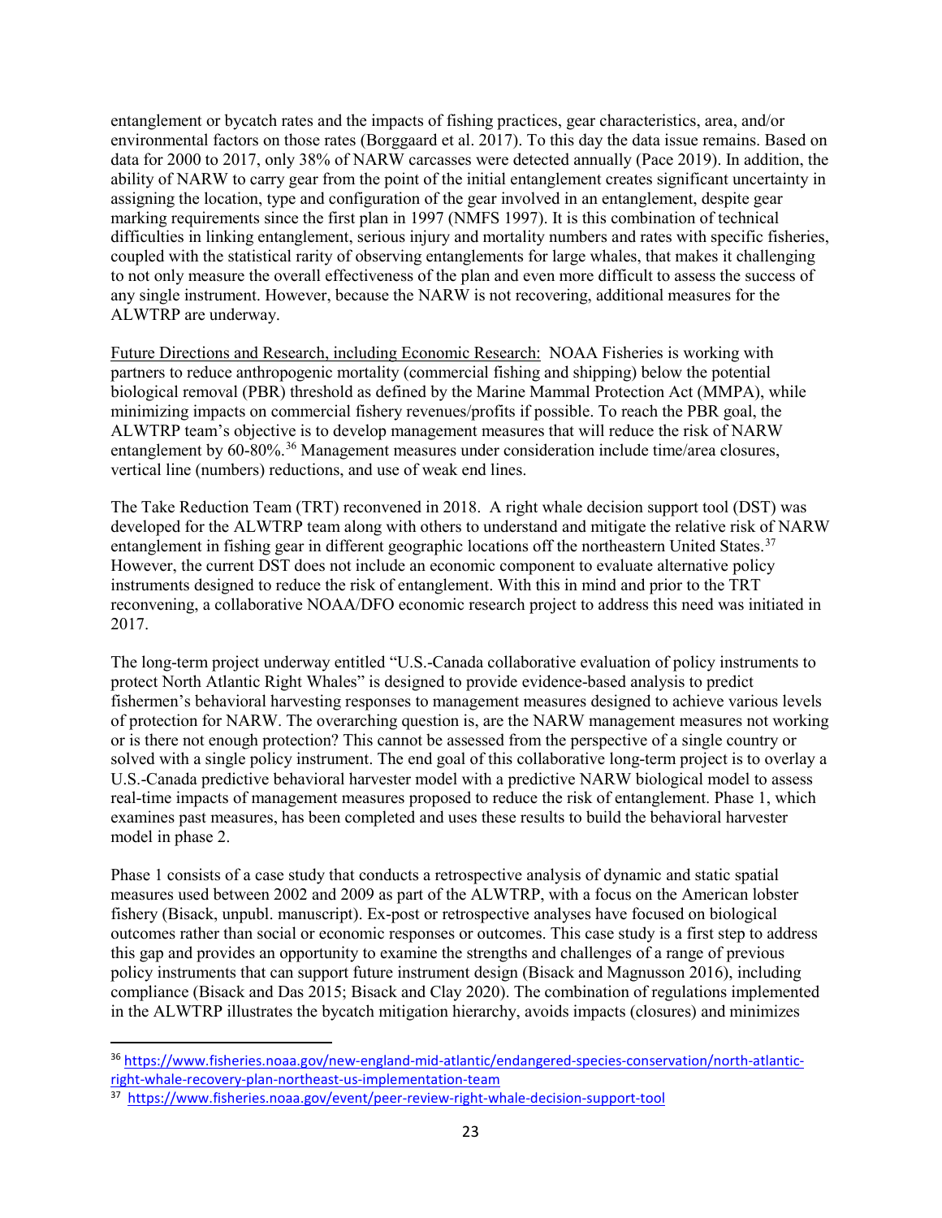entanglement or bycatch rates and the impacts of fishing practices, gear characteristics, area, and/or environmental factors on those rates (Borggaard et al. 2017). To this day the data issue remains. Based on data for 2000 to 2017, only 38% of NARW carcasses were detected annually (Pace 2019). In addition, the ability of NARW to carry gear from the point of the initial entanglement creates significant uncertainty in assigning the location, type and configuration of the gear involved in an entanglement, despite gear marking requirements since the first plan in 1997 (NMFS 1997). It is this combination of technical difficulties in linking entanglement, serious injury and mortality numbers and rates with specific fisheries, coupled with the statistical rarity of observing entanglements for large whales, that makes it challenging to not only measure the overall effectiveness of the plan and even more difficult to assess the success of any single instrument. However, because the NARW is not recovering, additional measures for the ALWTRP are underway.

Future Directions and Research, including Economic Research: NOAA Fisheries is working with partners to reduce anthropogenic mortality (commercial fishing and shipping) below the potential biological removal (PBR) threshold as defined by the Marine Mammal Protection Act (MMPA), while minimizing impacts on commercial fishery revenues/profits if possible. To reach the PBR goal, the ALWTRP team's objective is to develop management measures that will reduce the risk of NARW entanglement by 60-80%.[36] Management measures under consideration include time/area closures, vertical line (numbers) reductions, and use of weak end lines.

The Take Reduction Team (TRT) reconvened in 2018. A right whale decision support tool (DST) was developed for the ALWTRP team along with others to understand and mitigate the relative risk of NARW entanglement in fishing gear in different geographic locations off the northeastern United States.[37] However, the current DST does not include an economic component to evaluate alternative policy instruments designed to reduce the risk of entanglement. With this in mind and prior to the TRT reconvening, a collaborative NOAA/DFO economic research project to address this need was initiated in 2017.

The long-term project underway entitled "U.S.-Canada collaborative evaluation of policy instruments to protect North Atlantic Right Whales" is designed to provide evidence-based analysis to predict fishermen's behavioral harvesting responses to management measures designed to achieve various levels of protection for NARW. The overarching question is, are the NARW management measures not working or is there not enough protection? This cannot be assessed from the perspective of a single country or solved with a single policy instrument. The end goal of this collaborative long-term project is to overlay a U.S.-Canada predictive behavioral harvester model with a predictive NARW biological model to assess real-time impacts of management measures proposed to reduce the risk of entanglement. Phase 1, which examines past measures, has been completed and uses these results to build the behavioral harvester model in phase 2.

Phase 1 consists of a case study that conducts a retrospective analysis of dynamic and static spatial measures used between 2002 and 2009 as part of the ALWTRP, with a focus on the American lobster fishery (Bisack, unpubl. manuscript). Ex-post or retrospective analyses have focused on biological outcomes rather than social or economic responses or outcomes. This case study is a first step to address this gap and provides an opportunity to examine the strengths and challenges of a range of previous policy instruments that can support future instrument design (Bisack and Magnusson 2016), including compliance (Bisack and Das 2015; Bisack and Clay 2020). The combination of regulations implemented in the ALWTRP illustrates the bycatch mitigation hierarchy, avoids impacts (closures) and minimizes

---

[36] https://www.fisheries.noaa.gov/new-england-mid-atlantic/endangered-species-conservation/north-atlantic-right-whale-recovery-plan-northeast-us-implementation-team

[37] https://www.fisheries.noaa.gov/event/peer-review-right-whale-decision-support-tool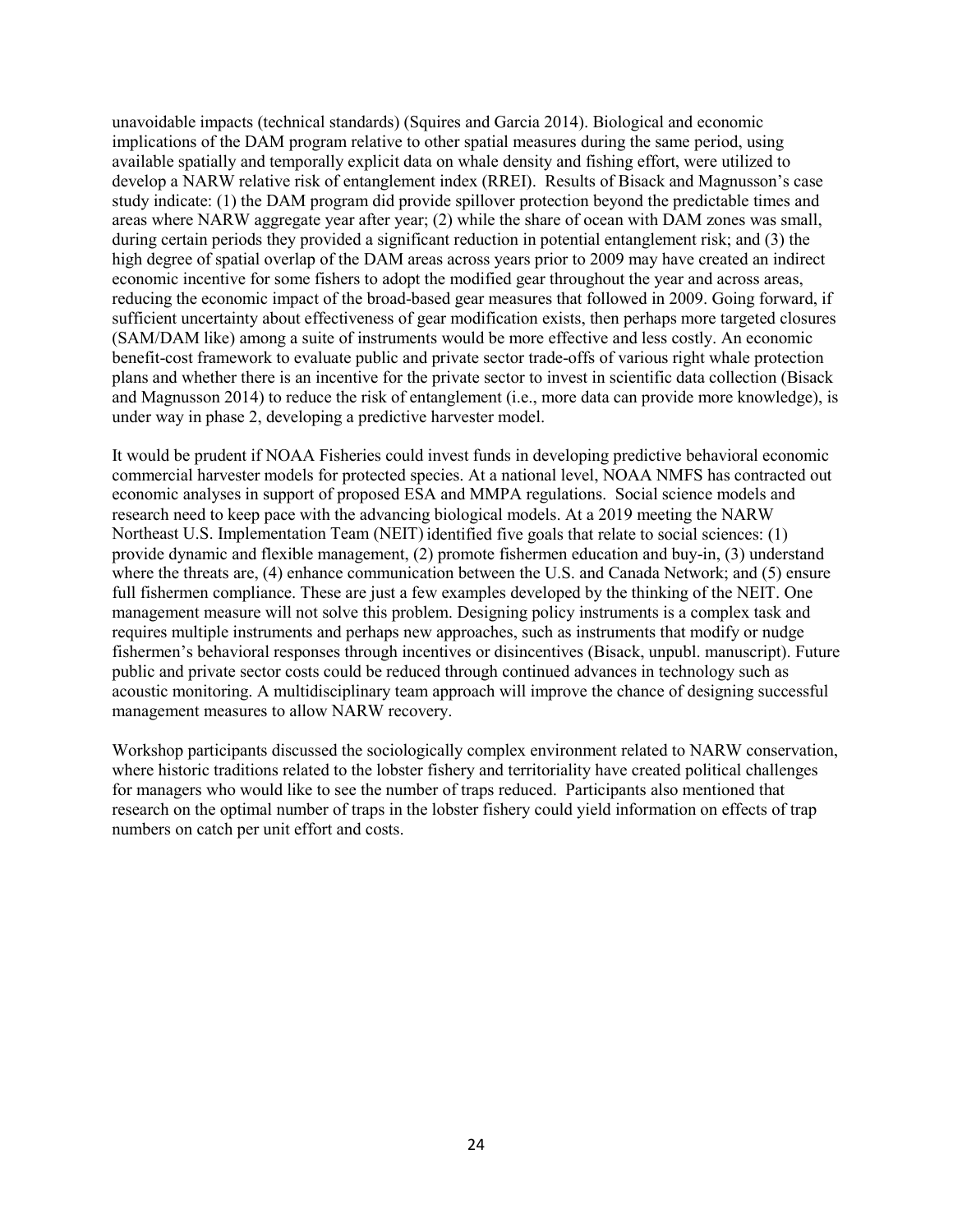unavoidable impacts (technical standards) (Squires and Garcia 2014). Biological and economic implications of the DAM program relative to other spatial measures during the same period, using available spatially and temporally explicit data on whale density and fishing effort, were utilized to develop a NARW relative risk of entanglement index (RREI). Results of Bisack and Magnusson's case study indicate: (1) the DAM program did provide spillover protection beyond the predictable times and areas where NARW aggregate year after year; (2) while the share of ocean with DAM zones was small, during certain periods they provided a significant reduction in potential entanglement risk; and (3) the high degree of spatial overlap of the DAM areas across years prior to 2009 may have created an indirect economic incentive for some fishers to adopt the modified gear throughout the year and across areas, reducing the economic impact of the broad-based gear measures that followed in 2009. Going forward, if sufficient uncertainty about effectiveness of gear modification exists, then perhaps more targeted closures (SAM/DAM like) among a suite of instruments would be more effective and less costly. An economic benefit-cost framework to evaluate public and private sector trade-offs of various right whale protection plans and whether there is an incentive for the private sector to invest in scientific data collection (Bisack and Magnusson 2014) to reduce the risk of entanglement (i.e., more data can provide more knowledge), is under way in phase 2, developing a predictive harvester model.

It would be prudent if NOAA Fisheries could invest funds in developing predictive behavioral economic commercial harvester models for protected species. At a national level, NOAA NMFS has contracted out economic analyses in support of proposed ESA and MMPA regulations. Social science models and research need to keep pace with the advancing biological models. At a 2019 meeting the NARW Northeast U.S. Implementation Team (NEIT) identified five goals that relate to social sciences: (1) provide dynamic and flexible management, (2) promote fishermen education and buy-in, (3) understand where the threats are, (4) enhance communication between the U.S. and Canada Network; and (5) ensure full fishermen compliance. These are just a few examples developed by the thinking of the NEIT. One management measure will not solve this problem. Designing policy instruments is a complex task and requires multiple instruments and perhaps new approaches, such as instruments that modify or nudge fishermen's behavioral responses through incentives or disincentives (Bisack, unpubl. manuscript). Future public and private sector costs could be reduced through continued advances in technology such as acoustic monitoring. A multidisciplinary team approach will improve the chance of designing successful management measures to allow NARW recovery.

Workshop participants discussed the sociologically complex environment related to NARW conservation, where historic traditions related to the lobster fishery and territoriality have created political challenges for managers who would like to see the number of traps reduced. Participants also mentioned that research on the optimal number of traps in the lobster fishery could yield information on effects of trap numbers on catch per unit effort and costs.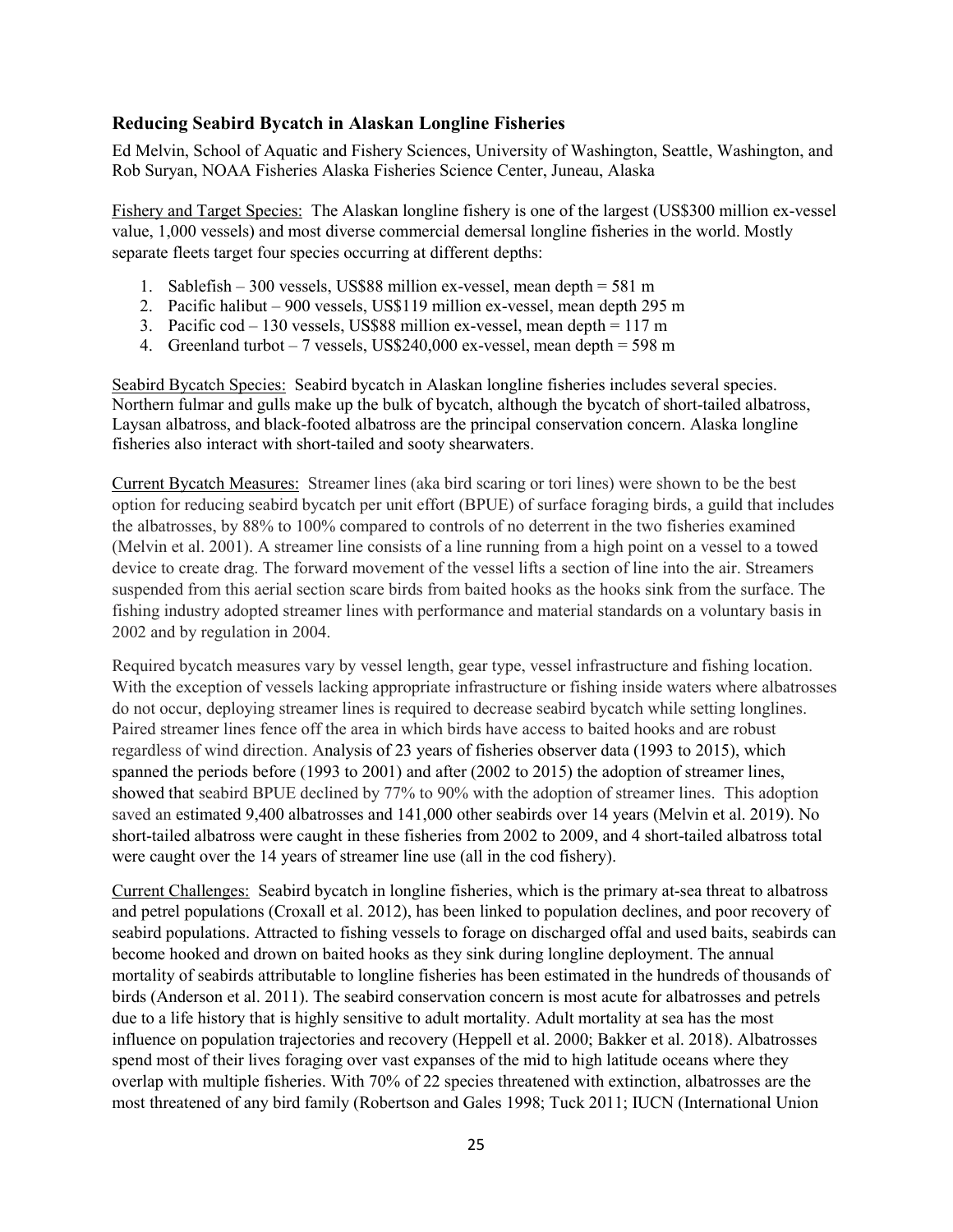## Reducing Seabird Bycatch in Alaskan Longline Fisheries

Ed Melvin, School of Aquatic and Fishery Sciences, University of Washington, Seattle, Washington, and Rob Suryan, NOAA Fisheries Alaska Fisheries Science Center, Juneau, Alaska

Fishery and Target Species: The Alaskan longline fishery is one of the largest (US$300 million ex-vessel value, 1,000 vessels) and most diverse commercial demersal longline fisheries in the world. Mostly separate fleets target four species occurring at different depths:

1. Sablefish – 300 vessels, US$88 million ex-vessel, mean depth = 581 m
2. Pacific halibut – 900 vessels, US$119 million ex-vessel, mean depth 295 m
3. Pacific cod – 130 vessels, US$88 million ex-vessel, mean depth = 117 m
4. Greenland turbot – 7 vessels, US$240,000 ex-vessel, mean depth = 598 m

Seabird Bycatch Species: Seabird bycatch in Alaskan longline fisheries includes several species. Northern fulmar and gulls make up the bulk of bycatch, although the bycatch of short-tailed albatross, Laysan albatross, and black-footed albatross are the principal conservation concern. Alaska longline fisheries also interact with short-tailed and sooty shearwaters.

Current Bycatch Measures: Streamer lines (aka bird scaring or tori lines) were shown to be the best option for reducing seabird bycatch per unit effort (BPUE) of surface foraging birds, a guild that includes the albatrosses, by 88% to 100% compared to controls of no deterrent in the two fisheries examined (Melvin et al. 2001). A streamer line consists of a line running from a high point on a vessel to a towed device to create drag. The forward movement of the vessel lifts a section of line into the air. Streamers suspended from this aerial section scare birds from baited hooks as the hooks sink from the surface. The fishing industry adopted streamer lines with performance and material standards on a voluntary basis in 2002 and by regulation in 2004.

Required bycatch measures vary by vessel length, gear type, vessel infrastructure and fishing location. With the exception of vessels lacking appropriate infrastructure or fishing inside waters where albatrosses do not occur, deploying streamer lines is required to decrease seabird bycatch while setting longlines. Paired streamer lines fence off the area in which birds have access to baited hooks and are robust regardless of wind direction. Analysis of 23 years of fisheries observer data (1993 to 2015), which spanned the periods before (1993 to 2001) and after (2002 to 2015) the adoption of streamer lines, showed that seabird BPUE declined by 77% to 90% with the adoption of streamer lines. This adoption saved an estimated 9,400 albatrosses and 141,000 other seabirds over 14 years (Melvin et al. 2019). No short-tailed albatross were caught in these fisheries from 2002 to 2009, and 4 short-tailed albatross total were caught over the 14 years of streamer line use (all in the cod fishery).

Current Challenges: Seabird bycatch in longline fisheries, which is the primary at-sea threat to albatross and petrel populations (Croxall et al. 2012), has been linked to population declines, and poor recovery of seabird populations. Attracted to fishing vessels to forage on discharged offal and used baits, seabirds can become hooked and drown on baited hooks as they sink during longline deployment. The annual mortality of seabirds attributable to longline fisheries has been estimated in the hundreds of thousands of birds (Anderson et al. 2011). The seabird conservation concern is most acute for albatrosses and petrels due to a life history that is highly sensitive to adult mortality. Adult mortality at sea has the most influence on population trajectories and recovery (Heppell et al. 2000; Bakker et al. 2018). Albatrosses spend most of their lives foraging over vast expanses of the mid to high latitude oceans where they overlap with multiple fisheries. With 70% of 22 species threatened with extinction, albatrosses are the most threatened of any bird family (Robertson and Gales 1998; Tuck 2011; IUCN (International Union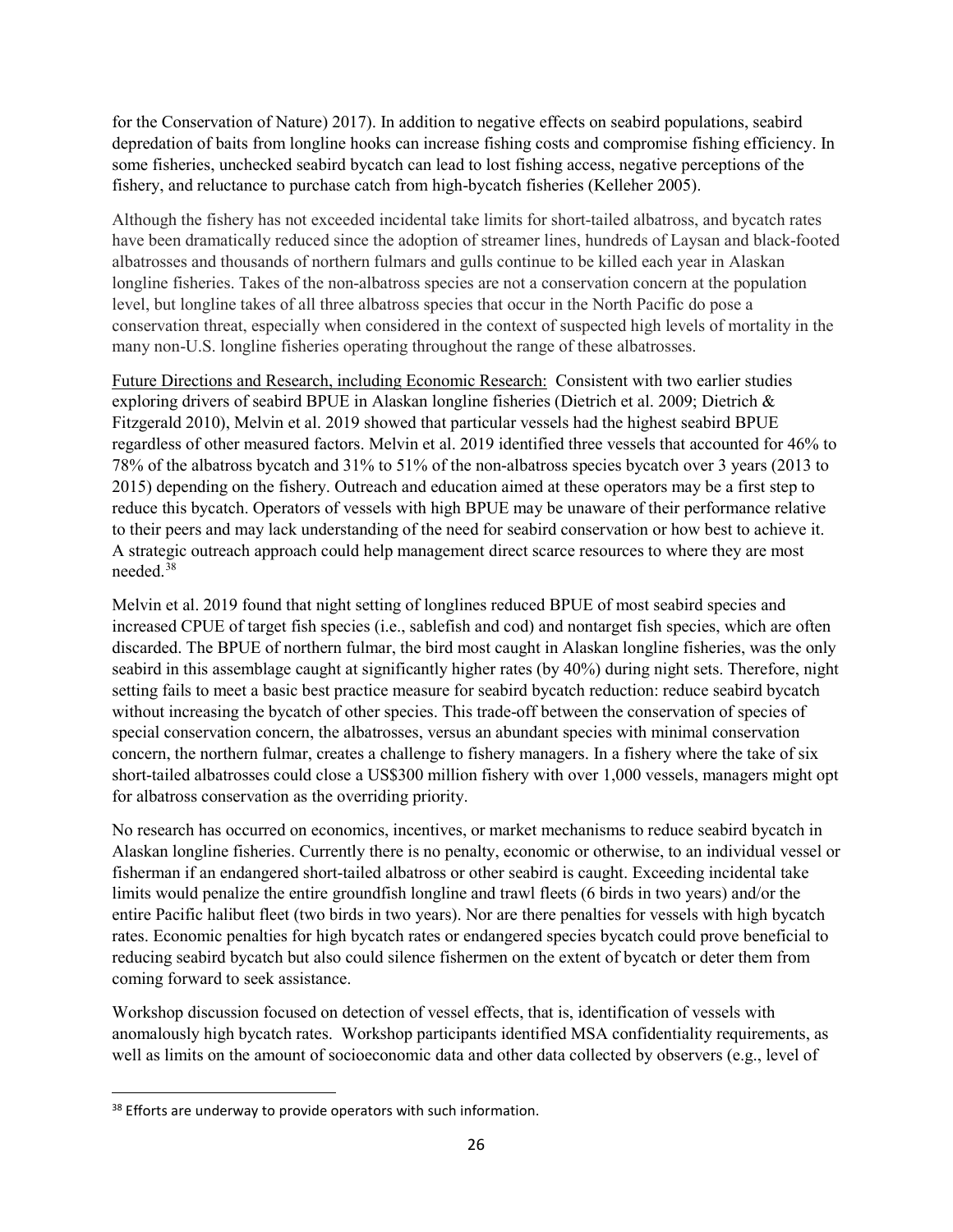for the Conservation of Nature) 2017). In addition to negative effects on seabird populations, seabird depredation of baits from longline hooks can increase fishing costs and compromise fishing efficiency. In some fisheries, unchecked seabird bycatch can lead to lost fishing access, negative perceptions of the fishery, and reluctance to purchase catch from high-bycatch fisheries (Kelleher 2005).

Although the fishery has not exceeded incidental take limits for short-tailed albatross, and bycatch rates have been dramatically reduced since the adoption of streamer lines, hundreds of Laysan and black-footed albatrosses and thousands of northern fulmars and gulls continue to be killed each year in Alaskan longline fisheries. Takes of the non-albatross species are not a conservation concern at the population level, but longline takes of all three albatross species that occur in the North Pacific do pose a conservation threat, especially when considered in the context of suspected high levels of mortality in the many non-U.S. longline fisheries operating throughout the range of these albatrosses.

Future Directions and Research, including Economic Research: Consistent with two earlier studies exploring drivers of seabird BPUE in Alaskan longline fisheries (Dietrich et al. 2009; Dietrich & Fitzgerald 2010), Melvin et al. 2019 showed that particular vessels had the highest seabird BPUE regardless of other measured factors. Melvin et al. 2019 identified three vessels that accounted for 46% to 78% of the albatross bycatch and 31% to 51% of the non-albatross species bycatch over 3 years (2013 to 2015) depending on the fishery. Outreach and education aimed at these operators may be a first step to reduce this bycatch. Operators of vessels with high BPUE may be unaware of their performance relative to their peers and may lack understanding of the need for seabird conservation or how best to achieve it. A strategic outreach approach could help management direct scarce resources to where they are most needed.[38]

Melvin et al. 2019 found that night setting of longlines reduced BPUE of most seabird species and increased CPUE of target fish species (i.e., sablefish and cod) and nontarget fish species, which are often discarded. The BPUE of northern fulmar, the bird most caught in Alaskan longline fisheries, was the only seabird in this assemblage caught at significantly higher rates (by 40%) during night sets. Therefore, night setting fails to meet a basic best practice measure for seabird bycatch reduction: reduce seabird bycatch without increasing the bycatch of other species. This trade-off between the conservation of species of special conservation concern, the albatrosses, versus an abundant species with minimal conservation concern, the northern fulmar, creates a challenge to fishery managers. In a fishery where the take of six short-tailed albatrosses could close a US$300 million fishery with over 1,000 vessels, managers might opt for albatross conservation as the overriding priority.

No research has occurred on economics, incentives, or market mechanisms to reduce seabird bycatch in Alaskan longline fisheries. Currently there is no penalty, economic or otherwise, to an individual vessel or fisherman if an endangered short-tailed albatross or other seabird is caught. Exceeding incidental take limits would penalize the entire groundfish longline and trawl fleets (6 birds in two years) and/or the entire Pacific halibut fleet (two birds in two years). Nor are there penalties for vessels with high bycatch rates. Economic penalties for high bycatch rates or endangered species bycatch could prove beneficial to reducing seabird bycatch but also could silence fishermen on the extent of bycatch or deter them from coming forward to seek assistance.

Workshop discussion focused on detection of vessel effects, that is, identification of vessels with anomalously high bycatch rates. Workshop participants identified MSA confidentiality requirements, as well as limits on the amount of socioeconomic data and other data collected by observers (e.g., level of

[38] Efforts are underway to provide operators with such information.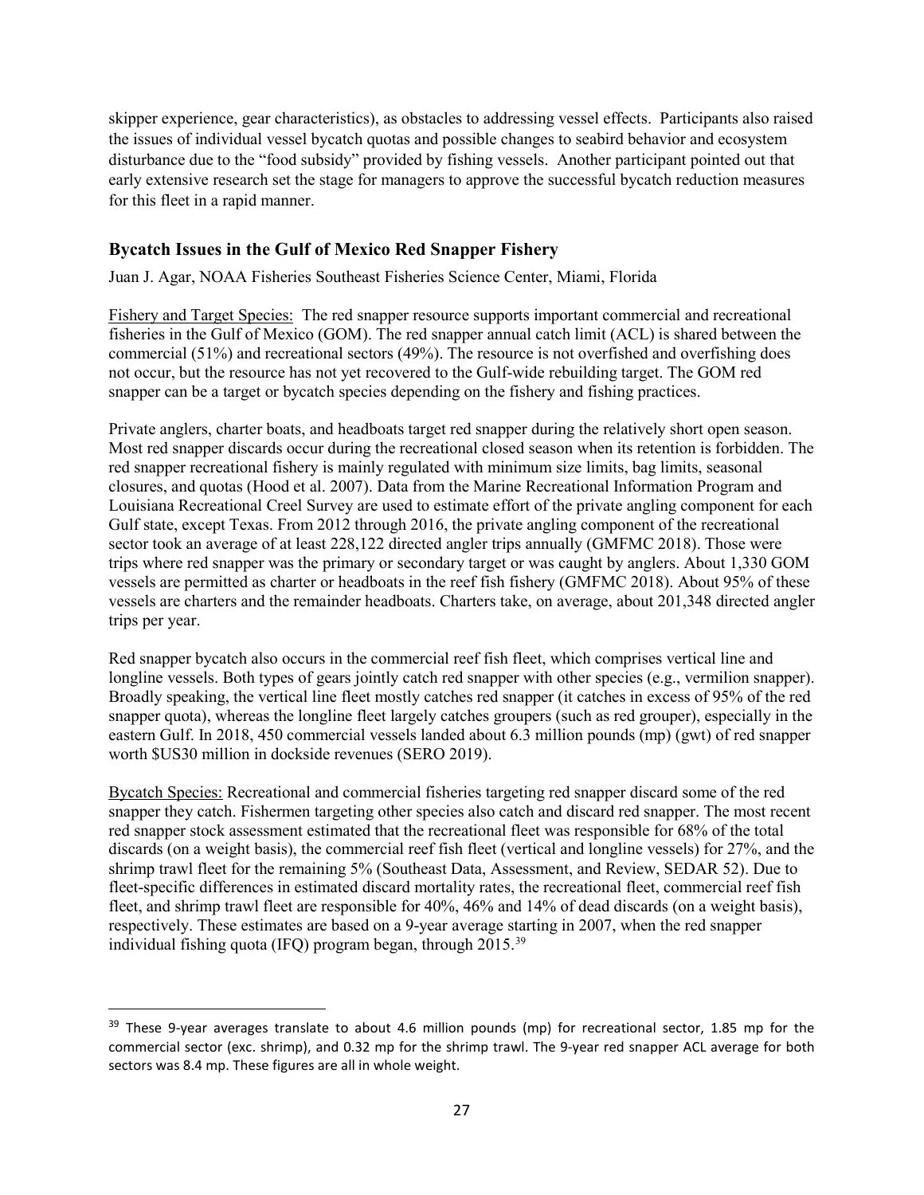skipper experience, gear characteristics), as obstacles to addressing vessel effects. Participants also raised the issues of individual vessel bycatch quotas and possible changes to seabird behavior and ecosystem disturbance due to the "food subsidy" provided by fishing vessels. Another participant pointed out that early extensive research set the stage for managers to approve the successful bycatch reduction measures for this fleet in a rapid manner.

### Bycatch Issues in the Gulf of Mexico Red Snapper Fishery

Juan J. Agar, NOAA Fisheries Southeast Fisheries Science Center, Miami, Florida

Fishery and Target Species: The red snapper resource supports important commercial and recreational fisheries in the Gulf of Mexico (GOM). The red snapper annual catch limit (ACL) is shared between the commercial (51%) and recreational sectors (49%). The resource is not overfished and overfishing does not occur, but the resource has not yet recovered to the Gulf-wide rebuilding target. The GOM red snapper can be a target or bycatch species depending on the fishery and fishing practices.

Private anglers, charter boats, and headboats target red snapper during the relatively short open season. Most red snapper discards occur during the recreational closed season when its retention is forbidden. The red snapper recreational fishery is mainly regulated with minimum size limits, bag limits, seasonal closures, and quotas (Hood et al. 2007). Data from the Marine Recreational Information Program and Louisiana Recreational Creel Survey are used to estimate effort of the private angling component for each Gulf state, except Texas. From 2012 through 2016, the private angling component of the recreational sector took an average of at least 228,122 directed angler trips annually (GMFMC 2018). Those were trips where red snapper was the primary or secondary target or was caught by anglers. About 1,330 GOM vessels are permitted as charter or headboats in the reef fish fishery (GMFMC 2018). About 95% of these vessels are charters and the remainder headboats. Charters take, on average, about 201,348 directed angler trips per year.

Red snapper bycatch also occurs in the commercial reef fish fleet, which comprises vertical line and longline vessels. Both types of gears jointly catch red snapper with other species (e.g., vermilion snapper). Broadly speaking, the vertical line fleet mostly catches red snapper (it catches in excess of 95% of the red snapper quota), whereas the longline fleet largely catches groupers (such as red grouper), especially in the eastern Gulf. In 2018, 450 commercial vessels landed about 6.3 million pounds (mp) (gwt) of red snapper worth $US30 million in dockside revenues (SERO 2019).

Bycatch Species: Recreational and commercial fisheries targeting red snapper discard some of the red snapper they catch. Fishermen targeting other species also catch and discard red snapper. The most recent red snapper stock assessment estimated that the recreational fleet was responsible for 68% of the total discards (on a weight basis), the commercial reef fish fleet (vertical and longline vessels) for 27%, and the shrimp trawl fleet for the remaining 5% (Southeast Data, Assessment, and Review, SEDAR 52). Due to fleet-specific differences in estimated discard mortality rates, the recreational fleet, commercial reef fish fleet, and shrimp trawl fleet are responsible for 40%, 46% and 14% of dead discards (on a weight basis), respectively. These estimates are based on a 9-year average starting in 2007, when the red snapper individual fishing quota (IFQ) program began, through 2015.[39]

[39] These 9-year averages translate to about 4.6 million pounds (mp) for recreational sector, 1.85 mp for the commercial sector (exc. shrimp), and 0.32 mp for the shrimp trawl. The 9-year red snapper ACL average for both sectors was 8.4 mp. These figures are all in whole weight.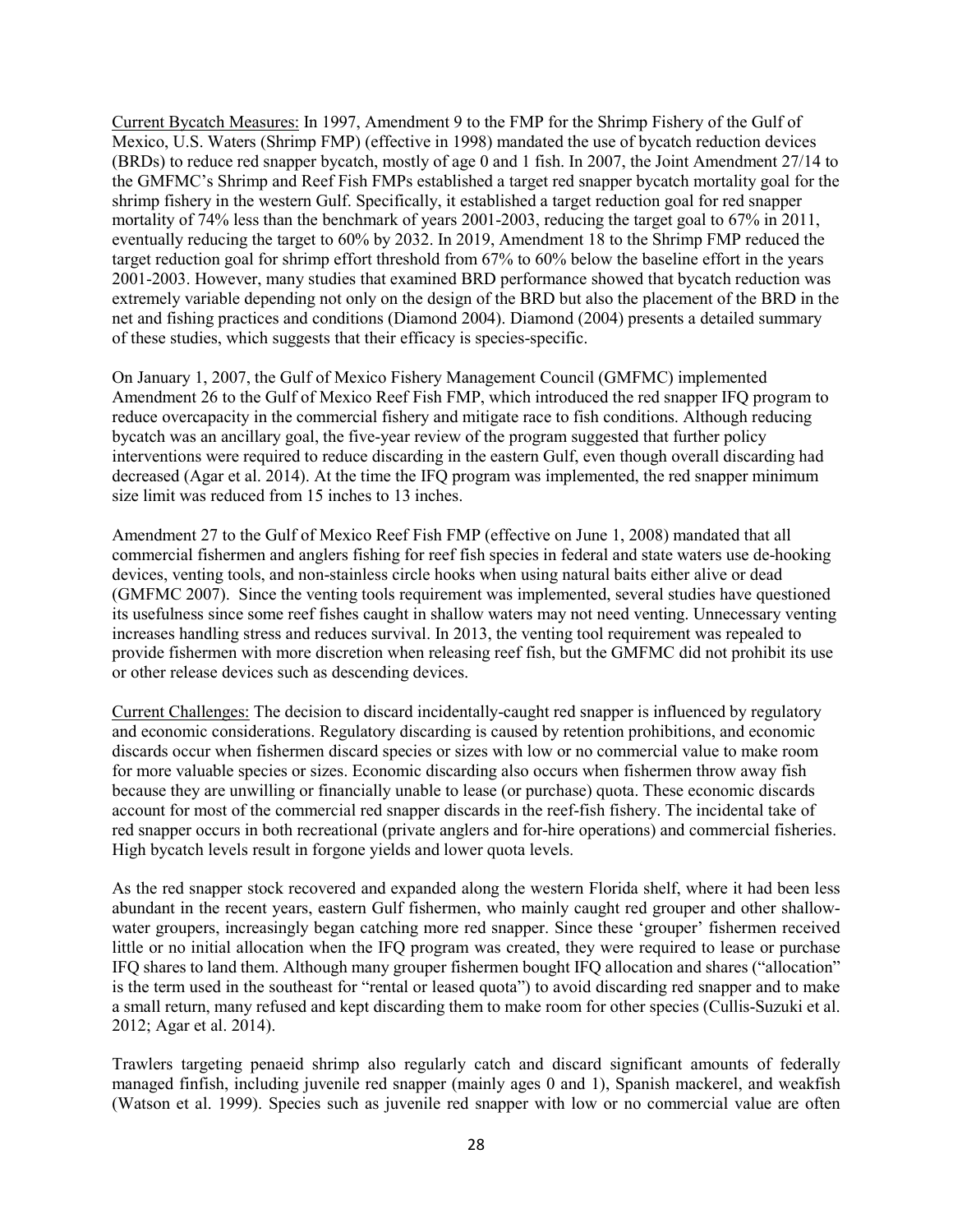Current Bycatch Measures: In 1997, Amendment 9 to the FMP for the Shrimp Fishery of the Gulf of Mexico, U.S. Waters (Shrimp FMP) (effective in 1998) mandated the use of bycatch reduction devices (BRDs) to reduce red snapper bycatch, mostly of age 0 and 1 fish. In 2007, the Joint Amendment 27/14 to the GMFMC's Shrimp and Reef Fish FMPs established a target red snapper bycatch mortality goal for the shrimp fishery in the western Gulf. Specifically, it established a target reduction goal for red snapper mortality of 74% less than the benchmark of years 2001-2003, reducing the target goal to 67% in 2011, eventually reducing the target to 60% by 2032. In 2019, Amendment 18 to the Shrimp FMP reduced the target reduction goal for shrimp effort threshold from 67% to 60% below the baseline effort in the years 2001-2003. However, many studies that examined BRD performance showed that bycatch reduction was extremely variable depending not only on the design of the BRD but also the placement of the BRD in the net and fishing practices and conditions (Diamond 2004). Diamond (2004) presents a detailed summary of these studies, which suggests that their efficacy is species-specific.

On January 1, 2007, the Gulf of Mexico Fishery Management Council (GMFMC) implemented Amendment 26 to the Gulf of Mexico Reef Fish FMP, which introduced the red snapper IFQ program to reduce overcapacity in the commercial fishery and mitigate race to fish conditions. Although reducing bycatch was an ancillary goal, the five-year review of the program suggested that further policy interventions were required to reduce discarding in the eastern Gulf, even though overall discarding had decreased (Agar et al. 2014). At the time the IFQ program was implemented, the red snapper minimum size limit was reduced from 15 inches to 13 inches.

Amendment 27 to the Gulf of Mexico Reef Fish FMP (effective on June 1, 2008) mandated that all commercial fishermen and anglers fishing for reef fish species in federal and state waters use de-hooking devices, venting tools, and non-stainless circle hooks when using natural baits either alive or dead (GMFMC 2007). Since the venting tools requirement was implemented, several studies have questioned its usefulness since some reef fishes caught in shallow waters may not need venting. Unnecessary venting increases handling stress and reduces survival. In 2013, the venting tool requirement was repealed to provide fishermen with more discretion when releasing reef fish, but the GMFMC did not prohibit its use or other release devices such as descending devices.

Current Challenges: The decision to discard incidentally-caught red snapper is influenced by regulatory and economic considerations. Regulatory discarding is caused by retention prohibitions, and economic discards occur when fishermen discard species or sizes with low or no commercial value to make room for more valuable species or sizes. Economic discarding also occurs when fishermen throw away fish because they are unwilling or financially unable to lease (or purchase) quota. These economic discards account for most of the commercial red snapper discards in the reef-fish fishery. The incidental take of red snapper occurs in both recreational (private anglers and for-hire operations) and commercial fisheries. High bycatch levels result in forgone yields and lower quota levels.

As the red snapper stock recovered and expanded along the western Florida shelf, where it had been less abundant in the recent years, eastern Gulf fishermen, who mainly caught red grouper and other shallow-water groupers, increasingly began catching more red snapper. Since these 'grouper' fishermen received little or no initial allocation when the IFQ program was created, they were required to lease or purchase IFQ shares to land them. Although many grouper fishermen bought IFQ allocation and shares ("allocation" is the term used in the southeast for "rental or leased quota") to avoid discarding red snapper and to make a small return, many refused and kept discarding them to make room for other species (Cullis-Suzuki et al. 2012; Agar et al. 2014).

Trawlers targeting penaeid shrimp also regularly catch and discard significant amounts of federally managed finfish, including juvenile red snapper (mainly ages 0 and 1), Spanish mackerel, and weakfish (Watson et al. 1999). Species such as juvenile red snapper with low or no commercial value are often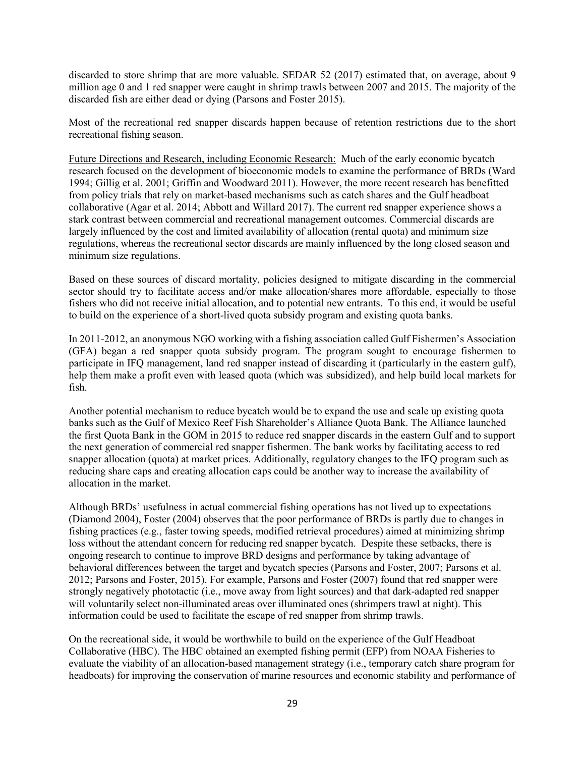discarded to store shrimp that are more valuable. SEDAR 52 (2017) estimated that, on average, about 9 million age 0 and 1 red snapper were caught in shrimp trawls between 2007 and 2015. The majority of the discarded fish are either dead or dying (Parsons and Foster 2015).

Most of the recreational red snapper discards happen because of retention restrictions due to the short recreational fishing season.

Future Directions and Research, including Economic Research: Much of the early economic bycatch research focused on the development of bioeconomic models to examine the performance of BRDs (Ward 1994; Gillig et al. 2001; Griffin and Woodward 2011). However, the more recent research has benefitted from policy trials that rely on market-based mechanisms such as catch shares and the Gulf headboat collaborative (Agar et al. 2014; Abbott and Willard 2017). The current red snapper experience shows a stark contrast between commercial and recreational management outcomes. Commercial discards are largely influenced by the cost and limited availability of allocation (rental quota) and minimum size regulations, whereas the recreational sector discards are mainly influenced by the long closed season and minimum size regulations.

Based on these sources of discard mortality, policies designed to mitigate discarding in the commercial sector should try to facilitate access and/or make allocation/shares more affordable, especially to those fishers who did not receive initial allocation, and to potential new entrants. To this end, it would be useful to build on the experience of a short-lived quota subsidy program and existing quota banks.

In 2011-2012, an anonymous NGO working with a fishing association called Gulf Fishermen's Association (GFA) began a red snapper quota subsidy program. The program sought to encourage fishermen to participate in IFQ management, land red snapper instead of discarding it (particularly in the eastern gulf), help them make a profit even with leased quota (which was subsidized), and help build local markets for fish.

Another potential mechanism to reduce bycatch would be to expand the use and scale up existing quota banks such as the Gulf of Mexico Reef Fish Shareholder's Alliance Quota Bank. The Alliance launched the first Quota Bank in the GOM in 2015 to reduce red snapper discards in the eastern Gulf and to support the next generation of commercial red snapper fishermen. The bank works by facilitating access to red snapper allocation (quota) at market prices. Additionally, regulatory changes to the IFQ program such as reducing share caps and creating allocation caps could be another way to increase the availability of allocation in the market.

Although BRDs' usefulness in actual commercial fishing operations has not lived up to expectations (Diamond 2004), Foster (2004) observes that the poor performance of BRDs is partly due to changes in fishing practices (e.g., faster towing speeds, modified retrieval procedures) aimed at minimizing shrimp loss without the attendant concern for reducing red snapper bycatch. Despite these setbacks, there is ongoing research to continue to improve BRD designs and performance by taking advantage of behavioral differences between the target and bycatch species (Parsons and Foster, 2007; Parsons et al. 2012; Parsons and Foster, 2015). For example, Parsons and Foster (2007) found that red snapper were strongly negatively phototactic (i.e., move away from light sources) and that dark-adapted red snapper will voluntarily select non-illuminated areas over illuminated ones (shrimpers trawl at night). This information could be used to facilitate the escape of red snapper from shrimp trawls.

On the recreational side, it would be worthwhile to build on the experience of the Gulf Headboat Collaborative (HBC). The HBC obtained an exempted fishing permit (EFP) from NOAA Fisheries to evaluate the viability of an allocation-based management strategy (i.e., temporary catch share program for headboats) for improving the conservation of marine resources and economic stability and performance of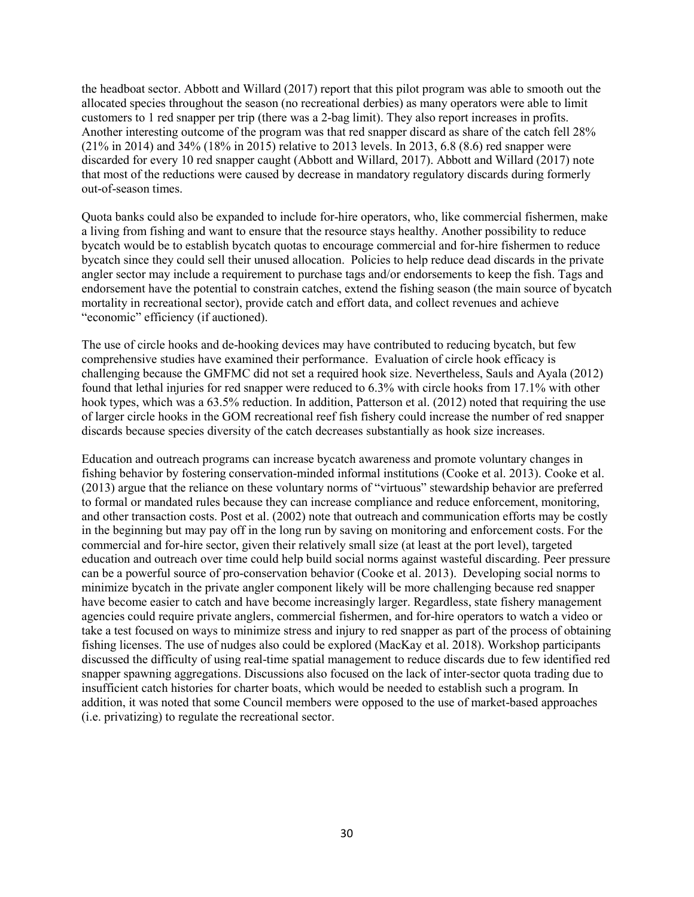the headboat sector. Abbott and Willard (2017) report that this pilot program was able to smooth out the allocated species throughout the season (no recreational derbies) as many operators were able to limit customers to 1 red snapper per trip (there was a 2-bag limit). They also report increases in profits. Another interesting outcome of the program was that red snapper discard as share of the catch fell 28% (21% in 2014) and 34% (18% in 2015) relative to 2013 levels. In 2013, 6.8 (8.6) red snapper were discarded for every 10 red snapper caught (Abbott and Willard, 2017). Abbott and Willard (2017) note that most of the reductions were caused by decrease in mandatory regulatory discards during formerly out-of-season times.

Quota banks could also be expanded to include for-hire operators, who, like commercial fishermen, make a living from fishing and want to ensure that the resource stays healthy. Another possibility to reduce bycatch would be to establish bycatch quotas to encourage commercial and for-hire fishermen to reduce bycatch since they could sell their unused allocation. Policies to help reduce dead discards in the private angler sector may include a requirement to purchase tags and/or endorsements to keep the fish. Tags and endorsement have the potential to constrain catches, extend the fishing season (the main source of bycatch mortality in recreational sector), provide catch and effort data, and collect revenues and achieve "economic" efficiency (if auctioned).

The use of circle hooks and de-hooking devices may have contributed to reducing bycatch, but few comprehensive studies have examined their performance. Evaluation of circle hook efficacy is challenging because the GMFMC did not set a required hook size. Nevertheless, Sauls and Ayala (2012) found that lethal injuries for red snapper were reduced to 6.3% with circle hooks from 17.1% with other hook types, which was a 63.5% reduction. In addition, Patterson et al. (2012) noted that requiring the use of larger circle hooks in the GOM recreational reef fish fishery could increase the number of red snapper discards because species diversity of the catch decreases substantially as hook size increases.

Education and outreach programs can increase bycatch awareness and promote voluntary changes in fishing behavior by fostering conservation-minded informal institutions (Cooke et al. 2013). Cooke et al. (2013) argue that the reliance on these voluntary norms of "virtuous" stewardship behavior are preferred to formal or mandated rules because they can increase compliance and reduce enforcement, monitoring, and other transaction costs. Post et al. (2002) note that outreach and communication efforts may be costly in the beginning but may pay off in the long run by saving on monitoring and enforcement costs. For the commercial and for-hire sector, given their relatively small size (at least at the port level), targeted education and outreach over time could help build social norms against wasteful discarding. Peer pressure can be a powerful source of pro-conservation behavior (Cooke et al. 2013). Developing social norms to minimize bycatch in the private angler component likely will be more challenging because red snapper have become easier to catch and have become increasingly larger. Regardless, state fishery management agencies could require private anglers, commercial fishermen, and for-hire operators to watch a video or take a test focused on ways to minimize stress and injury to red snapper as part of the process of obtaining fishing licenses. The use of nudges also could be explored (MacKay et al. 2018). Workshop participants discussed the difficulty of using real-time spatial management to reduce discards due to few identified red snapper spawning aggregations. Discussions also focused on the lack of inter-sector quota trading due to insufficient catch histories for charter boats, which would be needed to establish such a program. In addition, it was noted that some Council members were opposed to the use of market-based approaches (i.e. privatizing) to regulate the recreational sector.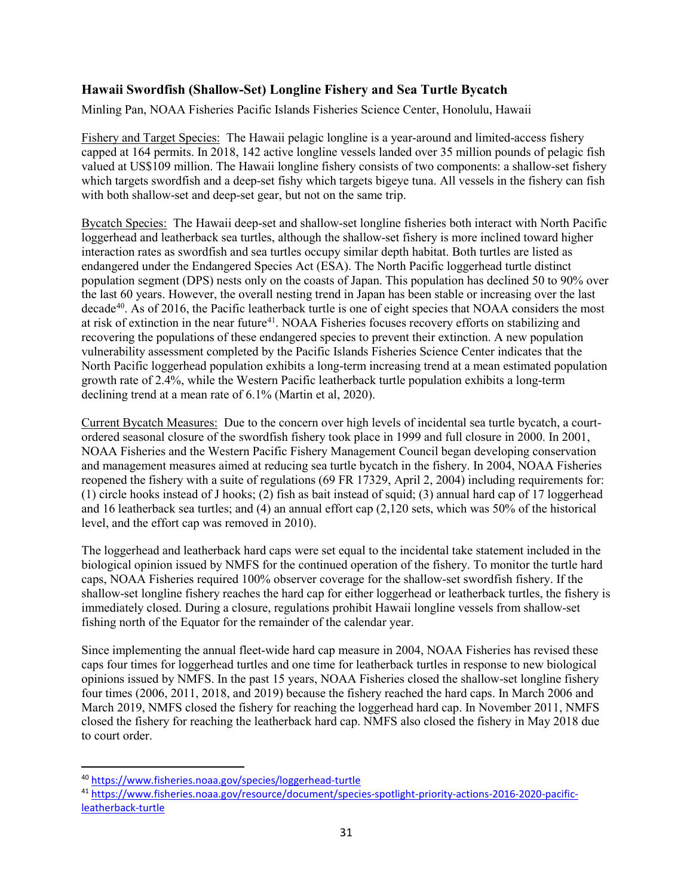### Hawaii Swordfish (Shallow-Set) Longline Fishery and Sea Turtle Bycatch

Minling Pan, NOAA Fisheries Pacific Islands Fisheries Science Center, Honolulu, Hawaii

Fishery and Target Species: The Hawaii pelagic longline is a year-around and limited-access fishery capped at 164 permits. In 2018, 142 active longline vessels landed over 35 million pounds of pelagic fish valued at US$109 million. The Hawaii longline fishery consists of two components: a shallow-set fishery which targets swordfish and a deep-set fishy which targets bigeye tuna. All vessels in the fishery can fish with both shallow-set and deep-set gear, but not on the same trip.

Bycatch Species: The Hawaii deep-set and shallow-set longline fisheries both interact with North Pacific loggerhead and leatherback sea turtles, although the shallow-set fishery is more inclined toward higher interaction rates as swordfish and sea turtles occupy similar depth habitat. Both turtles are listed as endangered under the Endangered Species Act (ESA). The North Pacific loggerhead turtle distinct population segment (DPS) nests only on the coasts of Japan. This population has declined 50 to 90% over the last 60 years. However, the overall nesting trend in Japan has been stable or increasing over the last decade[40]. As of 2016, the Pacific leatherback turtle is one of eight species that NOAA considers the most at risk of extinction in the near future[41]. NOAA Fisheries focuses recovery efforts on stabilizing and recovering the populations of these endangered species to prevent their extinction. A new population vulnerability assessment completed by the Pacific Islands Fisheries Science Center indicates that the North Pacific loggerhead population exhibits a long-term increasing trend at a mean estimated population growth rate of 2.4%, while the Western Pacific leatherback turtle population exhibits a long-term declining trend at a mean rate of 6.1% (Martin et al, 2020).

Current Bycatch Measures: Due to the concern over high levels of incidental sea turtle bycatch, a court-ordered seasonal closure of the swordfish fishery took place in 1999 and full closure in 2000. In 2001, NOAA Fisheries and the Western Pacific Fishery Management Council began developing conservation and management measures aimed at reducing sea turtle bycatch in the fishery. In 2004, NOAA Fisheries reopened the fishery with a suite of regulations (69 FR 17329, April 2, 2004) including requirements for: (1) circle hooks instead of J hooks; (2) fish as bait instead of squid; (3) annual hard cap of 17 loggerhead and 16 leatherback sea turtles; and (4) an annual effort cap (2,120 sets, which was 50% of the historical level, and the effort cap was removed in 2010).

The loggerhead and leatherback hard caps were set equal to the incidental take statement included in the biological opinion issued by NMFS for the continued operation of the fishery. To monitor the turtle hard caps, NOAA Fisheries required 100% observer coverage for the shallow-set swordfish fishery. If the shallow-set longline fishery reaches the hard cap for either loggerhead or leatherback turtles, the fishery is immediately closed. During a closure, regulations prohibit Hawaii longline vessels from shallow-set fishing north of the Equator for the remainder of the calendar year.

Since implementing the annual fleet-wide hard cap measure in 2004, NOAA Fisheries has revised these caps four times for loggerhead turtles and one time for leatherback turtles in response to new biological opinions issued by NMFS. In the past 15 years, NOAA Fisheries closed the shallow-set longline fishery four times (2006, 2011, 2018, and 2019) because the fishery reached the hard caps. In March 2006 and March 2019, NMFS closed the fishery for reaching the loggerhead hard cap. In November 2011, NMFS closed the fishery for reaching the leatherback hard cap. NMFS also closed the fishery in May 2018 due to court order.

---

[40] https://www.fisheries.noaa.gov/species/loggerhead-turtle

[41] https://www.fisheries.noaa.gov/resource/document/species-spotlight-priority-actions-2016-2020-pacific-leatherback-turtle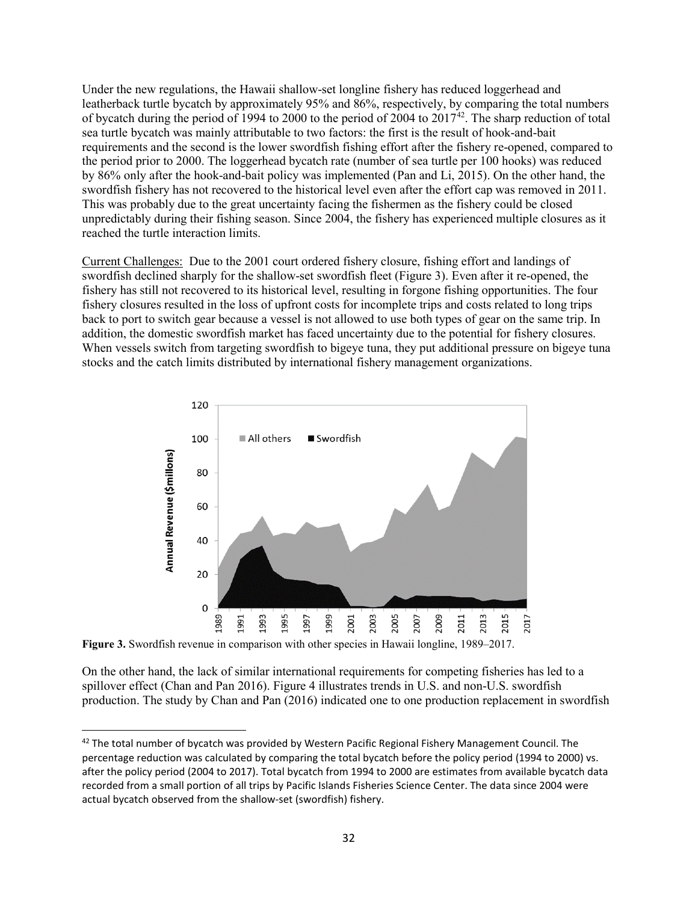Under the new regulations, the Hawaii shallow-set longline fishery has reduced loggerhead and leatherback turtle bycatch by approximately 95% and 86%, respectively, by comparing the total numbers of bycatch during the period of 1994 to 2000 to the period of 2004 to 2017[42]. The sharp reduction of total sea turtle bycatch was mainly attributable to two factors: the first is the result of hook-and-bait requirements and the second is the lower swordfish fishing effort after the fishery re-opened, compared to the period prior to 2000. The loggerhead bycatch rate (number of sea turtle per 100 hooks) was reduced by 86% only after the hook-and-bait policy was implemented (Pan and Li, 2015). On the other hand, the swordfish fishery has not recovered to the historical level even after the effort cap was removed in 2011. This was probably due to the great uncertainty facing the fishermen as the fishery could be closed unpredictably during their fishing season. Since 2004, the fishery has experienced multiple closures as it reached the turtle interaction limits.

<u>Current Challenges:</u> Due to the 2001 court ordered fishery closure, fishing effort and landings of swordfish declined sharply for the shallow-set swordfish fleet (Figure 3). Even after it re-opened, the fishery has still not recovered to its historical level, resulting in forgone fishing opportunities. The four fishery closures resulted in the loss of upfront costs for incomplete trips and costs related to long trips back to port to switch gear because a vessel is not allowed to use both types of gear on the same trip. In addition, the domestic swordfish market has faced uncertainty due to the potential for fishery closures. When vessels switch from targeting swordfish to bigeye tuna, they put additional pressure on bigeye tuna stocks and the catch limits distributed by international fishery management organizations.

**Figure 3.** Swordfish revenue in comparison with other species in Hawaii longline, 1989–2017.

On the other hand, the lack of similar international requirements for competing fisheries has led to a spillover effect (Chan and Pan 2016). Figure 4 illustrates trends in U.S. and non-U.S. swordfish production. The study by Chan and Pan (2016) indicated one to one production replacement in swordfish

[42] The total number of bycatch was provided by Western Pacific Regional Fishery Management Council. The percentage reduction was calculated by comparing the total bycatch before the policy period (1994 to 2000) vs. after the policy period (2004 to 2017). Total bycatch from 1994 to 2000 are estimates from available bycatch data recorded from a small portion of all trips by Pacific Islands Fisheries Science Center. The data since 2004 were actual bycatch observed from the shallow-set (swordfish) fishery.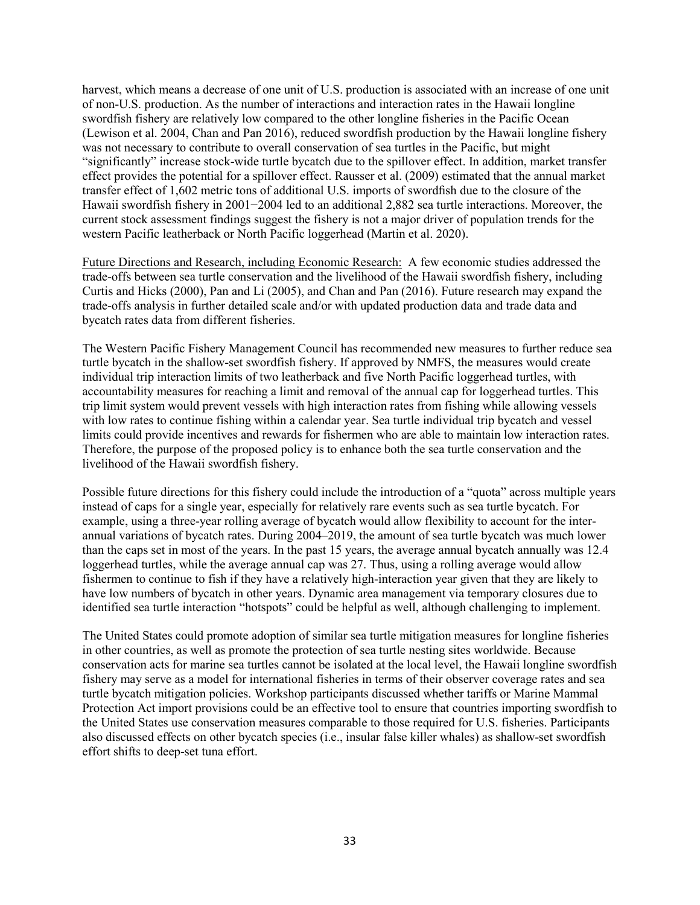harvest, which means a decrease of one unit of U.S. production is associated with an increase of one unit of non-U.S. production. As the number of interactions and interaction rates in the Hawaii longline swordfish fishery are relatively low compared to the other longline fisheries in the Pacific Ocean (Lewison et al. 2004, Chan and Pan 2016), reduced swordfish production by the Hawaii longline fishery was not necessary to contribute to overall conservation of sea turtles in the Pacific, but might "significantly" increase stock-wide turtle bycatch due to the spillover effect. In addition, market transfer effect provides the potential for a spillover effect. Rausser et al. (2009) estimated that the annual market transfer effect of 1,602 metric tons of additional U.S. imports of swordfish due to the closure of the Hawaii swordfish fishery in 2001−2004 led to an additional 2,882 sea turtle interactions. Moreover, the current stock assessment findings suggest the fishery is not a major driver of population trends for the western Pacific leatherback or North Pacific loggerhead (Martin et al. 2020).

<u>Future Directions and Research, including Economic Research:</u> A few economic studies addressed the trade-offs between sea turtle conservation and the livelihood of the Hawaii swordfish fishery, including Curtis and Hicks (2000), Pan and Li (2005), and Chan and Pan (2016). Future research may expand the trade-offs analysis in further detailed scale and/or with updated production data and trade data and bycatch rates data from different fisheries.

The Western Pacific Fishery Management Council has recommended new measures to further reduce sea turtle bycatch in the shallow-set swordfish fishery. If approved by NMFS, the measures would create individual trip interaction limits of two leatherback and five North Pacific loggerhead turtles, with accountability measures for reaching a limit and removal of the annual cap for loggerhead turtles. This trip limit system would prevent vessels with high interaction rates from fishing while allowing vessels with low rates to continue fishing within a calendar year. Sea turtle individual trip bycatch and vessel limits could provide incentives and rewards for fishermen who are able to maintain low interaction rates. Therefore, the purpose of the proposed policy is to enhance both the sea turtle conservation and the livelihood of the Hawaii swordfish fishery.

Possible future directions for this fishery could include the introduction of a "quota" across multiple years instead of caps for a single year, especially for relatively rare events such as sea turtle bycatch. For example, using a three-year rolling average of bycatch would allow flexibility to account for the inter-annual variations of bycatch rates. During 2004–2019, the amount of sea turtle bycatch was much lower than the caps set in most of the years. In the past 15 years, the average annual bycatch annually was 12.4 loggerhead turtles, while the average annual cap was 27. Thus, using a rolling average would allow fishermen to continue to fish if they have a relatively high-interaction year given that they are likely to have low numbers of bycatch in other years. Dynamic area management via temporary closures due to identified sea turtle interaction "hotspots" could be helpful as well, although challenging to implement.

The United States could promote adoption of similar sea turtle mitigation measures for longline fisheries in other countries, as well as promote the protection of sea turtle nesting sites worldwide. Because conservation acts for marine sea turtles cannot be isolated at the local level, the Hawaii longline swordfish fishery may serve as a model for international fisheries in terms of their observer coverage rates and sea turtle bycatch mitigation policies. Workshop participants discussed whether tariffs or Marine Mammal Protection Act import provisions could be an effective tool to ensure that countries importing swordfish to the United States use conservation measures comparable to those required for U.S. fisheries. Participants also discussed effects on other bycatch species (i.e., insular false killer whales) as shallow-set swordfish effort shifts to deep-set tuna effort.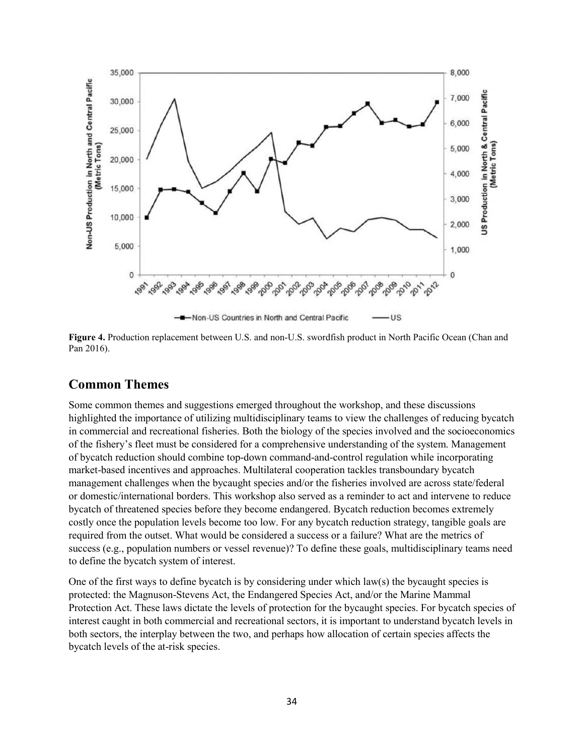**Figure 4.** Production replacement between U.S. and non-U.S. swordfish product in North Pacific Ocean (Chan and Pan 2016).

## Common Themes

Some common themes and suggestions emerged throughout the workshop, and these discussions highlighted the importance of utilizing multidisciplinary teams to view the challenges of reducing bycatch in commercial and recreational fisheries. Both the biology of the species involved and the socioeconomics of the fishery's fleet must be considered for a comprehensive understanding of the system. Management of bycatch reduction should combine top-down command-and-control regulation while incorporating market-based incentives and approaches. Multilateral cooperation tackles transboundary bycatch management challenges when the bycaught species and/or the fisheries involved are across state/federal or domestic/international borders. This workshop also served as a reminder to act and intervene to reduce bycatch of threatened species before they become endangered. Bycatch reduction becomes extremely costly once the population levels become too low. For any bycatch reduction strategy, tangible goals are required from the outset. What would be considered a success or a failure? What are the metrics of success (e.g., population numbers or vessel revenue)? To define these goals, multidisciplinary teams need to define the bycatch system of interest.

One of the first ways to define bycatch is by considering under which law(s) the bycaught species is protected: the Magnuson-Stevens Act, the Endangered Species Act, and/or the Marine Mammal Protection Act. These laws dictate the levels of protection for the bycaught species. For bycatch species of interest caught in both commercial and recreational sectors, it is important to understand bycatch levels in both sectors, the interplay between the two, and perhaps how allocation of certain species affects the bycatch levels of the at-risk species.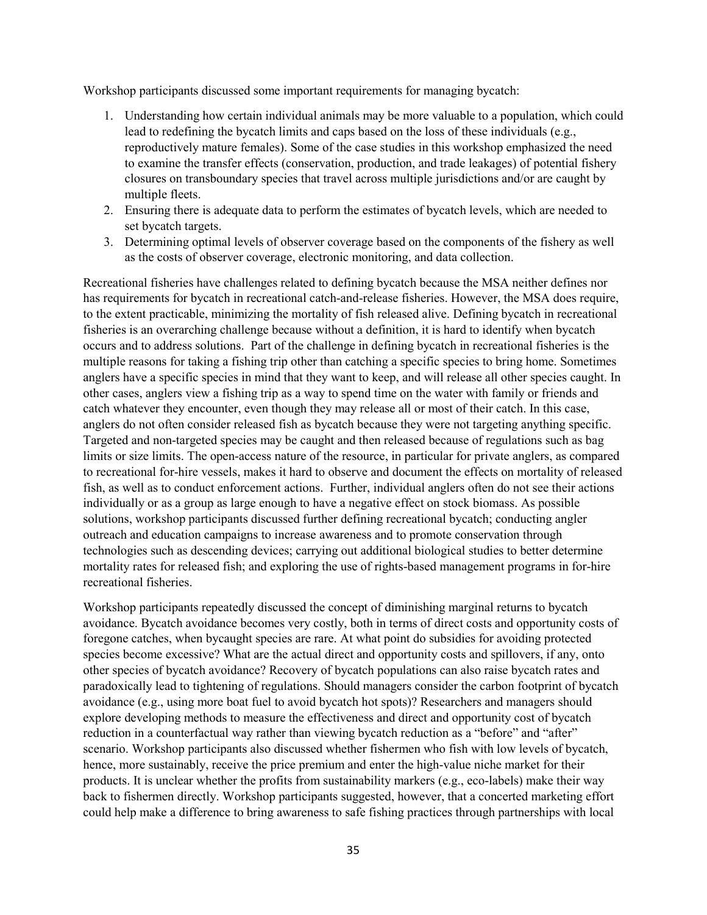Workshop participants discussed some important requirements for managing bycatch:

1. Understanding how certain individual animals may be more valuable to a population, which could lead to redefining the bycatch limits and caps based on the loss of these individuals (e.g., reproductively mature females). Some of the case studies in this workshop emphasized the need to examine the transfer effects (conservation, production, and trade leakages) of potential fishery closures on transboundary species that travel across multiple jurisdictions and/or are caught by multiple fleets.
2. Ensuring there is adequate data to perform the estimates of bycatch levels, which are needed to set bycatch targets.
3. Determining optimal levels of observer coverage based on the components of the fishery as well as the costs of observer coverage, electronic monitoring, and data collection.

Recreational fisheries have challenges related to defining bycatch because the MSA neither defines nor has requirements for bycatch in recreational catch-and-release fisheries. However, the MSA does require, to the extent practicable, minimizing the mortality of fish released alive. Defining bycatch in recreational fisheries is an overarching challenge because without a definition, it is hard to identify when bycatch occurs and to address solutions. Part of the challenge in defining bycatch in recreational fisheries is the multiple reasons for taking a fishing trip other than catching a specific species to bring home. Sometimes anglers have a specific species in mind that they want to keep, and will release all other species caught. In other cases, anglers view a fishing trip as a way to spend time on the water with family or friends and catch whatever they encounter, even though they may release all or most of their catch. In this case, anglers do not often consider released fish as bycatch because they were not targeting anything specific. Targeted and non-targeted species may be caught and then released because of regulations such as bag limits or size limits. The open-access nature of the resource, in particular for private anglers, as compared to recreational for-hire vessels, makes it hard to observe and document the effects on mortality of released fish, as well as to conduct enforcement actions. Further, individual anglers often do not see their actions individually or as a group as large enough to have a negative effect on stock biomass. As possible solutions, workshop participants discussed further defining recreational bycatch; conducting angler outreach and education campaigns to increase awareness and to promote conservation through technologies such as descending devices; carrying out additional biological studies to better determine mortality rates for released fish; and exploring the use of rights-based management programs in for-hire recreational fisheries.

Workshop participants repeatedly discussed the concept of diminishing marginal returns to bycatch avoidance. Bycatch avoidance becomes very costly, both in terms of direct costs and opportunity costs of foregone catches, when bycaught species are rare. At what point do subsidies for avoiding protected species become excessive? What are the actual direct and opportunity costs and spillovers, if any, onto other species of bycatch avoidance? Recovery of bycatch populations can also raise bycatch rates and paradoxically lead to tightening of regulations. Should managers consider the carbon footprint of bycatch avoidance (e.g., using more boat fuel to avoid bycatch hot spots)? Researchers and managers should explore developing methods to measure the effectiveness and direct and opportunity cost of bycatch reduction in a counterfactual way rather than viewing bycatch reduction as a "before" and "after" scenario. Workshop participants also discussed whether fishermen who fish with low levels of bycatch, hence, more sustainably, receive the price premium and enter the high-value niche market for their products. It is unclear whether the profits from sustainability markers (e.g., eco-labels) make their way back to fishermen directly. Workshop participants suggested, however, that a concerted marketing effort could help make a difference to bring awareness to safe fishing practices through partnerships with local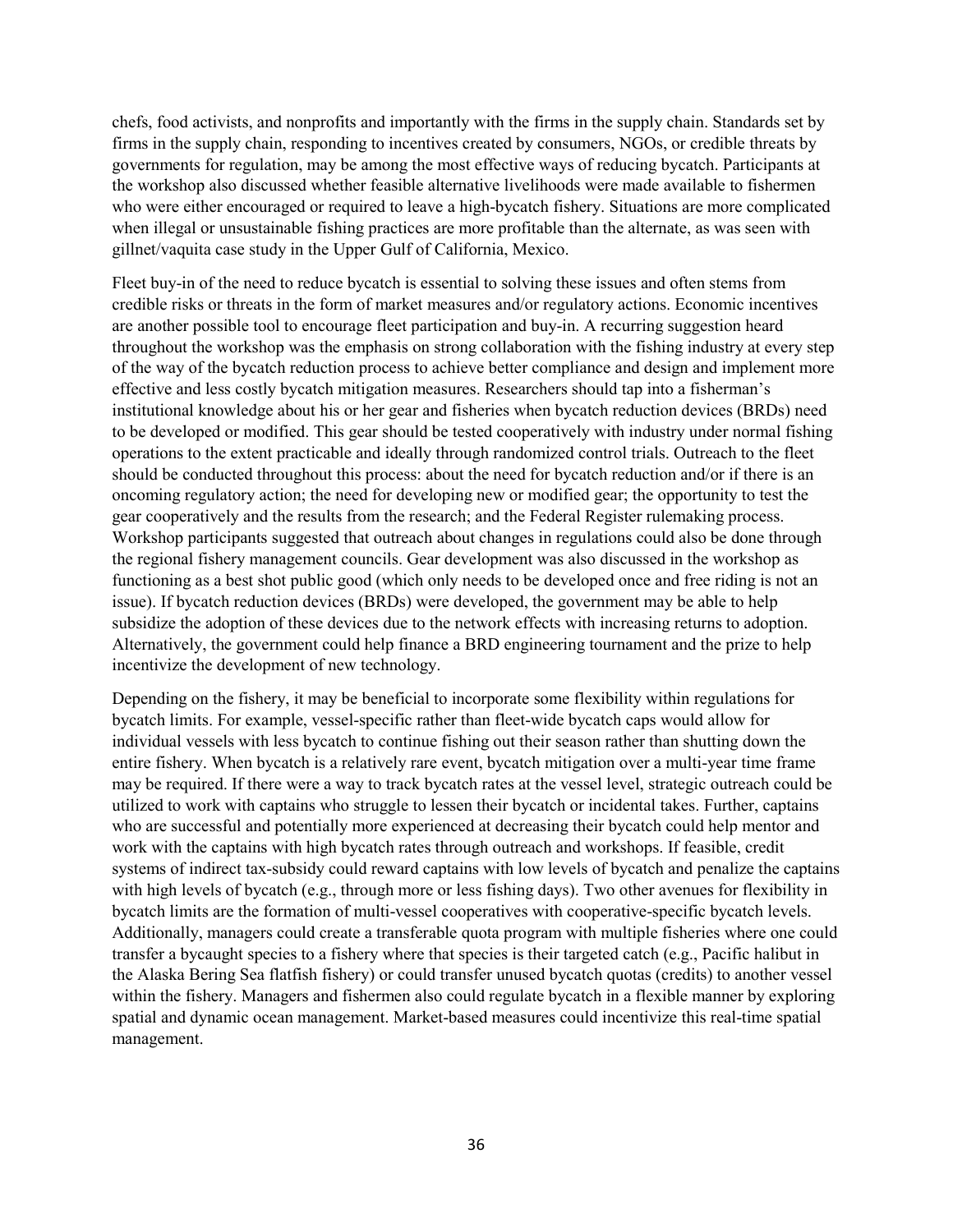chefs, food activists, and nonprofits and importantly with the firms in the supply chain. Standards set by firms in the supply chain, responding to incentives created by consumers, NGOs, or credible threats by governments for regulation, may be among the most effective ways of reducing bycatch. Participants at the workshop also discussed whether feasible alternative livelihoods were made available to fishermen who were either encouraged or required to leave a high-bycatch fishery. Situations are more complicated when illegal or unsustainable fishing practices are more profitable than the alternate, as was seen with gillnet/vaquita case study in the Upper Gulf of California, Mexico.

Fleet buy-in of the need to reduce bycatch is essential to solving these issues and often stems from credible risks or threats in the form of market measures and/or regulatory actions. Economic incentives are another possible tool to encourage fleet participation and buy-in. A recurring suggestion heard throughout the workshop was the emphasis on strong collaboration with the fishing industry at every step of the way of the bycatch reduction process to achieve better compliance and design and implement more effective and less costly bycatch mitigation measures. Researchers should tap into a fisherman's institutional knowledge about his or her gear and fisheries when bycatch reduction devices (BRDs) need to be developed or modified. This gear should be tested cooperatively with industry under normal fishing operations to the extent practicable and ideally through randomized control trials. Outreach to the fleet should be conducted throughout this process: about the need for bycatch reduction and/or if there is an oncoming regulatory action; the need for developing new or modified gear; the opportunity to test the gear cooperatively and the results from the research; and the Federal Register rulemaking process. Workshop participants suggested that outreach about changes in regulations could also be done through the regional fishery management councils. Gear development was also discussed in the workshop as functioning as a best shot public good (which only needs to be developed once and free riding is not an issue). If bycatch reduction devices (BRDs) were developed, the government may be able to help subsidize the adoption of these devices due to the network effects with increasing returns to adoption. Alternatively, the government could help finance a BRD engineering tournament and the prize to help incentivize the development of new technology.

Depending on the fishery, it may be beneficial to incorporate some flexibility within regulations for bycatch limits. For example, vessel-specific rather than fleet-wide bycatch caps would allow for individual vessels with less bycatch to continue fishing out their season rather than shutting down the entire fishery. When bycatch is a relatively rare event, bycatch mitigation over a multi-year time frame may be required. If there were a way to track bycatch rates at the vessel level, strategic outreach could be utilized to work with captains who struggle to lessen their bycatch or incidental takes. Further, captains who are successful and potentially more experienced at decreasing their bycatch could help mentor and work with the captains with high bycatch rates through outreach and workshops. If feasible, credit systems of indirect tax-subsidy could reward captains with low levels of bycatch and penalize the captains with high levels of bycatch (e.g., through more or less fishing days). Two other avenues for flexibility in bycatch limits are the formation of multi-vessel cooperatives with cooperative-specific bycatch levels. Additionally, managers could create a transferable quota program with multiple fisheries where one could transfer a bycaught species to a fishery where that species is their targeted catch (e.g., Pacific halibut in the Alaska Bering Sea flatfish fishery) or could transfer unused bycatch quotas (credits) to another vessel within the fishery. Managers and fishermen also could regulate bycatch in a flexible manner by exploring spatial and dynamic ocean management. Market-based measures could incentivize this real-time spatial management.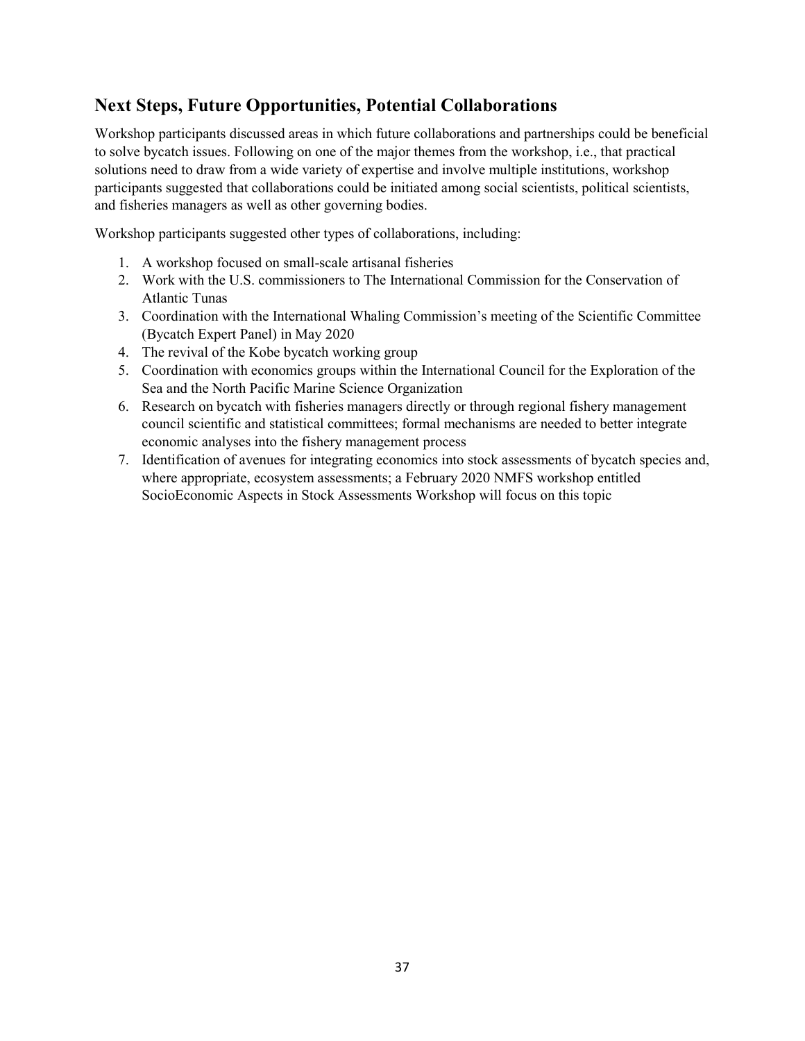## Next Steps, Future Opportunities, Potential Collaborations

Workshop participants discussed areas in which future collaborations and partnerships could be beneficial to solve bycatch issues. Following on one of the major themes from the workshop, i.e., that practical solutions need to draw from a wide variety of expertise and involve multiple institutions, workshop participants suggested that collaborations could be initiated among social scientists, political scientists, and fisheries managers as well as other governing bodies.

Workshop participants suggested other types of collaborations, including:

1. A workshop focused on small-scale artisanal fisheries
2. Work with the U.S. commissioners to The International Commission for the Conservation of Atlantic Tunas
3. Coordination with the International Whaling Commission's meeting of the Scientific Committee (Bycatch Expert Panel) in May 2020
4. The revival of the Kobe bycatch working group
5. Coordination with economics groups within the International Council for the Exploration of the Sea and the North Pacific Marine Science Organization
6. Research on bycatch with fisheries managers directly or through regional fishery management council scientific and statistical committees; formal mechanisms are needed to better integrate economic analyses into the fishery management process
7. Identification of avenues for integrating economics into stock assessments of bycatch species and, where appropriate, ecosystem assessments; a February 2020 NMFS workshop entitled SocioEconomic Aspects in Stock Assessments Workshop will focus on this topic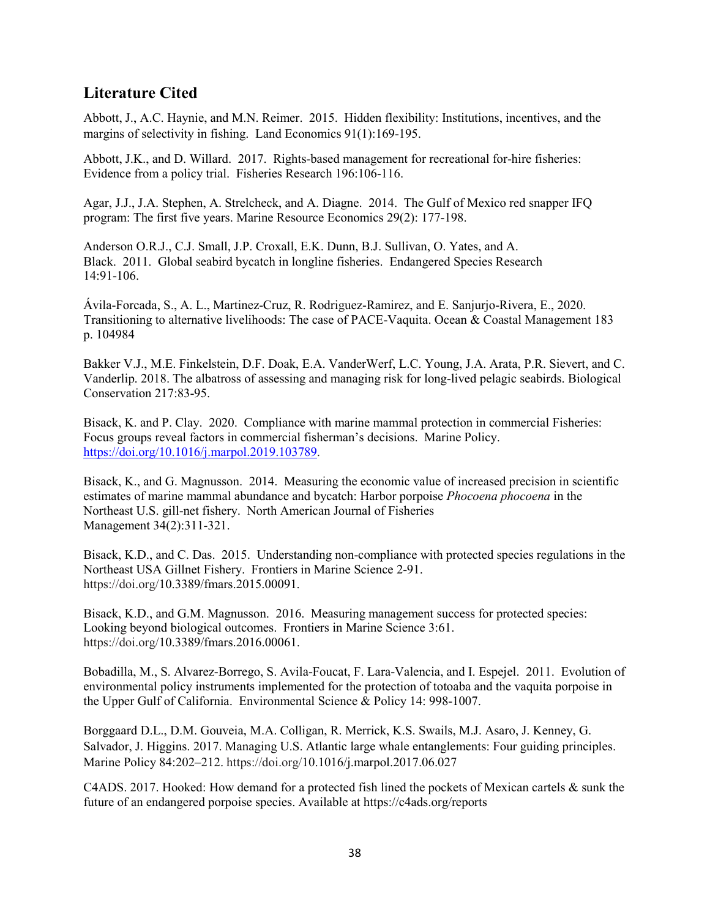## Literature Cited

Abbott, J., A.C. Haynie, and M.N. Reimer. 2015. Hidden flexibility: Institutions, incentives, and the margins of selectivity in fishing. Land Economics 91(1):169-195.

Abbott, J.K., and D. Willard. 2017. Rights-based management for recreational for-hire fisheries: Evidence from a policy trial. Fisheries Research 196:106-116.

Agar, J.J., J.A. Stephen, A. Strelcheck, and A. Diagne. 2014. The Gulf of Mexico red snapper IFQ program: The first five years. Marine Resource Economics 29(2): 177-198.

Anderson O.R.J., C.J. Small, J.P. Croxall, E.K. Dunn, B.J. Sullivan, O. Yates, and A. Black. 2011. Global seabird bycatch in longline fisheries. Endangered Species Research 14:91-106.

Ávila-Forcada, S., A. L., Martinez-Cruz, R. Rodriguez-Ramirez, and E. Sanjurjo-Rivera, E., 2020. Transitioning to alternative livelihoods: The case of PACE-Vaquita. Ocean & Coastal Management 183 p. 104984

Bakker V.J., M.E. Finkelstein, D.F. Doak, E.A. VanderWerf, L.C. Young, J.A. Arata, P.R. Sievert, and C. Vanderlip. 2018. The albatross of assessing and managing risk for long-lived pelagic seabirds. Biological Conservation 217:83-95.

Bisack, K. and P. Clay. 2020. Compliance with marine mammal protection in commercial Fisheries: Focus groups reveal factors in commercial fisherman's decisions. Marine Policy. https://doi.org/10.1016/j.marpol.2019.103789.

Bisack, K., and G. Magnusson. 2014. Measuring the economic value of increased precision in scientific estimates of marine mammal abundance and bycatch: Harbor porpoise *Phocoena phocoena* in the Northeast U.S. gill-net fishery. North American Journal of Fisheries Management 34(2):311-321.

Bisack, K.D., and C. Das. 2015. Understanding non-compliance with protected species regulations in the Northeast USA Gillnet Fishery. Frontiers in Marine Science 2-91. https://doi.org/10.3389/fmars.2015.00091.

Bisack, K.D., and G.M. Magnusson. 2016. Measuring management success for protected species: Looking beyond biological outcomes. Frontiers in Marine Science 3:61. https://doi.org/10.3389/fmars.2016.00061.

Bobadilla, M., S. Alvarez-Borrego, S. Avila-Foucat, F. Lara-Valencia, and I. Espejel. 2011. Evolution of environmental policy instruments implemented for the protection of totoaba and the vaquita porpoise in the Upper Gulf of California. Environmental Science & Policy 14: 998-1007.

Borggaard D.L., D.M. Gouveia, M.A. Colligan, R. Merrick, K.S. Swails, M.J. Asaro, J. Kenney, G. Salvador, J. Higgins. 2017. Managing U.S. Atlantic large whale entanglements: Four guiding principles. Marine Policy 84:202–212. https://doi.org/10.1016/j.marpol.2017.06.027

C4ADS. 2017. Hooked: How demand for a protected fish lined the pockets of Mexican cartels & sunk the future of an endangered porpoise species. Available at https://c4ads.org/reports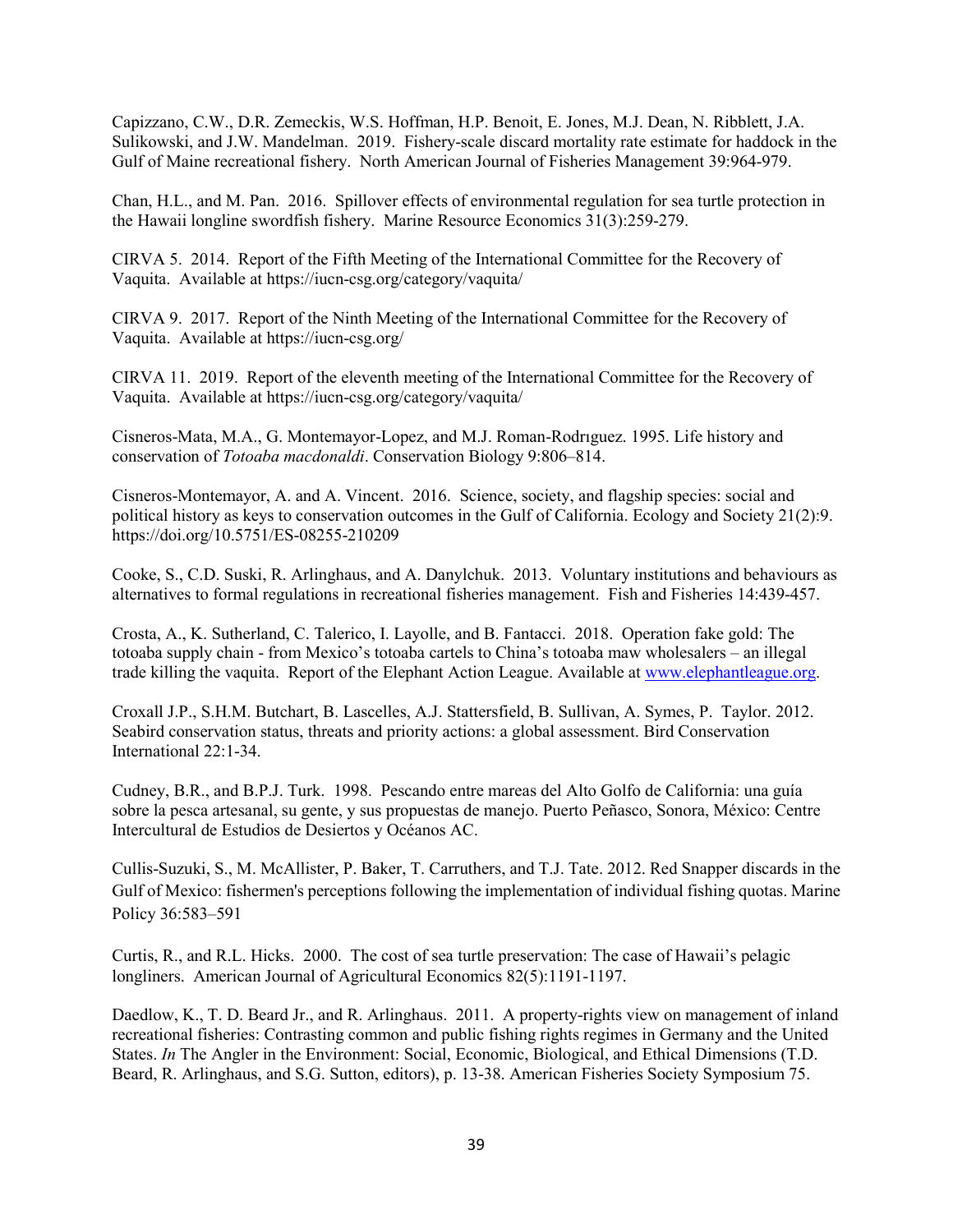Capizzano, C.W., D.R. Zemeckis, W.S. Hoffman, H.P. Benoit, E. Jones, M.J. Dean, N. Ribblett, J.A. Sulikowski, and J.W. Mandelman. 2019. Fishery-scale discard mortality rate estimate for haddock in the Gulf of Maine recreational fishery. North American Journal of Fisheries Management 39:964-979.

Chan, H.L., and M. Pan. 2016. Spillover effects of environmental regulation for sea turtle protection in the Hawaii longline swordfish fishery. Marine Resource Economics 31(3):259-279.

CIRVA 5. 2014. Report of the Fifth Meeting of the International Committee for the Recovery of Vaquita. Available at https://iucn-csg.org/category/vaquita/

CIRVA 9. 2017. Report of the Ninth Meeting of the International Committee for the Recovery of Vaquita. Available at https://iucn-csg.org/

CIRVA 11. 2019. Report of the eleventh meeting of the International Committee for the Recovery of Vaquita. Available at https://iucn-csg.org/category/vaquita/

Cisneros-Mata, M.A., G. Montemayor-Lopez, and M.J. Roman-Rodrıguez. 1995. Life history and conservation of *Totoaba macdonaldi*. Conservation Biology 9:806–814.

Cisneros-Montemayor, A. and A. Vincent. 2016. Science, society, and flagship species: social and political history as keys to conservation outcomes in the Gulf of California. Ecology and Society 21(2):9. https://doi.org/10.5751/ES-08255-210209

Cooke, S., C.D. Suski, R. Arlinghaus, and A. Danylchuk. 2013. Voluntary institutions and behaviours as alternatives to formal regulations in recreational fisheries management. Fish and Fisheries 14:439-457.

Crosta, A., K. Sutherland, C. Talerico, I. Layolle, and B. Fantacci. 2018. Operation fake gold: The totoaba supply chain - from Mexico's totoaba cartels to China's totoaba maw wholesalers – an illegal trade killing the vaquita. Report of the Elephant Action League. Available at www.elephantleague.org.

Croxall J.P., S.H.M. Butchart, B. Lascelles, A.J. Stattersfield, B. Sullivan, A. Symes, P. Taylor. 2012. Seabird conservation status, threats and priority actions: a global assessment. Bird Conservation International 22:1-34.

Cudney, B.R., and B.P.J. Turk. 1998. Pescando entre mareas del Alto Golfo de California: una guía sobre la pesca artesanal, su gente, y sus propuestas de manejo. Puerto Peñasco, Sonora, México: Centre Intercultural de Estudios de Desiertos y Océanos AC.

Cullis-Suzuki, S., M. McAllister, P. Baker, T. Carruthers, and T.J. Tate. 2012. Red Snapper discards in the Gulf of Mexico: fishermen's perceptions following the implementation of individual fishing quotas. Marine Policy 36:583–591

Curtis, R., and R.L. Hicks. 2000. The cost of sea turtle preservation: The case of Hawaii's pelagic longliners. American Journal of Agricultural Economics 82(5):1191-1197.

Daedlow, K., T. D. Beard Jr., and R. Arlinghaus. 2011. A property-rights view on management of inland recreational fisheries: Contrasting common and public fishing rights regimes in Germany and the United States. *In* The Angler in the Environment: Social, Economic, Biological, and Ethical Dimensions (T.D. Beard, R. Arlinghaus, and S.G. Sutton, editors), p. 13-38. American Fisheries Society Symposium 75.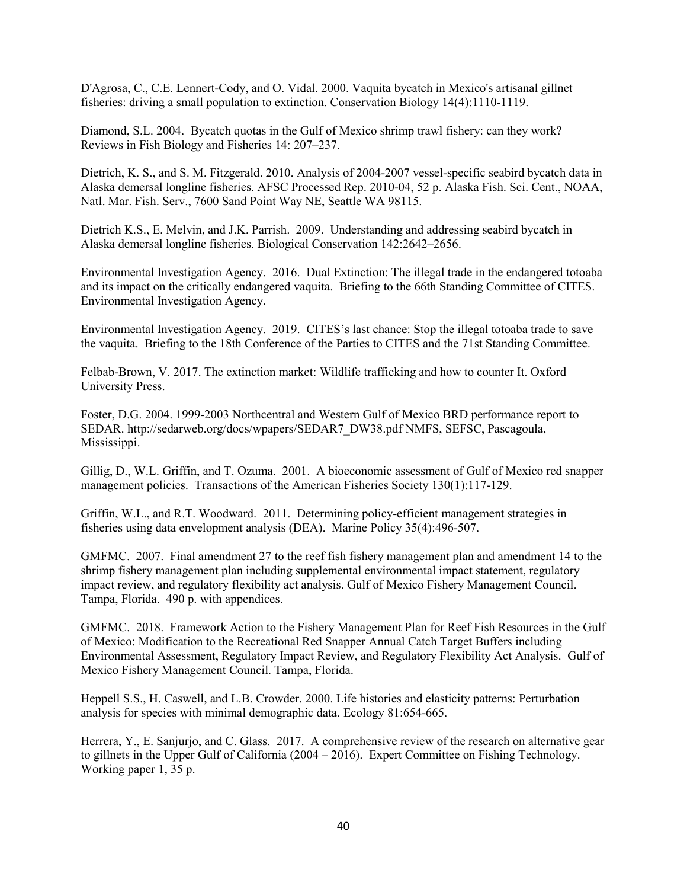D'Agrosa, C., C.E. Lennert-Cody, and O. Vidal. 2000. Vaquita bycatch in Mexico's artisanal gillnet fisheries: driving a small population to extinction. Conservation Biology 14(4):1110-1119.

Diamond, S.L. 2004. Bycatch quotas in the Gulf of Mexico shrimp trawl fishery: can they work? Reviews in Fish Biology and Fisheries 14: 207–237.

Dietrich, K. S., and S. M. Fitzgerald. 2010. Analysis of 2004-2007 vessel-specific seabird bycatch data in Alaska demersal longline fisheries. AFSC Processed Rep. 2010-04, 52 p. Alaska Fish. Sci. Cent., NOAA, Natl. Mar. Fish. Serv., 7600 Sand Point Way NE, Seattle WA 98115.

Dietrich K.S., E. Melvin, and J.K. Parrish. 2009. Understanding and addressing seabird bycatch in Alaska demersal longline fisheries. Biological Conservation 142:2642–2656.

Environmental Investigation Agency. 2016. Dual Extinction: The illegal trade in the endangered totoaba and its impact on the critically endangered vaquita. Briefing to the 66th Standing Committee of CITES. Environmental Investigation Agency.

Environmental Investigation Agency. 2019. CITES's last chance: Stop the illegal totoaba trade to save the vaquita. Briefing to the 18th Conference of the Parties to CITES and the 71st Standing Committee.

Felbab-Brown, V. 2017. The extinction market: Wildlife trafficking and how to counter It. Oxford University Press.

Foster, D.G. 2004. 1999-2003 Northcentral and Western Gulf of Mexico BRD performance report to SEDAR. http://sedarweb.org/docs/wpapers/SEDAR7_DW38.pdf NMFS, SEFSC, Pascagoula, Mississippi.

Gillig, D., W.L. Griffin, and T. Ozuma. 2001. A bioeconomic assessment of Gulf of Mexico red snapper management policies. Transactions of the American Fisheries Society 130(1):117-129.

Griffin, W.L., and R.T. Woodward. 2011. Determining policy-efficient management strategies in fisheries using data envelopment analysis (DEA). Marine Policy 35(4):496-507.

GMFMC. 2007. Final amendment 27 to the reef fish fishery management plan and amendment 14 to the shrimp fishery management plan including supplemental environmental impact statement, regulatory impact review, and regulatory flexibility act analysis. Gulf of Mexico Fishery Management Council. Tampa, Florida. 490 p. with appendices.

GMFMC. 2018. Framework Action to the Fishery Management Plan for Reef Fish Resources in the Gulf of Mexico: Modification to the Recreational Red Snapper Annual Catch Target Buffers including Environmental Assessment, Regulatory Impact Review, and Regulatory Flexibility Act Analysis. Gulf of Mexico Fishery Management Council. Tampa, Florida.

Heppell S.S., H. Caswell, and L.B. Crowder. 2000. Life histories and elasticity patterns: Perturbation analysis for species with minimal demographic data. Ecology 81:654-665.

Herrera, Y., E. Sanjurjo, and C. Glass. 2017. A comprehensive review of the research on alternative gear to gillnets in the Upper Gulf of California (2004 – 2016). Expert Committee on Fishing Technology. Working paper 1, 35 p.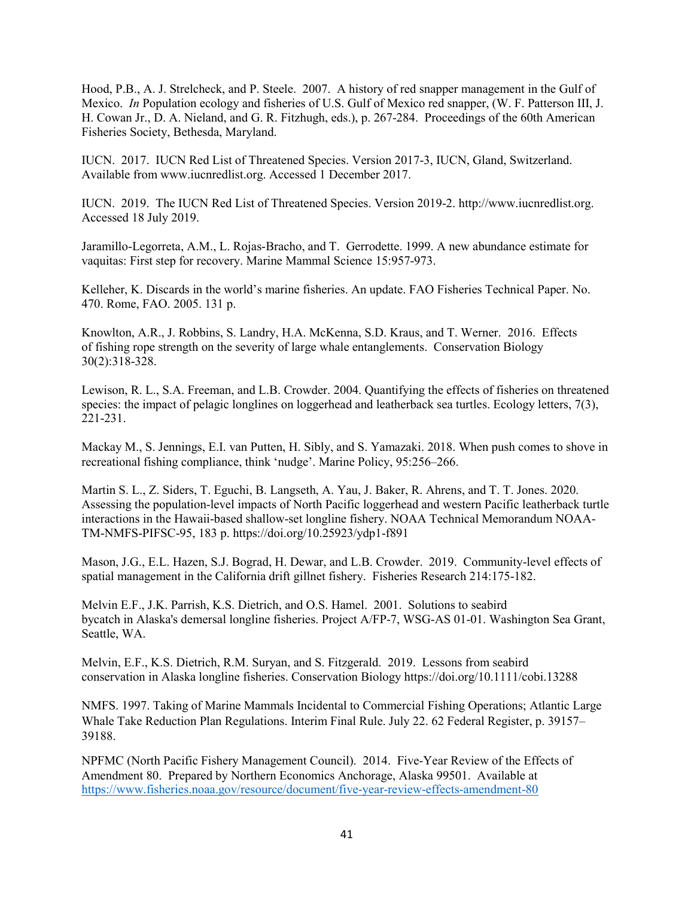Hood, P.B., A. J. Strelcheck, and P. Steele. 2007. A history of red snapper management in the Gulf of Mexico. *In* Population ecology and fisheries of U.S. Gulf of Mexico red snapper, (W. F. Patterson III, J. H. Cowan Jr., D. A. Nieland, and G. R. Fitzhugh, eds.), p. 267-284. Proceedings of the 60th American Fisheries Society, Bethesda, Maryland.

IUCN. 2017. IUCN Red List of Threatened Species. Version 2017-3, IUCN, Gland, Switzerland. Available from www.iucnredlist.org. Accessed 1 December 2017.

IUCN. 2019. The IUCN Red List of Threatened Species. Version 2019-2. http://www.iucnredlist.org. Accessed 18 July 2019.

Jaramillo-Legorreta, A.M., L. Rojas-Bracho, and T. Gerrodette. 1999. A new abundance estimate for vaquitas: First step for recovery. Marine Mammal Science 15:957-973.

Kelleher, K. Discards in the world's marine fisheries. An update. FAO Fisheries Technical Paper. No. 470. Rome, FAO. 2005. 131 p.

Knowlton, A.R., J. Robbins, S. Landry, H.A. McKenna, S.D. Kraus, and T. Werner. 2016. Effects of fishing rope strength on the severity of large whale entanglements. Conservation Biology 30(2):318-328.

Lewison, R. L., S.A. Freeman, and L.B. Crowder. 2004. Quantifying the effects of fisheries on threatened species: the impact of pelagic longlines on loggerhead and leatherback sea turtles. Ecology letters, 7(3), 221-231.

Mackay M., S. Jennings, E.I. van Putten, H. Sibly, and S. Yamazaki. 2018. When push comes to shove in recreational fishing compliance, think 'nudge'. Marine Policy, 95:256–266.

Martin S. L., Z. Siders, T. Eguchi, B. Langseth, A. Yau, J. Baker, R. Ahrens, and T. T. Jones. 2020. Assessing the population-level impacts of North Pacific loggerhead and western Pacific leatherback turtle interactions in the Hawaii-based shallow-set longline fishery. NOAA Technical Memorandum NOAA-TM-NMFS-PIFSC-95, 183 p. https://doi.org/10.25923/ydp1-f891

Mason, J.G., E.L. Hazen, S.J. Bograd, H. Dewar, and L.B. Crowder. 2019. Community-level effects of spatial management in the California drift gillnet fishery. Fisheries Research 214:175-182.

Melvin E.F., J.K. Parrish, K.S. Dietrich, and O.S. Hamel. 2001. Solutions to seabird bycatch in Alaska's demersal longline fisheries. Project A/FP-7, WSG-AS 01-01. Washington Sea Grant, Seattle, WA.

Melvin, E.F., K.S. Dietrich, R.M. Suryan, and S. Fitzgerald. 2019. Lessons from seabird conservation in Alaska longline fisheries. Conservation Biology https://doi.org/10.1111/cobi.13288

NMFS. 1997. Taking of Marine Mammals Incidental to Commercial Fishing Operations; Atlantic Large Whale Take Reduction Plan Regulations. Interim Final Rule. July 22. 62 Federal Register, p. 39157–39188.

NPFMC (North Pacific Fishery Management Council). 2014. Five-Year Review of the Effects of Amendment 80. Prepared by Northern Economics Anchorage, Alaska 99501. Available at https://www.fisheries.noaa.gov/resource/document/five-year-review-effects-amendment-80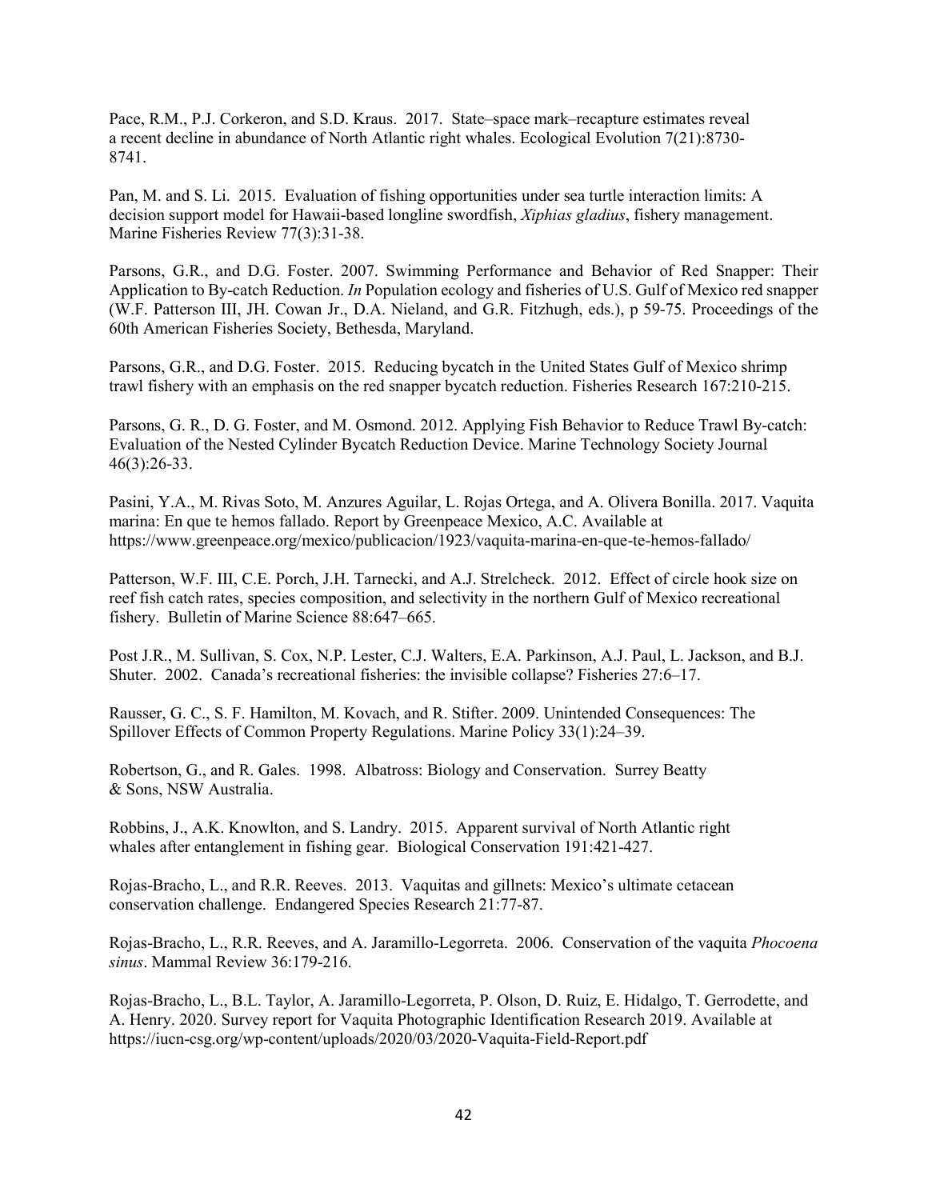Pace, R.M., P.J. Corkeron, and S.D. Kraus. 2017. State–space mark–recapture estimates reveal a recent decline in abundance of North Atlantic right whales. Ecological Evolution 7(21):8730-8741.

Pan, M. and S. Li. 2015. Evaluation of fishing opportunities under sea turtle interaction limits: A decision support model for Hawaii-based longline swordfish, *Xiphias gladius*, fishery management. Marine Fisheries Review 77(3):31-38.

Parsons, G.R., and D.G. Foster. 2007. Swimming Performance and Behavior of Red Snapper: Their Application to By-catch Reduction. *In* Population ecology and fisheries of U.S. Gulf of Mexico red snapper (W.F. Patterson III, JH. Cowan Jr., D.A. Nieland, and G.R. Fitzhugh, eds.), p 59-75. Proceedings of the 60th American Fisheries Society, Bethesda, Maryland.

Parsons, G.R., and D.G. Foster. 2015. Reducing bycatch in the United States Gulf of Mexico shrimp trawl fishery with an emphasis on the red snapper bycatch reduction. Fisheries Research 167:210-215.

Parsons, G. R., D. G. Foster, and M. Osmond. 2012. Applying Fish Behavior to Reduce Trawl By-catch: Evaluation of the Nested Cylinder Bycatch Reduction Device. Marine Technology Society Journal 46(3):26-33.

Pasini, Y.A., M. Rivas Soto, M. Anzures Aguilar, L. Rojas Ortega, and A. Olivera Bonilla. 2017. Vaquita marina: En que te hemos fallado. Report by Greenpeace Mexico, A.C. Available at https://www.greenpeace.org/mexico/publicacion/1923/vaquita-marina-en-que-te-hemos-fallado/

Patterson, W.F. III, C.E. Porch, J.H. Tarnecki, and A.J. Strelcheck. 2012. Effect of circle hook size on reef fish catch rates, species composition, and selectivity in the northern Gulf of Mexico recreational fishery. Bulletin of Marine Science 88:647–665.

Post J.R., M. Sullivan, S. Cox, N.P. Lester, C.J. Walters, E.A. Parkinson, A.J. Paul, L. Jackson, and B.J. Shuter. 2002. Canada's recreational fisheries: the invisible collapse? Fisheries 27:6–17.

Rausser, G. C., S. F. Hamilton, M. Kovach, and R. Stifter. 2009. Unintended Consequences: The Spillover Effects of Common Property Regulations. Marine Policy 33(1):24–39.

Robertson, G., and R. Gales. 1998. Albatross: Biology and Conservation. Surrey Beatty & Sons, NSW Australia.

Robbins, J., A.K. Knowlton, and S. Landry. 2015. Apparent survival of North Atlantic right whales after entanglement in fishing gear. Biological Conservation 191:421-427.

Rojas-Bracho, L., and R.R. Reeves. 2013. Vaquitas and gillnets: Mexico's ultimate cetacean conservation challenge. Endangered Species Research 21:77-87.

Rojas-Bracho, L., R.R. Reeves, and A. Jaramillo-Legorreta. 2006. Conservation of the vaquita *Phocoena sinus*. Mammal Review 36:179-216.

Rojas-Bracho, L., B.L. Taylor, A. Jaramillo-Legorreta, P. Olson, D. Ruiz, E. Hidalgo, T. Gerrodette, and A. Henry. 2020. Survey report for Vaquita Photographic Identification Research 2019. Available at https://iucn-csg.org/wp-content/uploads/2020/03/2020-Vaquita-Field-Report.pdf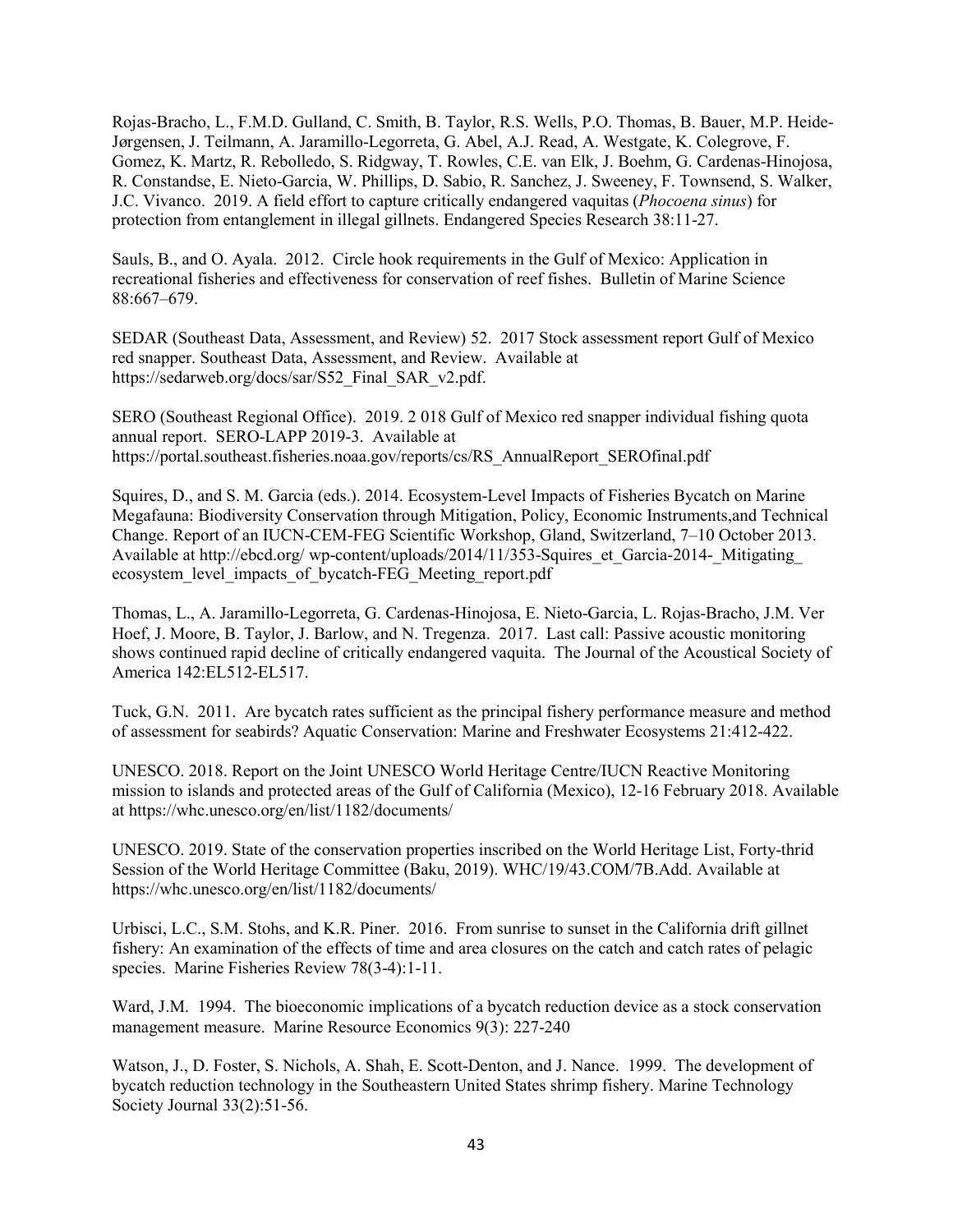Rojas-Bracho, L., F.M.D. Gulland, C. Smith, B. Taylor, R.S. Wells, P.O. Thomas, B. Bauer, M.P. Heide-Jørgensen, J. Teilmann, A. Jaramillo-Legorreta, G. Abel, A.J. Read, A. Westgate, K. Colegrove, F. Gomez, K. Martz, R. Rebolledo, S. Ridgway, T. Rowles, C.E. van Elk, J. Boehm, G. Cardenas-Hinojosa, R. Constandse, E. Nieto-Garcia, W. Phillips, D. Sabio, R. Sanchez, J. Sweeney, F. Townsend, S. Walker, J.C. Vivanco. 2019. A field effort to capture critically endangered vaquitas (*Phocoena sinus*) for protection from entanglement in illegal gillnets. Endangered Species Research 38:11-27.

Sauls, B., and O. Ayala. 2012. Circle hook requirements in the Gulf of Mexico: Application in recreational fisheries and effectiveness for conservation of reef fishes. Bulletin of Marine Science 88:667–679.

SEDAR (Southeast Data, Assessment, and Review) 52. 2017 Stock assessment report Gulf of Mexico red snapper. Southeast Data, Assessment, and Review. Available at https://sedarweb.org/docs/sar/S52_Final_SAR_v2.pdf.

SERO (Southeast Regional Office). 2019. 2 018 Gulf of Mexico red snapper individual fishing quota annual report. SERO-LAPP 2019-3. Available at https://portal.southeast.fisheries.noaa.gov/reports/cs/RS_AnnualReport_SEROfinal.pdf

Squires, D., and S. M. Garcia (eds.). 2014. Ecosystem-Level Impacts of Fisheries Bycatch on Marine Megafauna: Biodiversity Conservation through Mitigation, Policy, Economic Instruments,and Technical Change. Report of an IUCN-CEM-FEG Scientific Workshop, Gland, Switzerland, 7–10 October 2013. Available at http://ebcd.org/ wp-content/uploads/2014/11/353-Squires_et_Garcia-2014-_Mitigating_ ecosystem_level_impacts_of_bycatch-FEG_Meeting_report.pdf

Thomas, L., A. Jaramillo-Legorreta, G. Cardenas-Hinojosa, E. Nieto-Garcia, L. Rojas-Bracho, J.M. Ver Hoef, J. Moore, B. Taylor, J. Barlow, and N. Tregenza. 2017. Last call: Passive acoustic monitoring shows continued rapid decline of critically endangered vaquita. The Journal of the Acoustical Society of America 142:EL512-EL517.

Tuck, G.N. 2011. Are bycatch rates sufficient as the principal fishery performance measure and method of assessment for seabirds? Aquatic Conservation: Marine and Freshwater Ecosystems 21:412-422.

UNESCO. 2018. Report on the Joint UNESCO World Heritage Centre/IUCN Reactive Monitoring mission to islands and protected areas of the Gulf of California (Mexico), 12-16 February 2018. Available at https://whc.unesco.org/en/list/1182/documents/

UNESCO. 2019. State of the conservation properties inscribed on the World Heritage List, Forty-thrid Session of the World Heritage Committee (Baku, 2019). WHC/19/43.COM/7B.Add. Available at https://whc.unesco.org/en/list/1182/documents/

Urbisci, L.C., S.M. Stohs, and K.R. Piner. 2016. From sunrise to sunset in the California drift gillnet fishery: An examination of the effects of time and area closures on the catch and catch rates of pelagic species. Marine Fisheries Review 78(3-4):1-11.

Ward, J.M. 1994. The bioeconomic implications of a bycatch reduction device as a stock conservation management measure. Marine Resource Economics 9(3): 227-240

Watson, J., D. Foster, S. Nichols, A. Shah, E. Scott-Denton, and J. Nance. 1999. The development of bycatch reduction technology in the Southeastern United States shrimp fishery. Marine Technology Society Journal 33(2):51-56.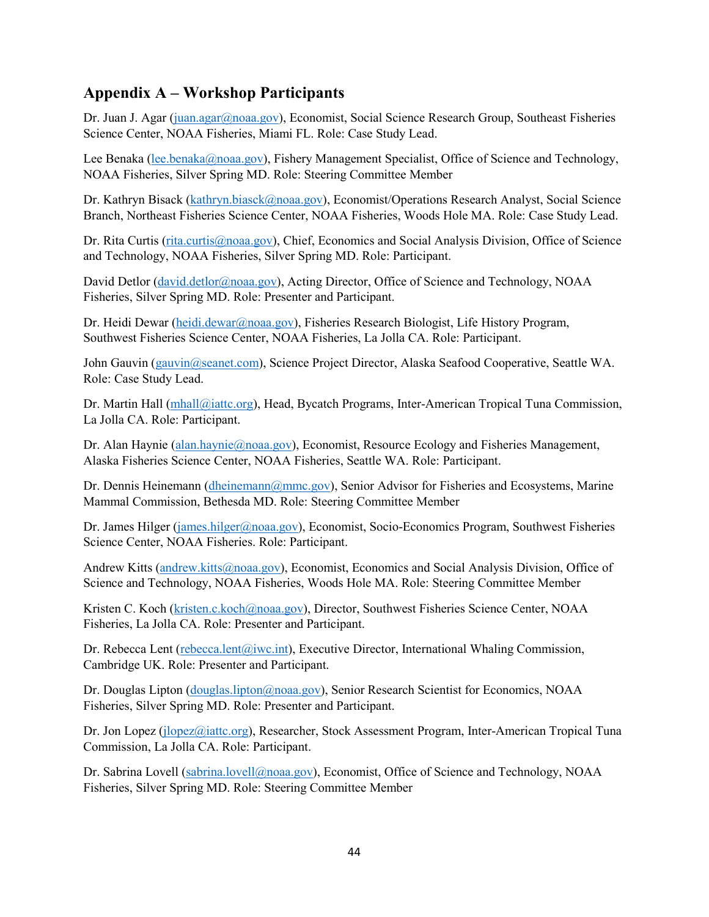## Appendix A – Workshop Participants

Dr. Juan J. Agar (juan.agar@noaa.gov), Economist, Social Science Research Group, Southeast Fisheries Science Center, NOAA Fisheries, Miami FL. Role: Case Study Lead.

Lee Benaka (lee.benaka@noaa.gov), Fishery Management Specialist, Office of Science and Technology, NOAA Fisheries, Silver Spring MD. Role: Steering Committee Member

Dr. Kathryn Bisack (kathryn.biasck@noaa.gov), Economist/Operations Research Analyst, Social Science Branch, Northeast Fisheries Science Center, NOAA Fisheries, Woods Hole MA. Role: Case Study Lead.

Dr. Rita Curtis (rita.curtis@noaa.gov), Chief, Economics and Social Analysis Division, Office of Science and Technology, NOAA Fisheries, Silver Spring MD. Role: Participant.

David Detlor (david.detlor@noaa.gov), Acting Director, Office of Science and Technology, NOAA Fisheries, Silver Spring MD. Role: Presenter and Participant.

Dr. Heidi Dewar (heidi.dewar@noaa.gov), Fisheries Research Biologist, Life History Program, Southwest Fisheries Science Center, NOAA Fisheries, La Jolla CA. Role: Participant.

John Gauvin (gauvin@seanet.com), Science Project Director, Alaska Seafood Cooperative, Seattle WA. Role: Case Study Lead.

Dr. Martin Hall (mhall@iattc.org), Head, Bycatch Programs, Inter-American Tropical Tuna Commission, La Jolla CA. Role: Participant.

Dr. Alan Haynie (alan.haynie@noaa.gov), Economist, Resource Ecology and Fisheries Management, Alaska Fisheries Science Center, NOAA Fisheries, Seattle WA. Role: Participant.

Dr. Dennis Heinemann (dheinemann@mmc.gov), Senior Advisor for Fisheries and Ecosystems, Marine Mammal Commission, Bethesda MD. Role: Steering Committee Member

Dr. James Hilger (james.hilger@noaa.gov), Economist, Socio-Economics Program, Southwest Fisheries Science Center, NOAA Fisheries. Role: Participant.

Andrew Kitts (andrew.kitts@noaa.gov), Economist, Economics and Social Analysis Division, Office of Science and Technology, NOAA Fisheries, Woods Hole MA. Role: Steering Committee Member

Kristen C. Koch (kristen.c.koch@noaa.gov), Director, Southwest Fisheries Science Center, NOAA Fisheries, La Jolla CA. Role: Presenter and Participant.

Dr. Rebecca Lent (rebecca.lent@iwc.int), Executive Director, International Whaling Commission, Cambridge UK. Role: Presenter and Participant.

Dr. Douglas Lipton (douglas.lipton@noaa.gov), Senior Research Scientist for Economics, NOAA Fisheries, Silver Spring MD. Role: Presenter and Participant.

Dr. Jon Lopez (jlopez@iattc.org), Researcher, Stock Assessment Program, Inter-American Tropical Tuna Commission, La Jolla CA. Role: Participant.

Dr. Sabrina Lovell (sabrina.lovell@noaa.gov), Economist, Office of Science and Technology, NOAA Fisheries, Silver Spring MD. Role: Steering Committee Member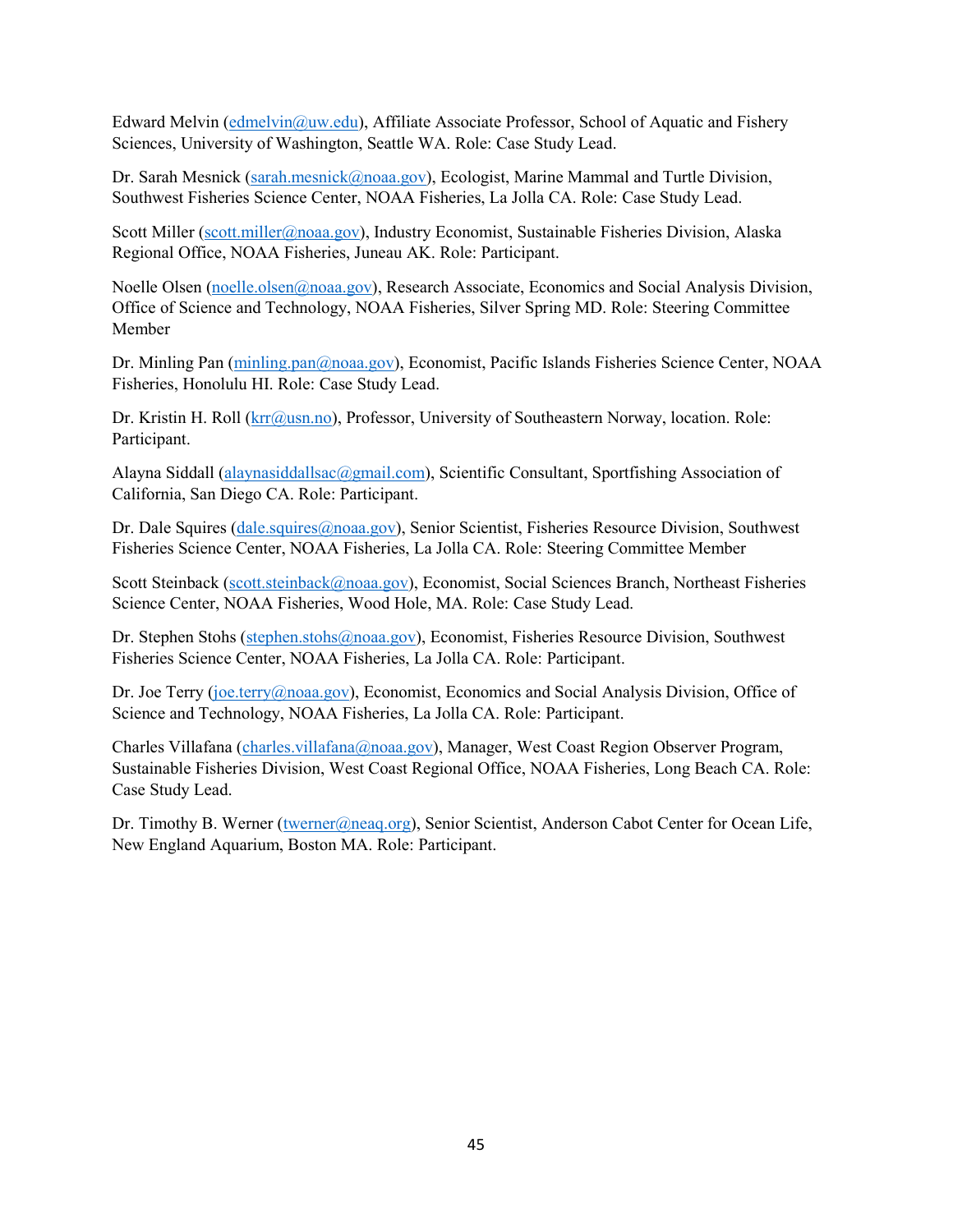Edward Melvin (edmelvin@uw.edu), Affiliate Associate Professor, School of Aquatic and Fishery Sciences, University of Washington, Seattle WA. Role: Case Study Lead.

Dr. Sarah Mesnick (sarah.mesnick@noaa.gov), Ecologist, Marine Mammal and Turtle Division, Southwest Fisheries Science Center, NOAA Fisheries, La Jolla CA. Role: Case Study Lead.

Scott Miller (scott.miller@noaa.gov), Industry Economist, Sustainable Fisheries Division, Alaska Regional Office, NOAA Fisheries, Juneau AK. Role: Participant.

Noelle Olsen (noelle.olsen@noaa.gov), Research Associate, Economics and Social Analysis Division, Office of Science and Technology, NOAA Fisheries, Silver Spring MD. Role: Steering Committee Member

Dr. Minling Pan (minling.pan@noaa.gov), Economist, Pacific Islands Fisheries Science Center, NOAA Fisheries, Honolulu HI. Role: Case Study Lead.

Dr. Kristin H. Roll (krr@usn.no), Professor, University of Southeastern Norway, location. Role: Participant.

Alayna Siddall (alaynasiddallsac@gmail.com), Scientific Consultant, Sportfishing Association of California, San Diego CA. Role: Participant.

Dr. Dale Squires (dale.squires@noaa.gov), Senior Scientist, Fisheries Resource Division, Southwest Fisheries Science Center, NOAA Fisheries, La Jolla CA. Role: Steering Committee Member

Scott Steinback (scott.steinback@noaa.gov), Economist, Social Sciences Branch, Northeast Fisheries Science Center, NOAA Fisheries, Wood Hole, MA. Role: Case Study Lead.

Dr. Stephen Stohs (stephen.stohs@noaa.gov), Economist, Fisheries Resource Division, Southwest Fisheries Science Center, NOAA Fisheries, La Jolla CA. Role: Participant.

Dr. Joe Terry (joe.terry@noaa.gov), Economist, Economics and Social Analysis Division, Office of Science and Technology, NOAA Fisheries, La Jolla CA. Role: Participant.

Charles Villafana (charles.villafana@noaa.gov), Manager, West Coast Region Observer Program, Sustainable Fisheries Division, West Coast Regional Office, NOAA Fisheries, Long Beach CA. Role: Case Study Lead.

Dr. Timothy B. Werner (twerner@neaq.org), Senior Scientist, Anderson Cabot Center for Ocean Life, New England Aquarium, Boston MA. Role: Participant.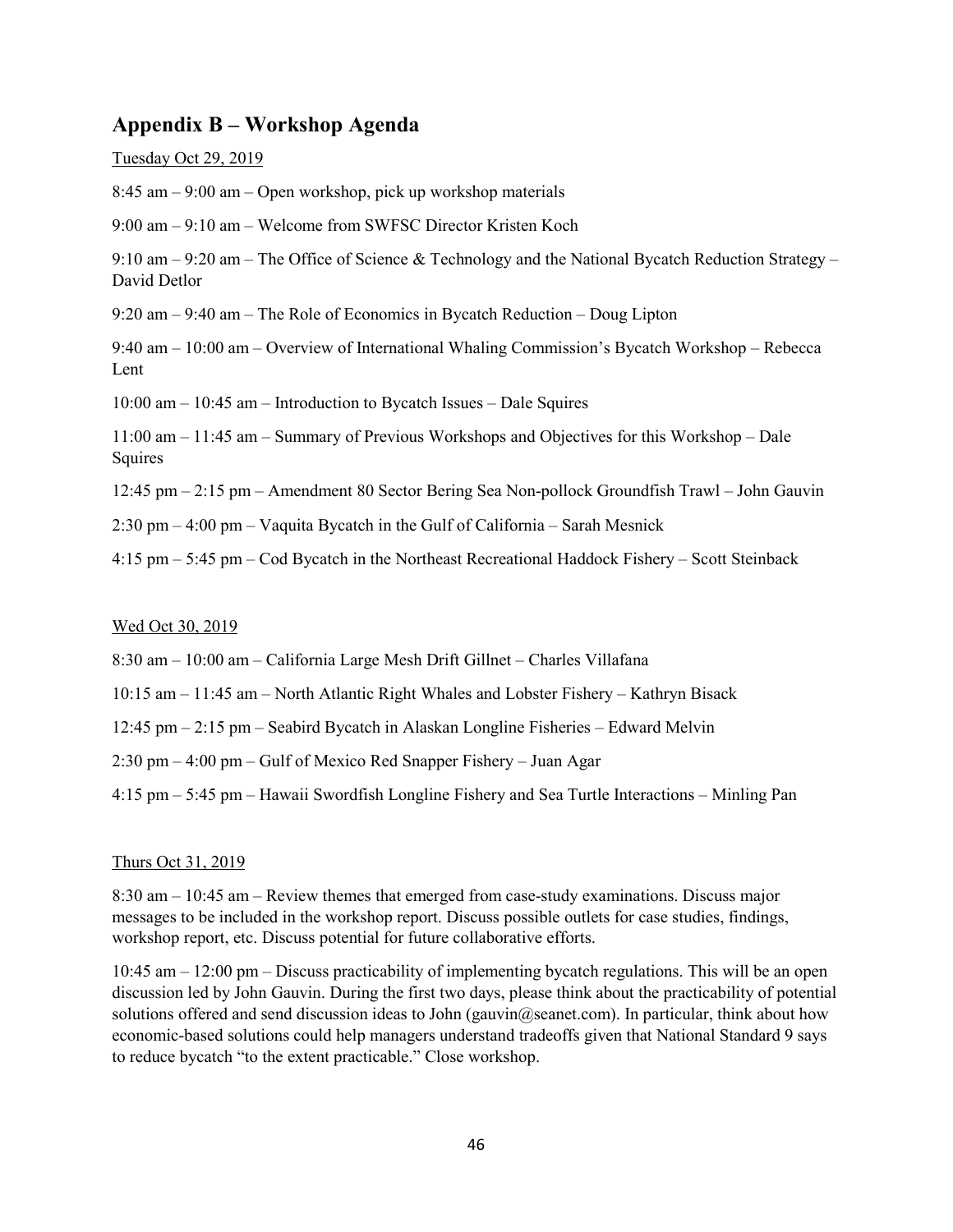## Appendix B – Workshop Agenda

Tuesday Oct 29, 2019

8:45 am – 9:00 am – Open workshop, pick up workshop materials

9:00 am – 9:10 am – Welcome from SWFSC Director Kristen Koch

9:10 am – 9:20 am – The Office of Science & Technology and the National Bycatch Reduction Strategy – David Detlor

9:20 am – 9:40 am – The Role of Economics in Bycatch Reduction – Doug Lipton

9:40 am – 10:00 am – Overview of International Whaling Commission's Bycatch Workshop – Rebecca Lent

10:00 am – 10:45 am – Introduction to Bycatch Issues – Dale Squires

11:00 am – 11:45 am – Summary of Previous Workshops and Objectives for this Workshop – Dale Squires

12:45 pm – 2:15 pm – Amendment 80 Sector Bering Sea Non-pollock Groundfish Trawl – John Gauvin

2:30 pm – 4:00 pm – Vaquita Bycatch in the Gulf of California – Sarah Mesnick

4:15 pm – 5:45 pm – Cod Bycatch in the Northeast Recreational Haddock Fishery – Scott Steinback

Wed Oct 30, 2019

8:30 am – 10:00 am – California Large Mesh Drift Gillnet – Charles Villafana

10:15 am – 11:45 am – North Atlantic Right Whales and Lobster Fishery – Kathryn Bisack

12:45 pm – 2:15 pm – Seabird Bycatch in Alaskan Longline Fisheries – Edward Melvin

2:30 pm – 4:00 pm – Gulf of Mexico Red Snapper Fishery – Juan Agar

4:15 pm – 5:45 pm – Hawaii Swordfish Longline Fishery and Sea Turtle Interactions – Minling Pan

Thurs Oct 31, 2019

8:30 am – 10:45 am – Review themes that emerged from case-study examinations. Discuss major messages to be included in the workshop report. Discuss possible outlets for case studies, findings, workshop report, etc. Discuss potential for future collaborative efforts.

10:45 am – 12:00 pm – Discuss practicability of implementing bycatch regulations. This will be an open discussion led by John Gauvin. During the first two days, please think about the practicability of potential solutions offered and send discussion ideas to John (gauvin@seanet.com). In particular, think about how economic-based solutions could help managers understand tradeoffs given that National Standard 9 says to reduce bycatch "to the extent practicable." Close workshop.